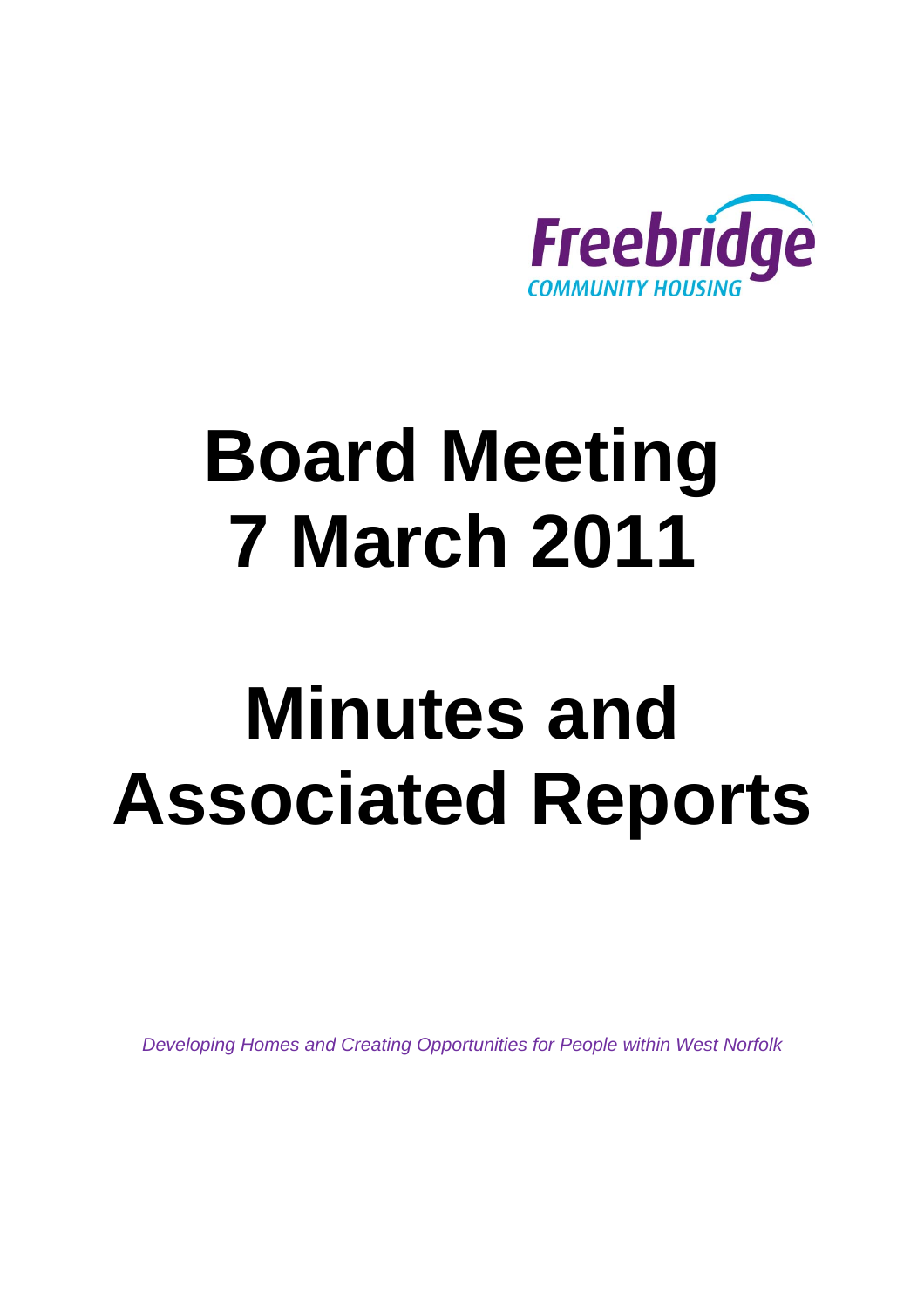Freebridge
COMMUNITY HOUSING

# Board Meeting
# 7 March 2011

# Minutes and Associated Reports

*Developing Homes and Creating Opportunities for People within West Norfolk*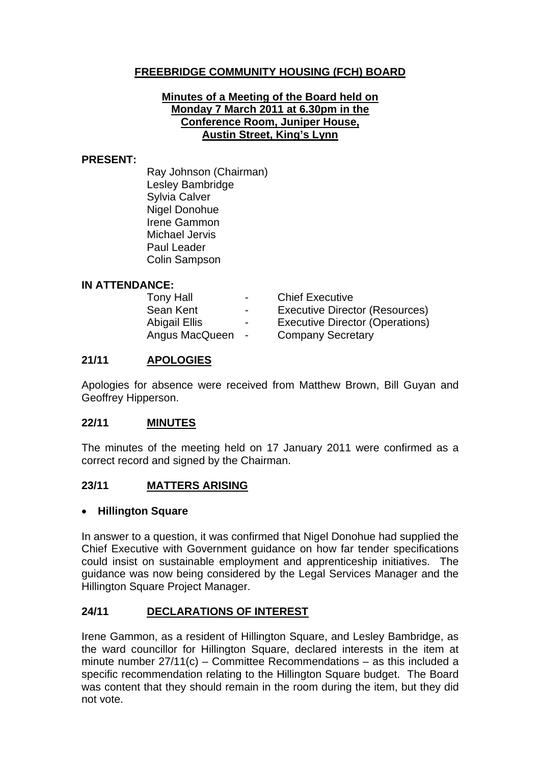# FREEBRIDGE COMMUNITY HOUSING (FCH) BOARD

**Minutes of a Meeting of the Board held on Monday 7 March 2011 at 6.30pm in the Conference Room, Juniper House, Austin Street, King's Lynn**

**PRESENT:**

Ray Johnson (Chairman)
Lesley Bambridge
Sylvia Calver
Nigel Donohue
Irene Gammon
Michael Jervis
Paul Leader
Colin Sampson

**IN ATTENDANCE:**

| | | |
|---|---|---|
| Tony Hall | - | Chief Executive |
| Sean Kent | - | Executive Director (Resources) |
| Abigail Ellis | - | Executive Director (Operations) |
| Angus MacQueen | - | Company Secretary |

## 21/11 APOLOGIES

Apologies for absence were received from Matthew Brown, Bill Guyan and Geoffrey Hipperson.

## 22/11 MINUTES

The minutes of the meeting held on 17 January 2011 were confirmed as a correct record and signed by the Chairman.

## 23/11 MATTERS ARISING

- **Hillington Square**

In answer to a question, it was confirmed that Nigel Donohue had supplied the Chief Executive with Government guidance on how far tender specifications could insist on sustainable employment and apprenticeship initiatives. The guidance was now being considered by the Legal Services Manager and the Hillington Square Project Manager.

## 24/11 DECLARATIONS OF INTEREST

Irene Gammon, as a resident of Hillington Square, and Lesley Bambridge, as the ward councillor for Hillington Square, declared interests in the item at minute number 27/11(c) – Committee Recommendations – as this included a specific recommendation relating to the Hillington Square budget. The Board was content that they should remain in the room during the item, but they did not vote.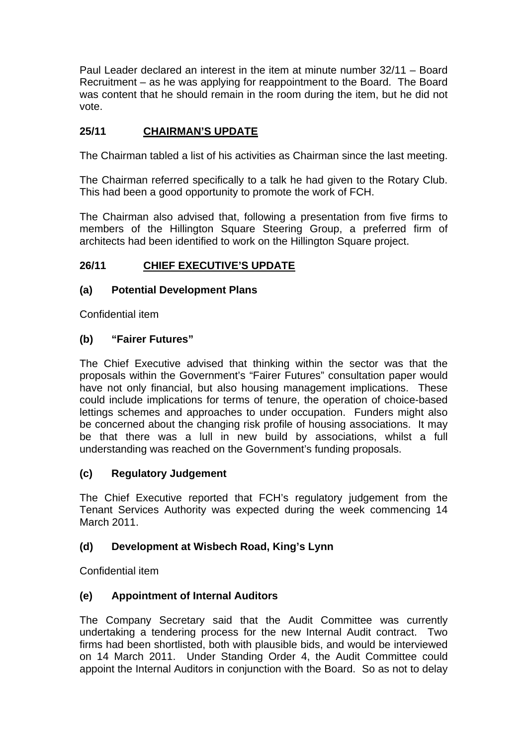Paul Leader declared an interest in the item at minute number 32/11 – Board Recruitment – as he was applying for reappointment to the Board. The Board was content that he should remain in the room during the item, but he did not vote.

## 25/11 CHAIRMAN'S UPDATE

The Chairman tabled a list of his activities as Chairman since the last meeting.

The Chairman referred specifically to a talk he had given to the Rotary Club. This had been a good opportunity to promote the work of FCH.

The Chairman also advised that, following a presentation from five firms to members of the Hillington Square Steering Group, a preferred firm of architects had been identified to work on the Hillington Square project.

## 26/11 CHIEF EXECUTIVE'S UPDATE

### (a) Potential Development Plans

Confidential item

### (b) "Fairer Futures"

The Chief Executive advised that thinking within the sector was that the proposals within the Government's "Fairer Futures" consultation paper would have not only financial, but also housing management implications. These could include implications for terms of tenure, the operation of choice-based lettings schemes and approaches to under occupation. Funders might also be concerned about the changing risk profile of housing associations. It may be that there was a lull in new build by associations, whilst a full understanding was reached on the Government's funding proposals.

### (c) Regulatory Judgement

The Chief Executive reported that FCH's regulatory judgement from the Tenant Services Authority was expected during the week commencing 14 March 2011.

### (d) Development at Wisbech Road, King's Lynn

Confidential item

### (e) Appointment of Internal Auditors

The Company Secretary said that the Audit Committee was currently undertaking a tendering process for the new Internal Audit contract. Two firms had been shortlisted, both with plausible bids, and would be interviewed on 14 March 2011. Under Standing Order 4, the Audit Committee could appoint the Internal Auditors in conjunction with the Board. So as not to delay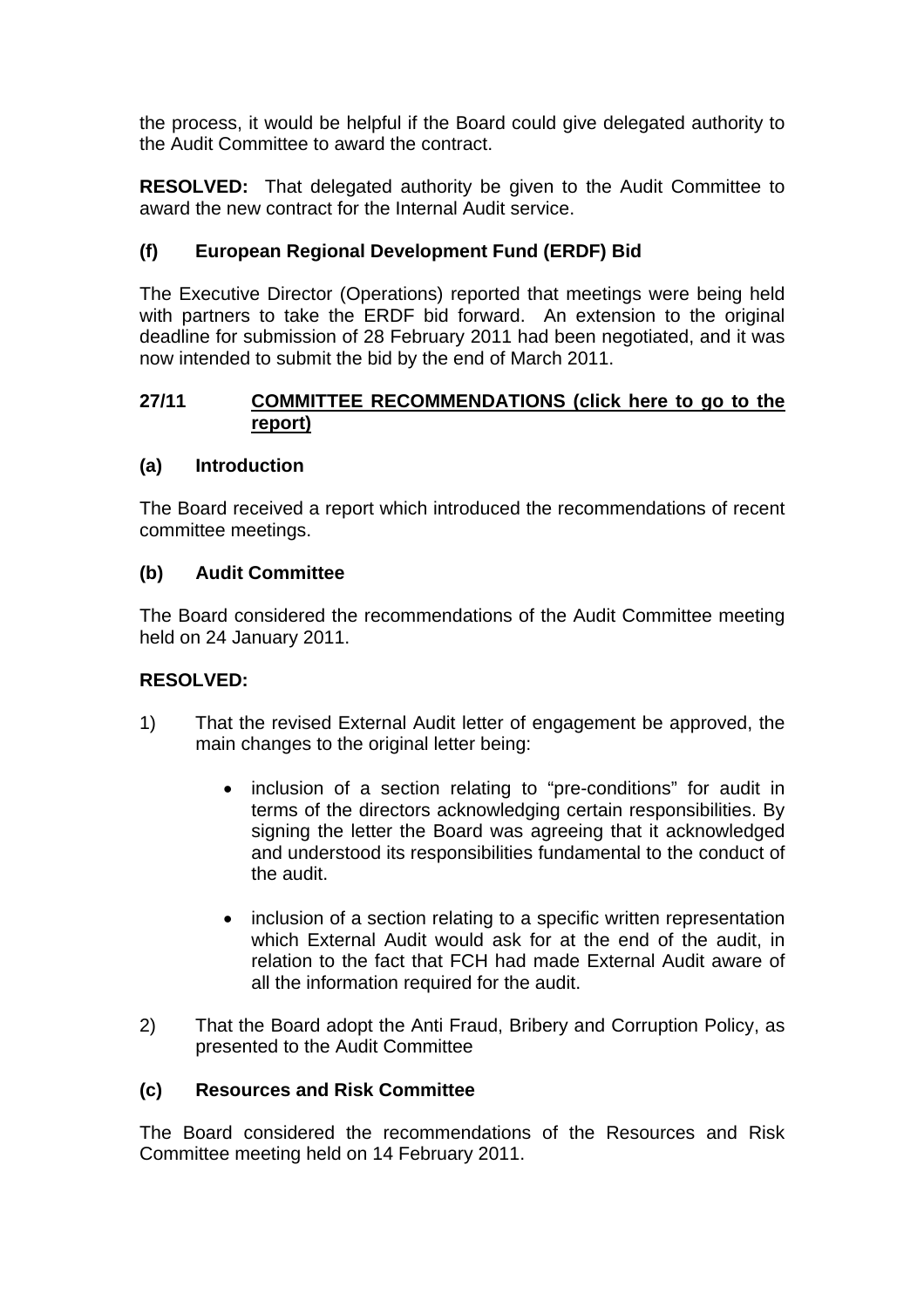the process, it would be helpful if the Board could give delegated authority to the Audit Committee to award the contract.

**RESOLVED:** That delegated authority be given to the Audit Committee to award the new contract for the Internal Audit service.

### (f) European Regional Development Fund (ERDF) Bid

The Executive Director (Operations) reported that meetings were being held with partners to take the ERDF bid forward. An extension to the original deadline for submission of 28 February 2011 had been negotiated, and it was now intended to submit the bid by the end of March 2011.

## 27/11 COMMITTEE RECOMMENDATIONS (click here to go to the report)

### (a) Introduction

The Board received a report which introduced the recommendations of recent committee meetings.

### (b) Audit Committee

The Board considered the recommendations of the Audit Committee meeting held on 24 January 2011.

**RESOLVED:**

1) That the revised External Audit letter of engagement be approved, the main changes to the original letter being:

   - inclusion of a section relating to "pre-conditions" for audit in terms of the directors acknowledging certain responsibilities. By signing the letter the Board was agreeing that it acknowledged and understood its responsibilities fundamental to the conduct of the audit.

   - inclusion of a section relating to a specific written representation which External Audit would ask for at the end of the audit, in relation to the fact that FCH had made External Audit aware of all the information required for the audit.

2) That the Board adopt the Anti Fraud, Bribery and Corruption Policy, as presented to the Audit Committee

### (c) Resources and Risk Committee

The Board considered the recommendations of the Resources and Risk Committee meeting held on 14 February 2011.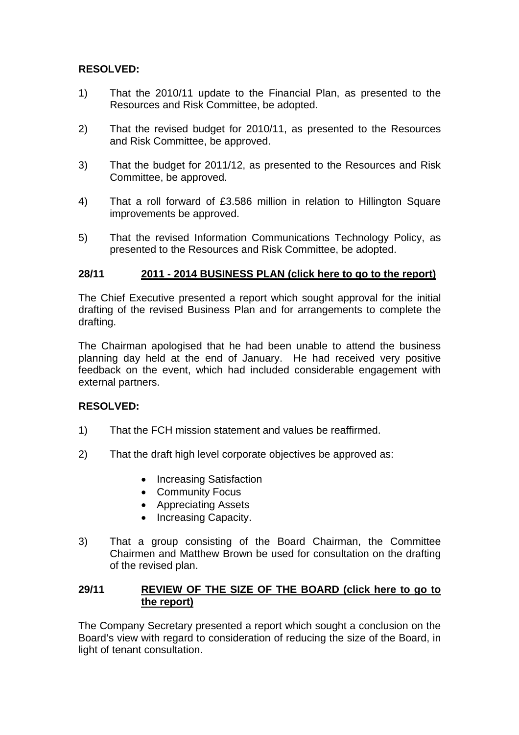**RESOLVED:**

1) That the 2010/11 update to the Financial Plan, as presented to the Resources and Risk Committee, be adopted.

2) That the revised budget for 2010/11, as presented to the Resources and Risk Committee, be approved.

3) That the budget for 2011/12, as presented to the Resources and Risk Committee, be approved.

4) That a roll forward of £3.586 million in relation to Hillington Square improvements be approved.

5) That the revised Information Communications Technology Policy, as presented to the Resources and Risk Committee, be adopted.

## 28/11 2011 - 2014 BUSINESS PLAN (click here to go to the report)

The Chief Executive presented a report which sought approval for the initial drafting of the revised Business Plan and for arrangements to complete the drafting.

The Chairman apologised that he had been unable to attend the business planning day held at the end of January. He had received very positive feedback on the event, which had included considerable engagement with external partners.

**RESOLVED:**

1) That the FCH mission statement and values be reaffirmed.

2) That the draft high level corporate objectives be approved as:

   - Increasing Satisfaction
   - Community Focus
   - Appreciating Assets
   - Increasing Capacity.

3) That a group consisting of the Board Chairman, the Committee Chairmen and Matthew Brown be used for consultation on the drafting of the revised plan.

## 29/11 REVIEW OF THE SIZE OF THE BOARD (click here to go to the report)

The Company Secretary presented a report which sought a conclusion on the Board's view with regard to consideration of reducing the size of the Board, in light of tenant consultation.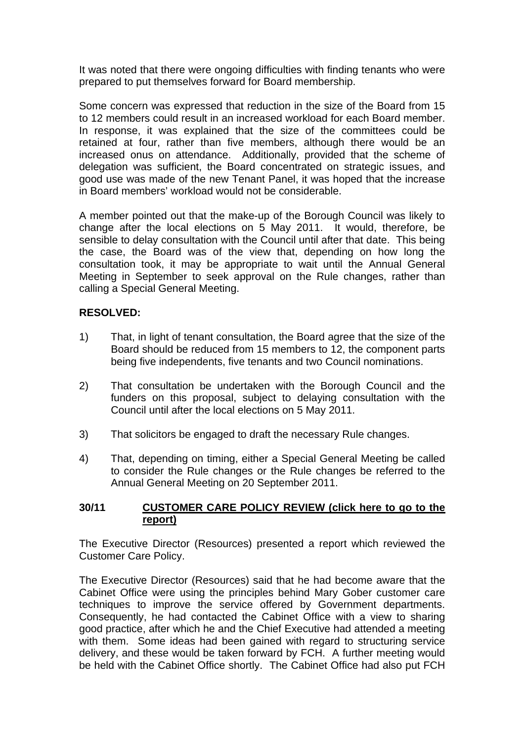It was noted that there were ongoing difficulties with finding tenants who were prepared to put themselves forward for Board membership.

Some concern was expressed that reduction in the size of the Board from 15 to 12 members could result in an increased workload for each Board member. In response, it was explained that the size of the committees could be retained at four, rather than five members, although there would be an increased onus on attendance. Additionally, provided that the scheme of delegation was sufficient, the Board concentrated on strategic issues, and good use was made of the new Tenant Panel, it was hoped that the increase in Board members' workload would not be considerable.

A member pointed out that the make-up of the Borough Council was likely to change after the local elections on 5 May 2011. It would, therefore, be sensible to delay consultation with the Council until after that date. This being the case, the Board was of the view that, depending on how long the consultation took, it may be appropriate to wait until the Annual General Meeting in September to seek approval on the Rule changes, rather than calling a Special General Meeting.

**RESOLVED:**

1) That, in light of tenant consultation, the Board agree that the size of the Board should be reduced from 15 members to 12, the component parts being five independents, five tenants and two Council nominations.

2) That consultation be undertaken with the Borough Council and the funders on this proposal, subject to delaying consultation with the Council until after the local elections on 5 May 2011.

3) That solicitors be engaged to draft the necessary Rule changes.

4) That, depending on timing, either a Special General Meeting be called to consider the Rule changes or the Rule changes be referred to the Annual General Meeting on 20 September 2011.

**30/11 CUSTOMER CARE POLICY REVIEW (click here to go to the report)**

The Executive Director (Resources) presented a report which reviewed the Customer Care Policy.

The Executive Director (Resources) said that he had become aware that the Cabinet Office were using the principles behind Mary Gober customer care techniques to improve the service offered by Government departments. Consequently, he had contacted the Cabinet Office with a view to sharing good practice, after which he and the Chief Executive had attended a meeting with them. Some ideas had been gained with regard to structuring service delivery, and these would be taken forward by FCH. A further meeting would be held with the Cabinet Office shortly. The Cabinet Office had also put FCH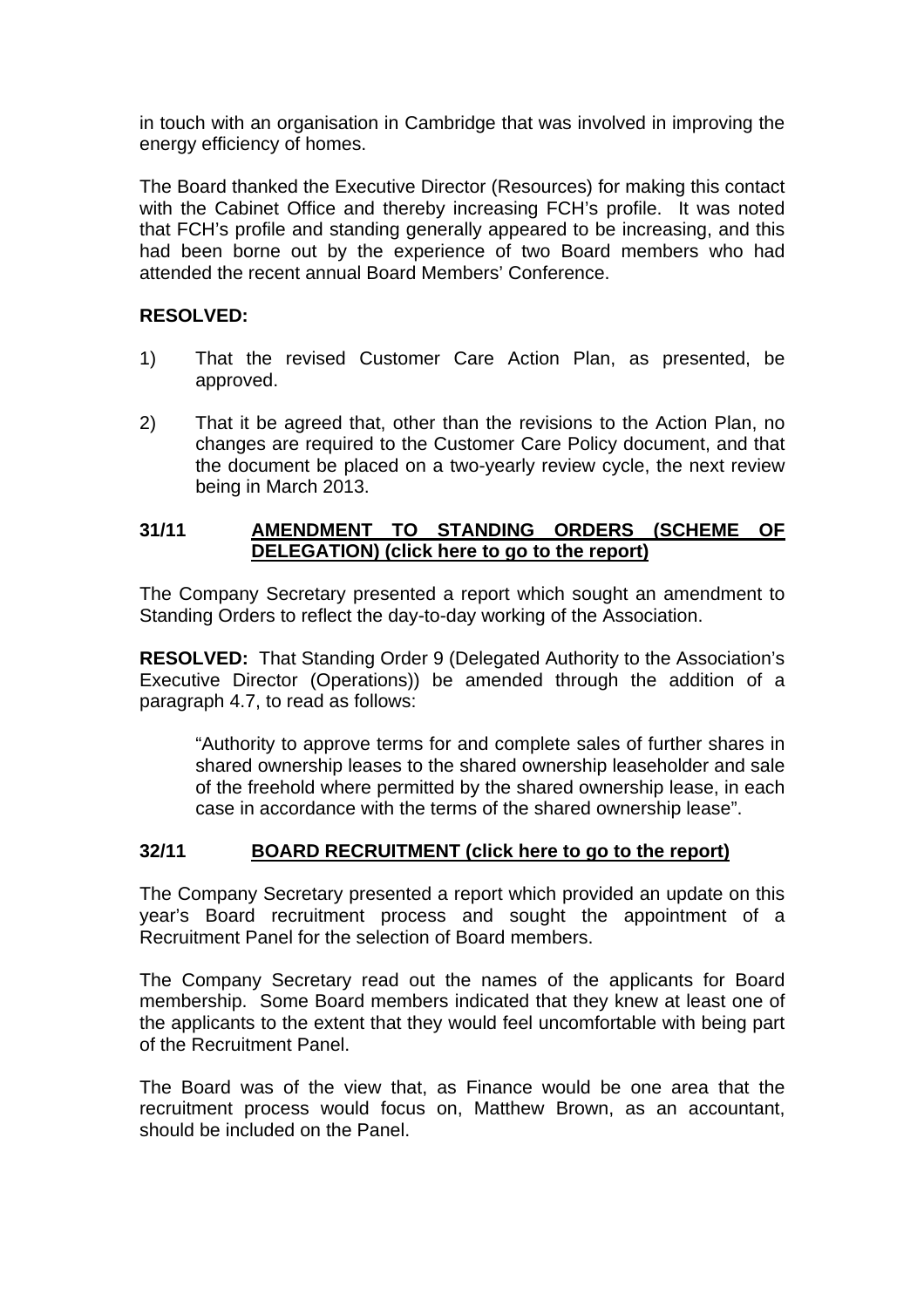in touch with an organisation in Cambridge that was involved in improving the energy efficiency of homes.

The Board thanked the Executive Director (Resources) for making this contact with the Cabinet Office and thereby increasing FCH's profile. It was noted that FCH's profile and standing generally appeared to be increasing, and this had been borne out by the experience of two Board members who had attended the recent annual Board Members' Conference.

**RESOLVED:**

1) That the revised Customer Care Action Plan, as presented, be approved.

2) That it be agreed that, other than the revisions to the Action Plan, no changes are required to the Customer Care Policy document, and that the document be placed on a two-yearly review cycle, the next review being in March 2013.

### 31/11 AMENDMENT TO STANDING ORDERS (SCHEME OF DELEGATION) (click here to go to the report)

The Company Secretary presented a report which sought an amendment to Standing Orders to reflect the day-to-day working of the Association.

**RESOLVED:** That Standing Order 9 (Delegated Authority to the Association's Executive Director (Operations)) be amended through the addition of a paragraph 4.7, to read as follows:

> "Authority to approve terms for and complete sales of further shares in shared ownership leases to the shared ownership leaseholder and sale of the freehold where permitted by the shared ownership lease, in each case in accordance with the terms of the shared ownership lease".

### 32/11 BOARD RECRUITMENT (click here to go to the report)

The Company Secretary presented a report which provided an update on this year's Board recruitment process and sought the appointment of a Recruitment Panel for the selection of Board members.

The Company Secretary read out the names of the applicants for Board membership. Some Board members indicated that they knew at least one of the applicants to the extent that they would feel uncomfortable with being part of the Recruitment Panel.

The Board was of the view that, as Finance would be one area that the recruitment process would focus on, Matthew Brown, as an accountant, should be included on the Panel.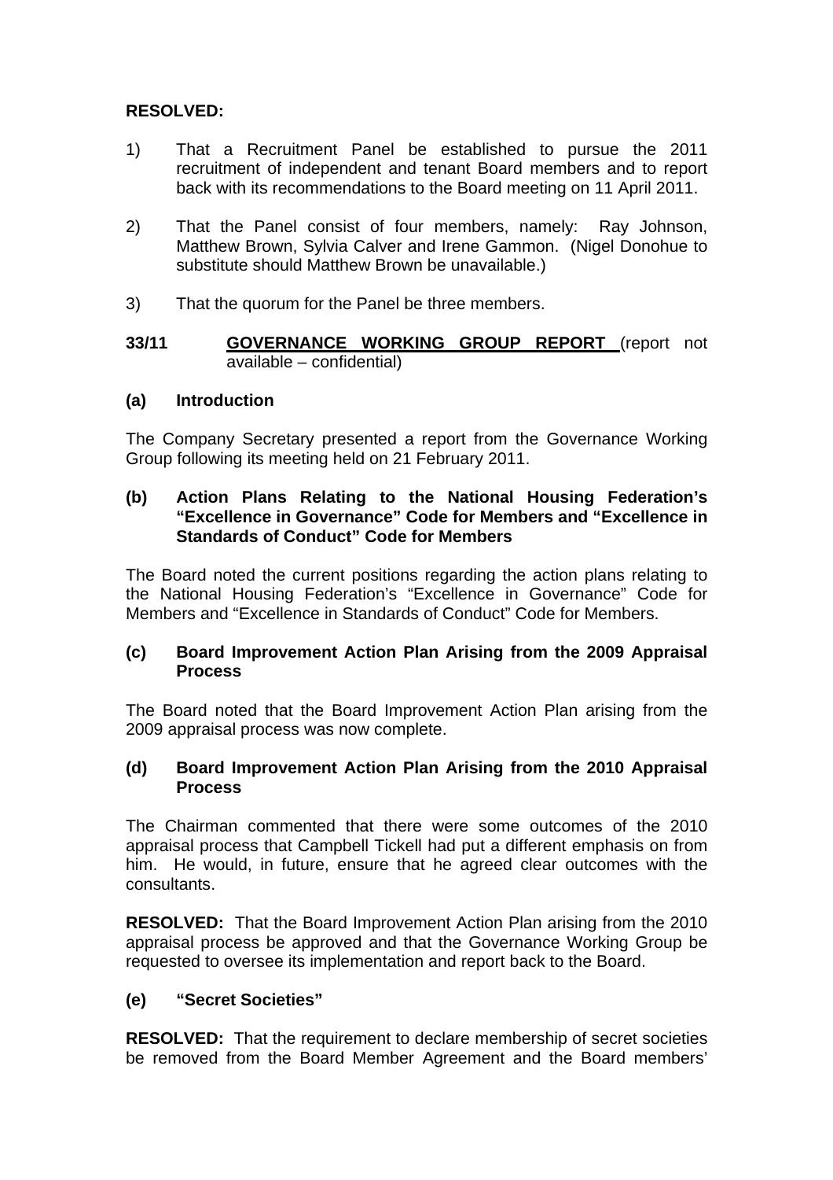**RESOLVED:**

1) That a Recruitment Panel be established to pursue the 2011 recruitment of independent and tenant Board members and to report back with its recommendations to the Board meeting on 11 April 2011.

2) That the Panel consist of four members, namely: Ray Johnson, Matthew Brown, Sylvia Calver and Irene Gammon. (Nigel Donohue to substitute should Matthew Brown be unavailable.)

3) That the quorum for the Panel be three members.

**33/11 <u>GOVERNANCE WORKING GROUP REPORT</u>** (report not available – confidential)

**(a) Introduction**

The Company Secretary presented a report from the Governance Working Group following its meeting held on 21 February 2011.

**(b) Action Plans Relating to the National Housing Federation's "Excellence in Governance" Code for Members and "Excellence in Standards of Conduct" Code for Members**

The Board noted the current positions regarding the action plans relating to the National Housing Federation's "Excellence in Governance" Code for Members and "Excellence in Standards of Conduct" Code for Members.

**(c) Board Improvement Action Plan Arising from the 2009 Appraisal Process**

The Board noted that the Board Improvement Action Plan arising from the 2009 appraisal process was now complete.

**(d) Board Improvement Action Plan Arising from the 2010 Appraisal Process**

The Chairman commented that there were some outcomes of the 2010 appraisal process that Campbell Tickell had put a different emphasis on from him. He would, in future, ensure that he agreed clear outcomes with the consultants.

**RESOLVED:** That the Board Improvement Action Plan arising from the 2010 appraisal process be approved and that the Governance Working Group be requested to oversee its implementation and report back to the Board.

**(e) "Secret Societies"**

**RESOLVED:** That the requirement to declare membership of secret societies be removed from the Board Member Agreement and the Board members'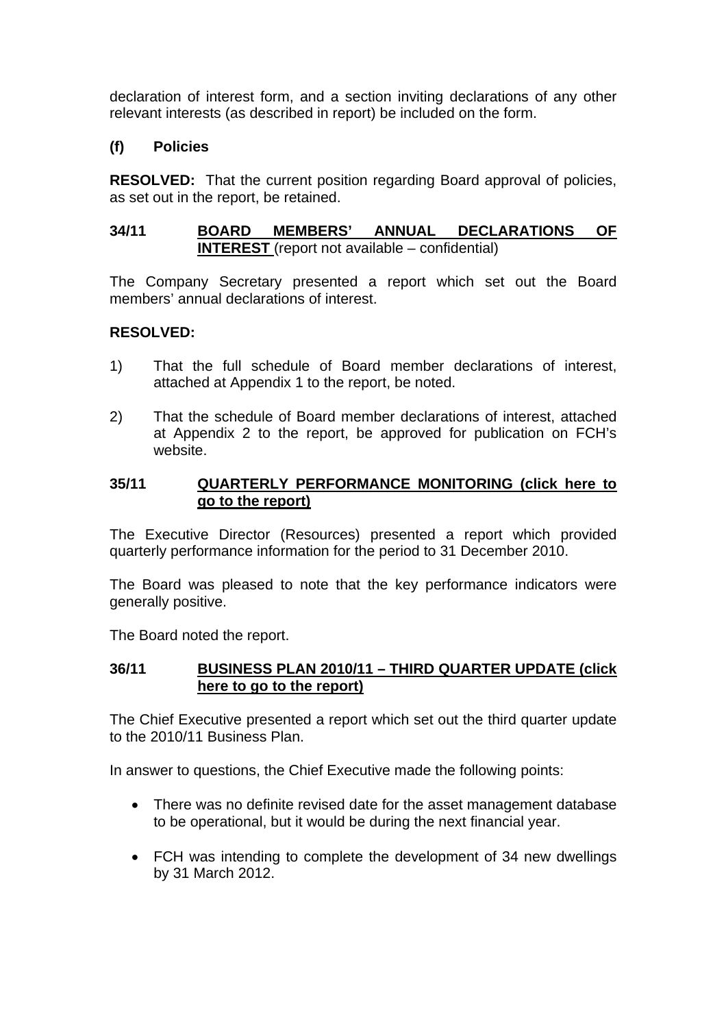declaration of interest form, and a section inviting declarations of any other relevant interests (as described in report) be included on the form.

**(f) Policies**

**RESOLVED:** That the current position regarding Board approval of policies, as set out in the report, be retained.

### 34/11 BOARD MEMBERS' ANNUAL DECLARATIONS OF INTEREST (report not available – confidential)

The Company Secretary presented a report which set out the Board members' annual declarations of interest.

**RESOLVED:**

1) That the full schedule of Board member declarations of interest, attached at Appendix 1 to the report, be noted.

2) That the schedule of Board member declarations of interest, attached at Appendix 2 to the report, be approved for publication on FCH's website.

### 35/11 QUARTERLY PERFORMANCE MONITORING (click here to go to the report)

The Executive Director (Resources) presented a report which provided quarterly performance information for the period to 31 December 2010.

The Board was pleased to note that the key performance indicators were generally positive.

The Board noted the report.

### 36/11 BUSINESS PLAN 2010/11 – THIRD QUARTER UPDATE (click here to go to the report)

The Chief Executive presented a report which set out the third quarter update to the 2010/11 Business Plan.

In answer to questions, the Chief Executive made the following points:

- There was no definite revised date for the asset management database to be operational, but it would be during the next financial year.

- FCH was intending to complete the development of 34 new dwellings by 31 March 2012.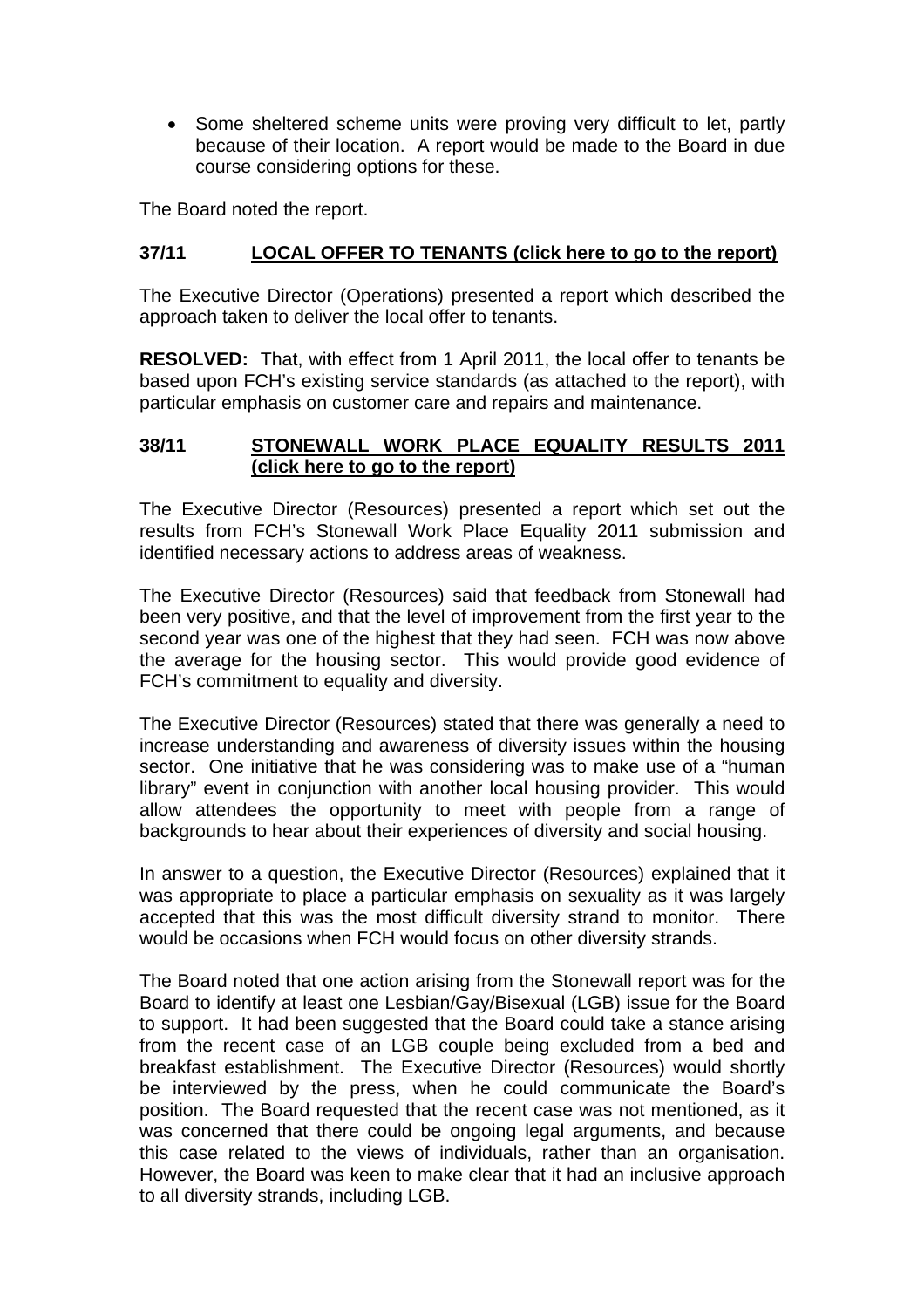- Some sheltered scheme units were proving very difficult to let, partly because of their location. A report would be made to the Board in due course considering options for these.

The Board noted the report.

### 37/11 LOCAL OFFER TO TENANTS (click here to go to the report)

The Executive Director (Operations) presented a report which described the approach taken to deliver the local offer to tenants.

**RESOLVED:** That, with effect from 1 April 2011, the local offer to tenants be based upon FCH's existing service standards (as attached to the report), with particular emphasis on customer care and repairs and maintenance.

### 38/11 STONEWALL WORK PLACE EQUALITY RESULTS 2011 (click here to go to the report)

The Executive Director (Resources) presented a report which set out the results from FCH's Stonewall Work Place Equality 2011 submission and identified necessary actions to address areas of weakness.

The Executive Director (Resources) said that feedback from Stonewall had been very positive, and that the level of improvement from the first year to the second year was one of the highest that they had seen. FCH was now above the average for the housing sector. This would provide good evidence of FCH's commitment to equality and diversity.

The Executive Director (Resources) stated that there was generally a need to increase understanding and awareness of diversity issues within the housing sector. One initiative that he was considering was to make use of a "human library" event in conjunction with another local housing provider. This would allow attendees the opportunity to meet with people from a range of backgrounds to hear about their experiences of diversity and social housing.

In answer to a question, the Executive Director (Resources) explained that it was appropriate to place a particular emphasis on sexuality as it was largely accepted that this was the most difficult diversity strand to monitor. There would be occasions when FCH would focus on other diversity strands.

The Board noted that one action arising from the Stonewall report was for the Board to identify at least one Lesbian/Gay/Bisexual (LGB) issue for the Board to support. It had been suggested that the Board could take a stance arising from the recent case of an LGB couple being excluded from a bed and breakfast establishment. The Executive Director (Resources) would shortly be interviewed by the press, when he could communicate the Board's position. The Board requested that the recent case was not mentioned, as it was concerned that there could be ongoing legal arguments, and because this case related to the views of individuals, rather than an organisation. However, the Board was keen to make clear that it had an inclusive approach to all diversity strands, including LGB.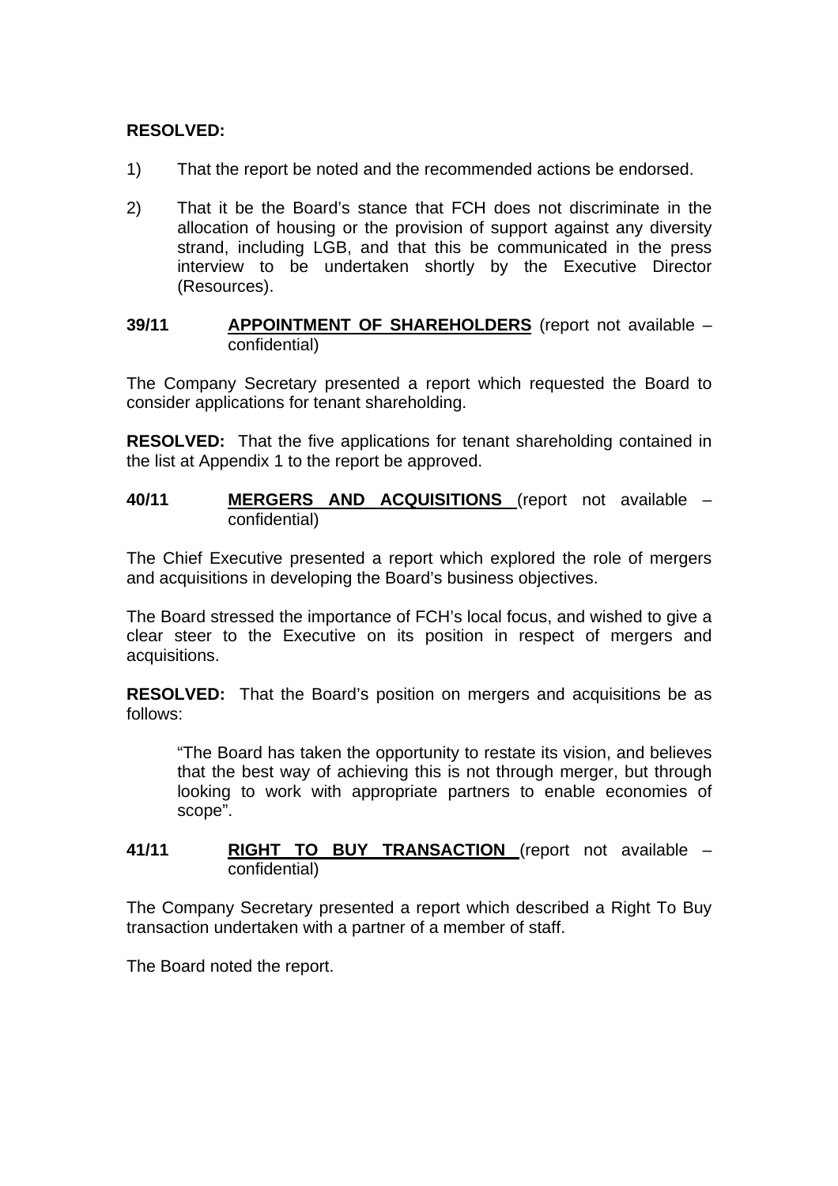**RESOLVED:**

1) That the report be noted and the recommended actions be endorsed.

2) That it be the Board's stance that FCH does not discriminate in the allocation of housing or the provision of support against any diversity strand, including LGB, and that this be communicated in the press interview to be undertaken shortly by the Executive Director (Resources).

**39/11 <u>APPOINTMENT OF SHAREHOLDERS</u>** (report not available – confidential)

The Company Secretary presented a report which requested the Board to consider applications for tenant shareholding.

**RESOLVED:** That the five applications for tenant shareholding contained in the list at Appendix 1 to the report be approved.

**40/11 <u>MERGERS AND ACQUISITIONS</u>** (report not available – confidential)

The Chief Executive presented a report which explored the role of mergers and acquisitions in developing the Board's business objectives.

The Board stressed the importance of FCH's local focus, and wished to give a clear steer to the Executive on its position in respect of mergers and acquisitions.

**RESOLVED:** That the Board's position on mergers and acquisitions be as follows:

> "The Board has taken the opportunity to restate its vision, and believes that the best way of achieving this is not through merger, but through looking to work with appropriate partners to enable economies of scope".

**41/11 <u>RIGHT TO BUY TRANSACTION</u>** (report not available – confidential)

The Company Secretary presented a report which described a Right To Buy transaction undertaken with a partner of a member of staff.

The Board noted the report.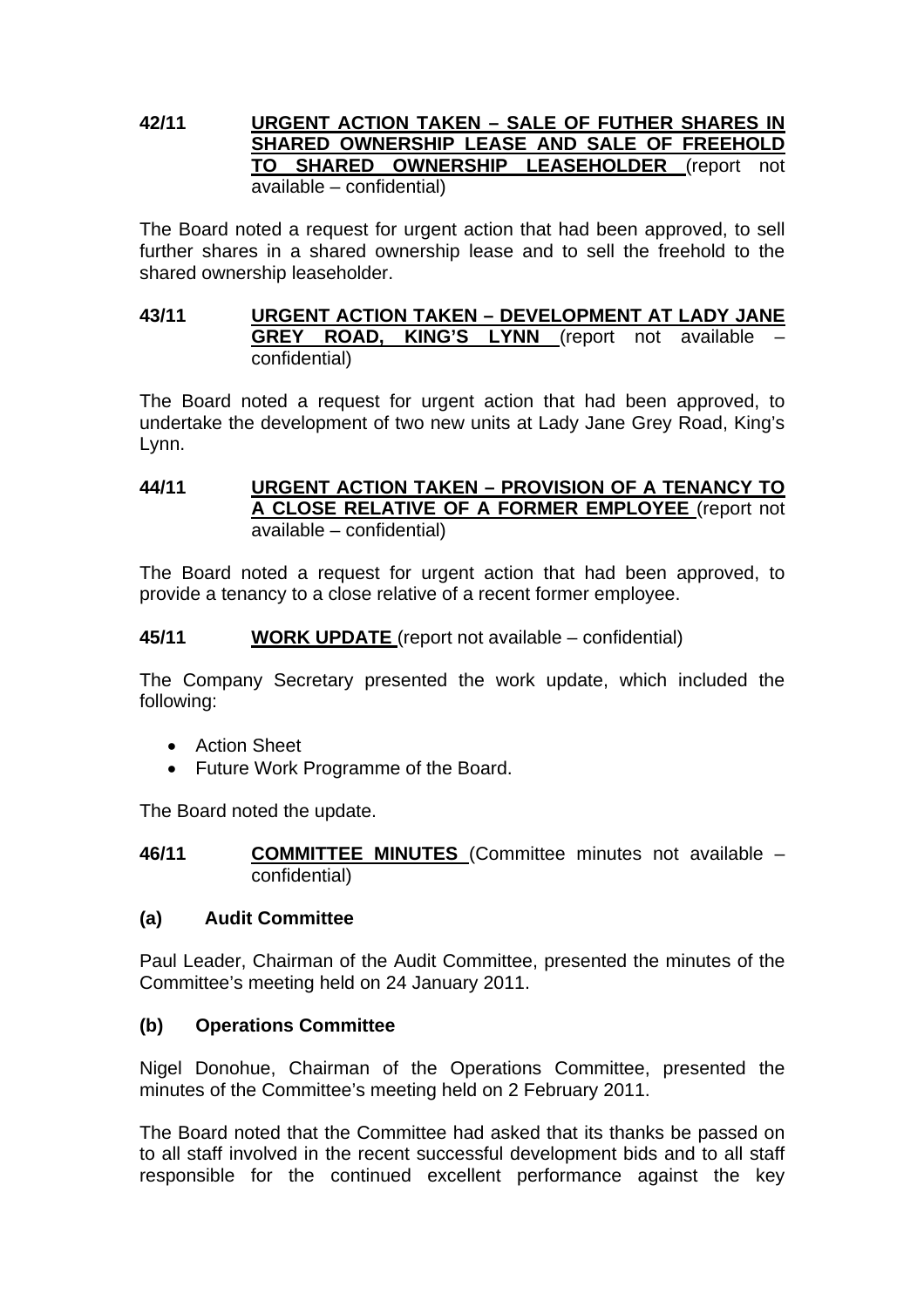**42/11 URGENT ACTION TAKEN – SALE OF FUTHER SHARES IN SHARED OWNERSHIP LEASE AND SALE OF FREEHOLD TO SHARED OWNERSHIP LEASEHOLDER** (report not available – confidential)

The Board noted a request for urgent action that had been approved, to sell further shares in a shared ownership lease and to sell the freehold to the shared ownership leaseholder.

**43/11 URGENT ACTION TAKEN – DEVELOPMENT AT LADY JANE GREY ROAD, KING'S LYNN** (report not available – confidential)

The Board noted a request for urgent action that had been approved, to undertake the development of two new units at Lady Jane Grey Road, King's Lynn.

**44/11 URGENT ACTION TAKEN – PROVISION OF A TENANCY TO A CLOSE RELATIVE OF A FORMER EMPLOYEE** (report not available – confidential)

The Board noted a request for urgent action that had been approved, to provide a tenancy to a close relative of a recent former employee.

**45/11 WORK UPDATE** (report not available – confidential)

The Company Secretary presented the work update, which included the following:

- Action Sheet
- Future Work Programme of the Board.

The Board noted the update.

**46/11 COMMITTEE MINUTES** (Committee minutes not available – confidential)

**(a) Audit Committee**

Paul Leader, Chairman of the Audit Committee, presented the minutes of the Committee's meeting held on 24 January 2011.

**(b) Operations Committee**

Nigel Donohue, Chairman of the Operations Committee, presented the minutes of the Committee's meeting held on 2 February 2011.

The Board noted that the Committee had asked that its thanks be passed on to all staff involved in the recent successful development bids and to all staff responsible for the continued excellent performance against the key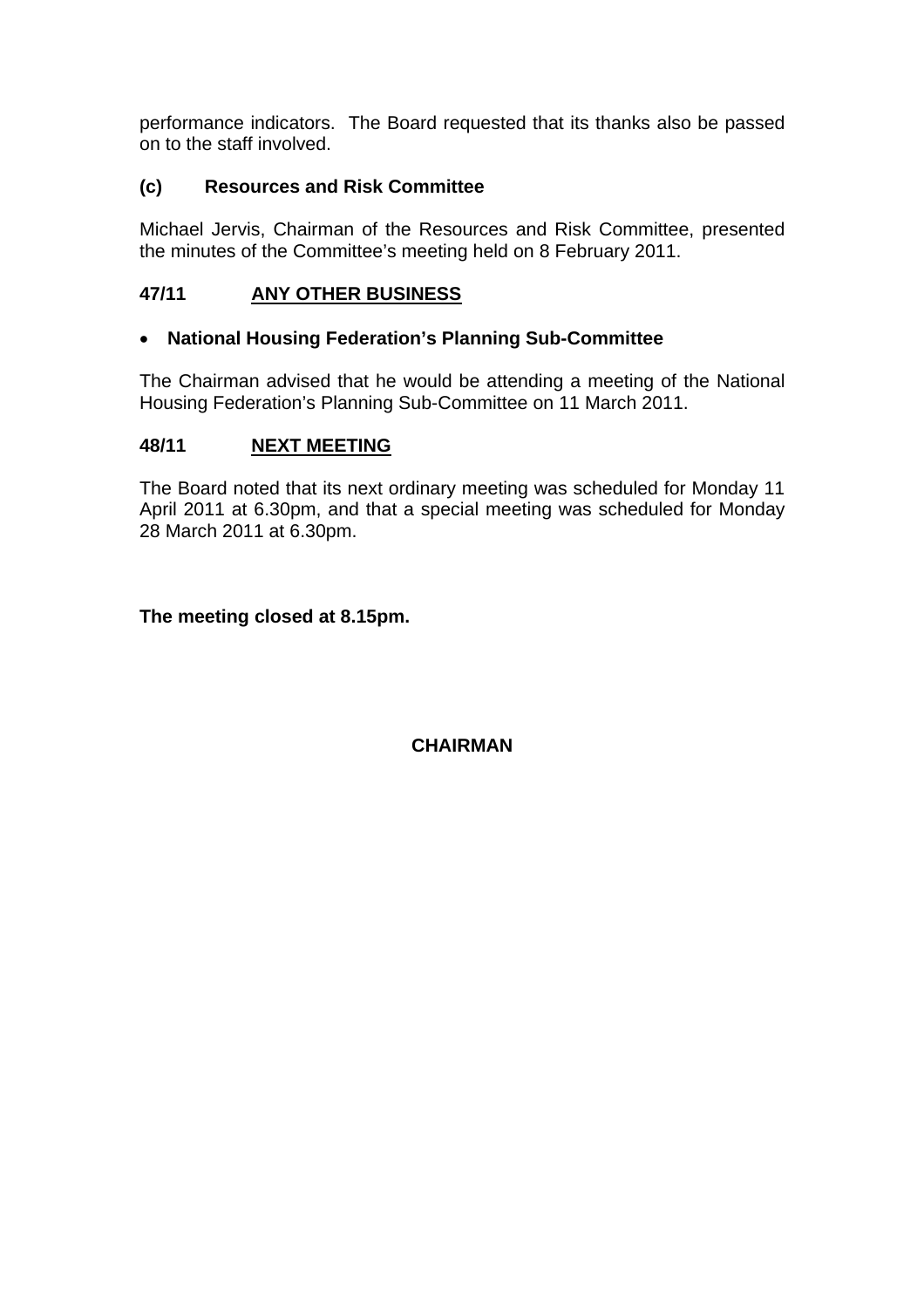performance indicators. The Board requested that its thanks also be passed on to the staff involved.

### (c) Resources and Risk Committee

Michael Jervis, Chairman of the Resources and Risk Committee, presented the minutes of the Committee's meeting held on 8 February 2011.

## 47/11 ANY OTHER BUSINESS

- **National Housing Federation's Planning Sub-Committee**

The Chairman advised that he would be attending a meeting of the National Housing Federation's Planning Sub-Committee on 11 March 2011.

## 48/11 NEXT MEETING

The Board noted that its next ordinary meeting was scheduled for Monday 11 April 2011 at 6.30pm, and that a special meeting was scheduled for Monday 28 March 2011 at 6.30pm.

**The meeting closed at 8.15pm.**

**CHAIRMAN**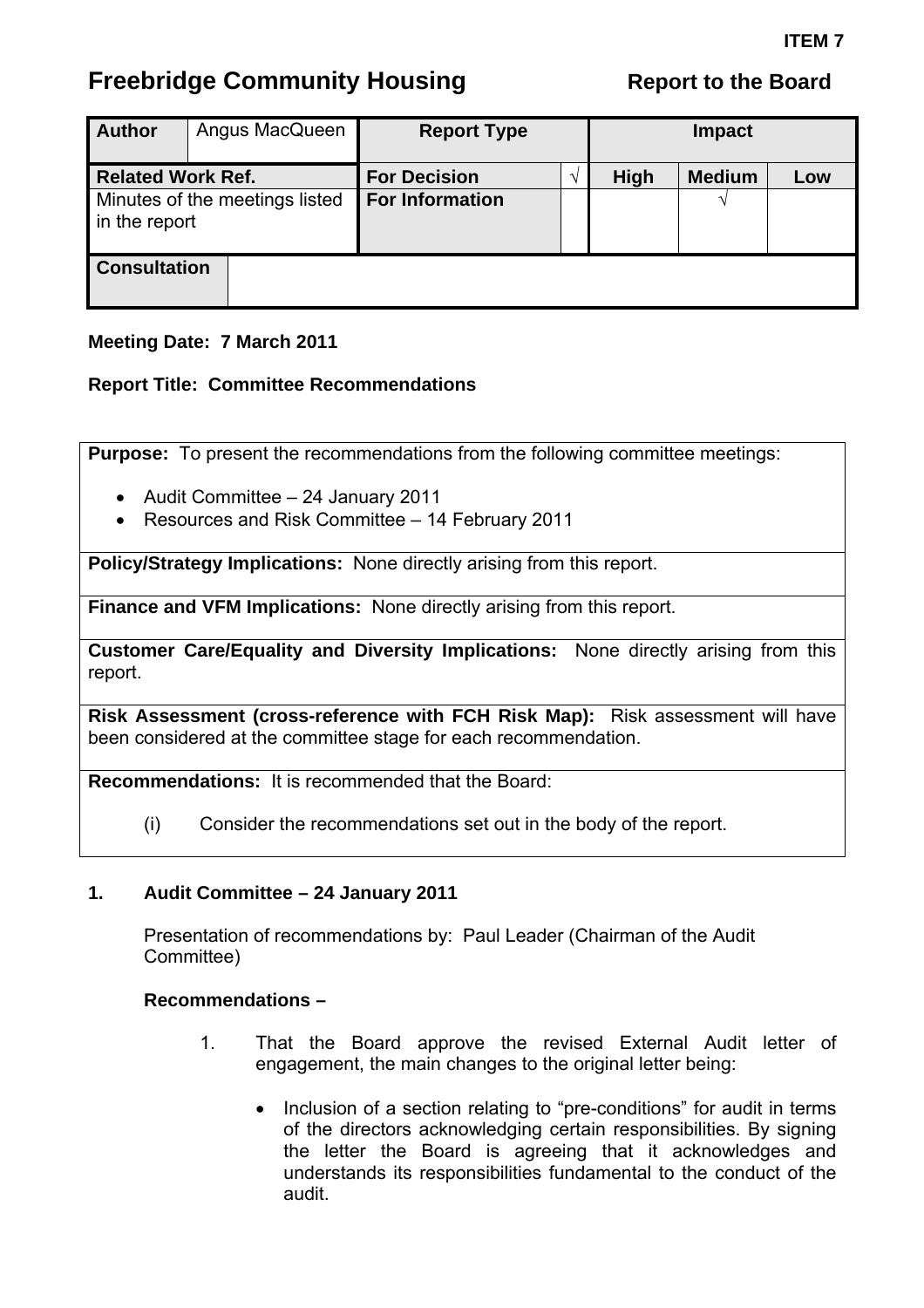**ITEM 7**

# Freebridge Community Housing

**Report to the Board**

| **Author** | Angus MacQueen | **Report Type** | | **Impact** | | |
|---|---|---|---|---|---|---|
| **Related Work Ref.** | | **For Decision** | √ | **High** | **Medium** | **Low** |
| Minutes of the meetings listed in the report | | **For Information** | | | √ | |
| **Consultation** | | | | | | |

**Meeting Date: 7 March 2011**

**Report Title: Committee Recommendations**

**Purpose:** To present the recommendations from the following committee meetings:

- Audit Committee – 24 January 2011
- Resources and Risk Committee – 14 February 2011

**Policy/Strategy Implications:** None directly arising from this report.

**Finance and VFM Implications:** None directly arising from this report.

**Customer Care/Equality and Diversity Implications:** None directly arising from this report.

**Risk Assessment (cross-reference with FCH Risk Map):** Risk assessment will have been considered at the committee stage for each recommendation.

**Recommendations:** It is recommended that the Board:

(i) Consider the recommendations set out in the body of the report.

## 1. Audit Committee – 24 January 2011

Presentation of recommendations by: Paul Leader (Chairman of the Audit Committee)

**Recommendations –**

1. That the Board approve the revised External Audit letter of engagement, the main changes to the original letter being:

    - Inclusion of a section relating to "pre-conditions" for audit in terms of the directors acknowledging certain responsibilities. By signing the letter the Board is agreeing that it acknowledges and understands its responsibilities fundamental to the conduct of the audit.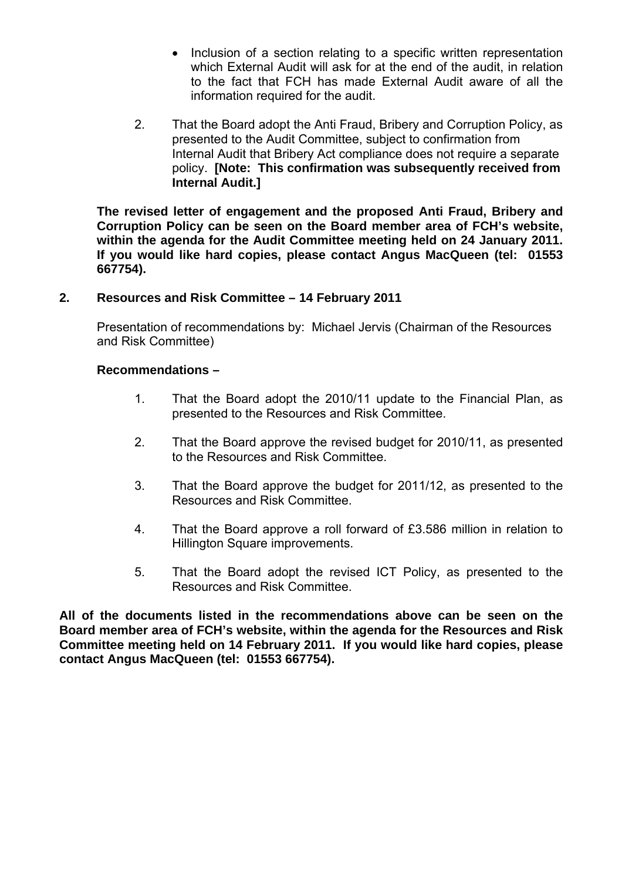- Inclusion of a section relating to a specific written representation which External Audit will ask for at the end of the audit, in relation to the fact that FCH has made External Audit aware of all the information required for the audit.

2. That the Board adopt the Anti Fraud, Bribery and Corruption Policy, as presented to the Audit Committee, subject to confirmation from Internal Audit that Bribery Act compliance does not require a separate policy. **[Note: This confirmation was subsequently received from Internal Audit.]**

**The revised letter of engagement and the proposed Anti Fraud, Bribery and Corruption Policy can be seen on the Board member area of FCH's website, within the agenda for the Audit Committee meeting held on 24 January 2011. If you would like hard copies, please contact Angus MacQueen (tel: 01553 667754).**

## 2. Resources and Risk Committee – 14 February 2011

Presentation of recommendations by: Michael Jervis (Chairman of the Resources and Risk Committee)

**Recommendations –**

1. That the Board adopt the 2010/11 update to the Financial Plan, as presented to the Resources and Risk Committee.

2. That the Board approve the revised budget for 2010/11, as presented to the Resources and Risk Committee.

3. That the Board approve the budget for 2011/12, as presented to the Resources and Risk Committee.

4. That the Board approve a roll forward of £3.586 million in relation to Hillington Square improvements.

5. That the Board adopt the revised ICT Policy, as presented to the Resources and Risk Committee.

**All of the documents listed in the recommendations above can be seen on the Board member area of FCH's website, within the agenda for the Resources and Risk Committee meeting held on 14 February 2011. If you would like hard copies, please contact Angus MacQueen (tel: 01553 667754).**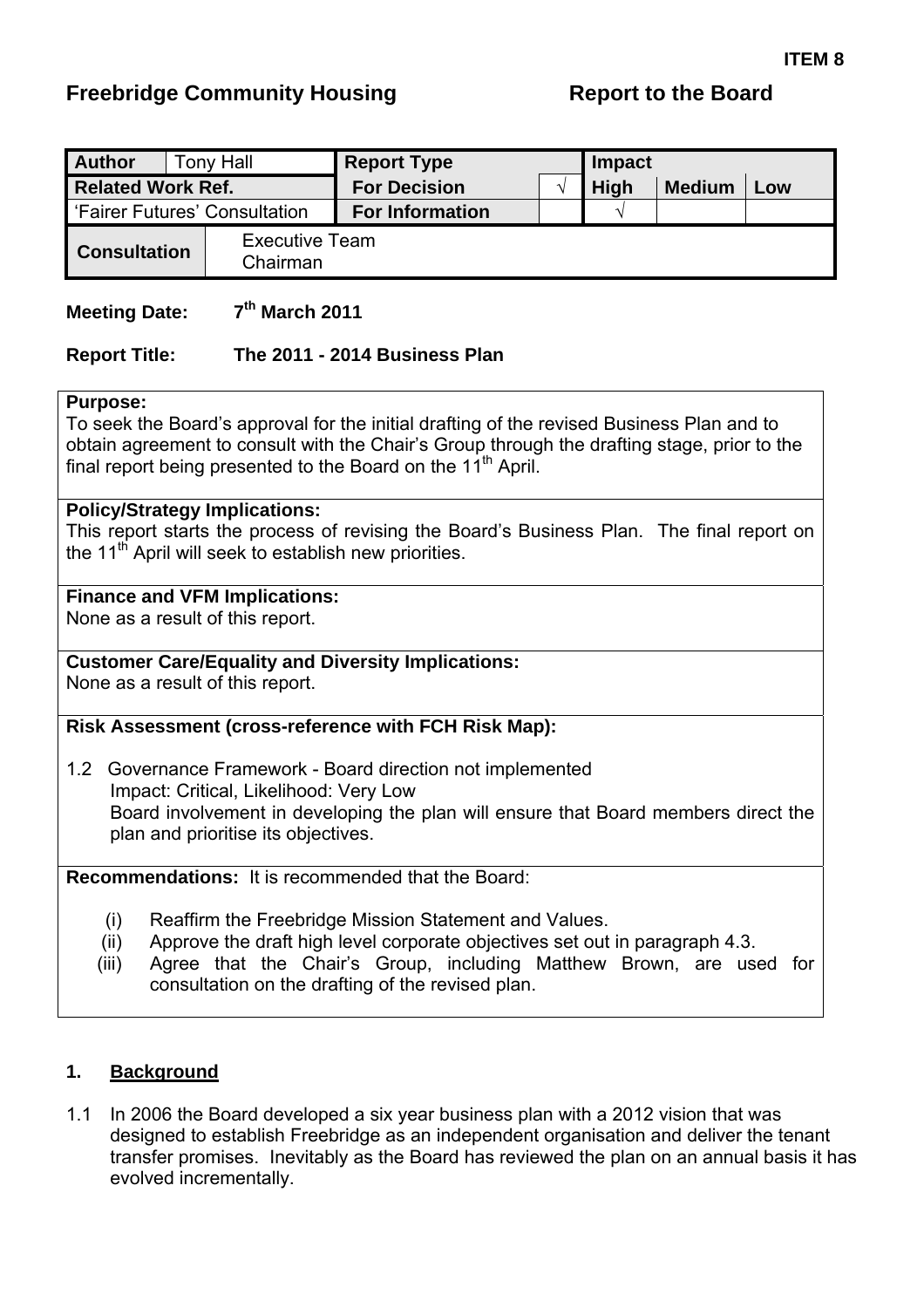**ITEM 8**

**Freebridge Community Housing** **Report to the Board**

| **Author** | Tony Hall | **Report Type** | | **Impact** | | |
|---|---|---|---|---|---|---|
| **Related Work Ref.** | | **For Decision** | √ | **High** | **Medium** | **Low** |
| 'Fairer Futures' Consultation | | **For Information** | | √ | | |
| **Consultation** | Executive Team<br>Chairman | | | | | |

**Meeting Date:** 7th March 2011

**Report Title:** The 2011 - 2014 Business Plan

**Purpose:**
To seek the Board's approval for the initial drafting of the revised Business Plan and to obtain agreement to consult with the Chair's Group through the drafting stage, prior to the final report being presented to the Board on the 11th April.

**Policy/Strategy Implications:**
This report starts the process of revising the Board's Business Plan. The final report on the 11th April will seek to establish new priorities.

**Finance and VFM Implications:**
None as a result of this report.

**Customer Care/Equality and Diversity Implications:**
None as a result of this report.

**Risk Assessment (cross-reference with FCH Risk Map):**

1.2 Governance Framework - Board direction not implemented
Impact: Critical, Likelihood: Very Low
Board involvement in developing the plan will ensure that Board members direct the plan and prioritise its objectives.

**Recommendations:** It is recommended that the Board:

(i) Reaffirm the Freebridge Mission Statement and Values.
(ii) Approve the draft high level corporate objectives set out in paragraph 4.3.
(iii) Agree that the Chair's Group, including Matthew Brown, are used for consultation on the drafting of the revised plan.

## 1. Background

1.1 In 2006 the Board developed a six year business plan with a 2012 vision that was designed to establish Freebridge as an independent organisation and deliver the tenant transfer promises. Inevitably as the Board has reviewed the plan on an annual basis it has evolved incrementally.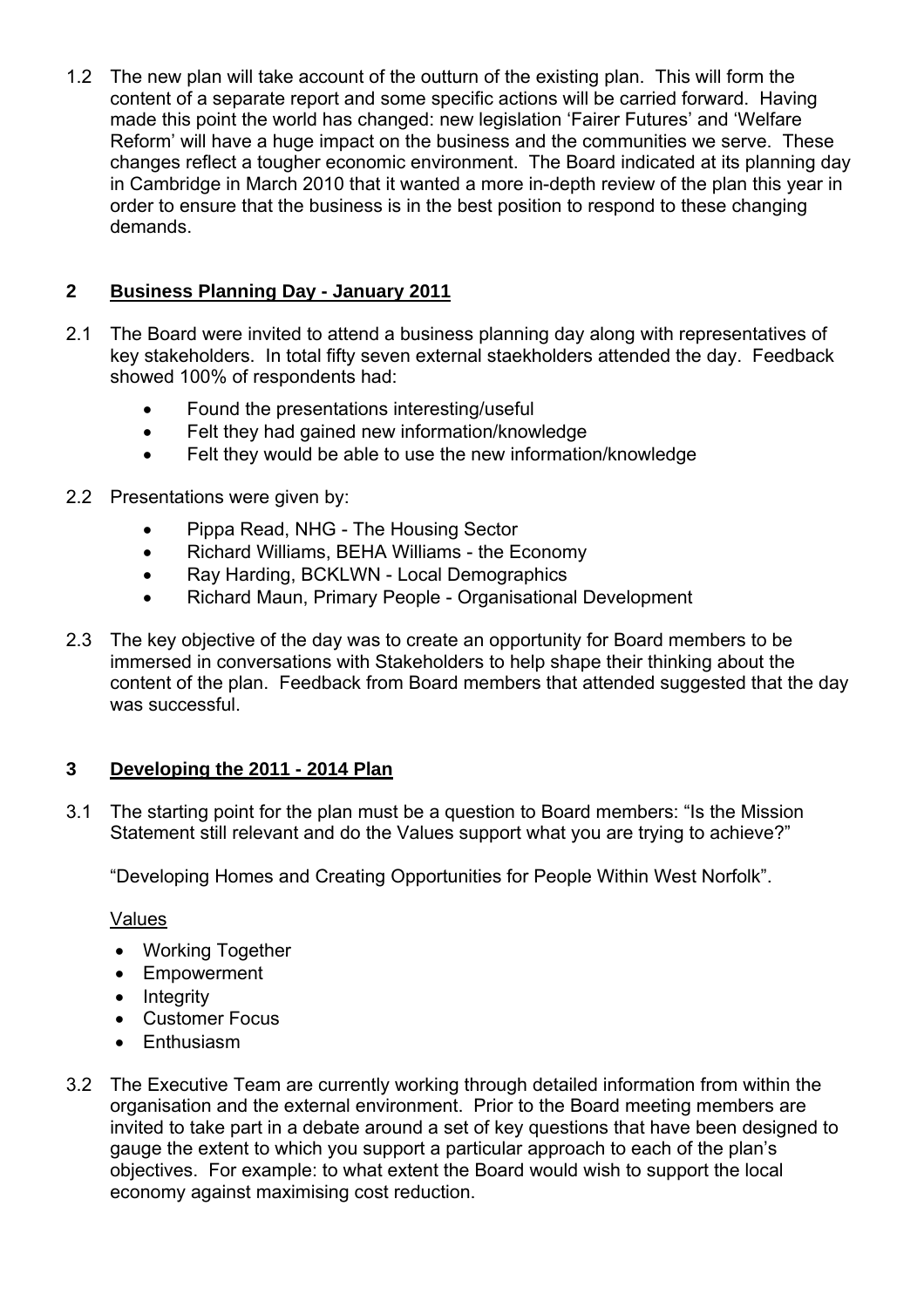1.2 The new plan will take account of the outturn of the existing plan. This will form the content of a separate report and some specific actions will be carried forward. Having made this point the world has changed: new legislation 'Fairer Futures' and 'Welfare Reform' will have a huge impact on the business and the communities we serve. These changes reflect a tougher economic environment. The Board indicated at its planning day in Cambridge in March 2010 that it wanted a more in-depth review of the plan this year in order to ensure that the business is in the best position to respond to these changing demands.

## 2 Business Planning Day - January 2011

2.1 The Board were invited to attend a business planning day along with representatives of key stakeholders. In total fifty seven external staekholders attended the day. Feedback showed 100% of respondents had:

- Found the presentations interesting/useful
- Felt they had gained new information/knowledge
- Felt they would be able to use the new information/knowledge

2.2 Presentations were given by:

- Pippa Read, NHG - The Housing Sector
- Richard Williams, BEHA Williams - the Economy
- Ray Harding, BCKLWN - Local Demographics
- Richard Maun, Primary People - Organisational Development

2.3 The key objective of the day was to create an opportunity for Board members to be immersed in conversations with Stakeholders to help shape their thinking about the content of the plan. Feedback from Board members that attended suggested that the day was successful.

## 3 Developing the 2011 - 2014 Plan

3.1 The starting point for the plan must be a question to Board members: "Is the Mission Statement still relevant and do the Values support what you are trying to achieve?"

"Developing Homes and Creating Opportunities for People Within West Norfolk".

Values

- Working Together
- Empowerment
- Integrity
- Customer Focus
- Enthusiasm

3.2 The Executive Team are currently working through detailed information from within the organisation and the external environment. Prior to the Board meeting members are invited to take part in a debate around a set of key questions that have been designed to gauge the extent to which you support a particular approach to each of the plan's objectives. For example: to what extent the Board would wish to support the local economy against maximising cost reduction.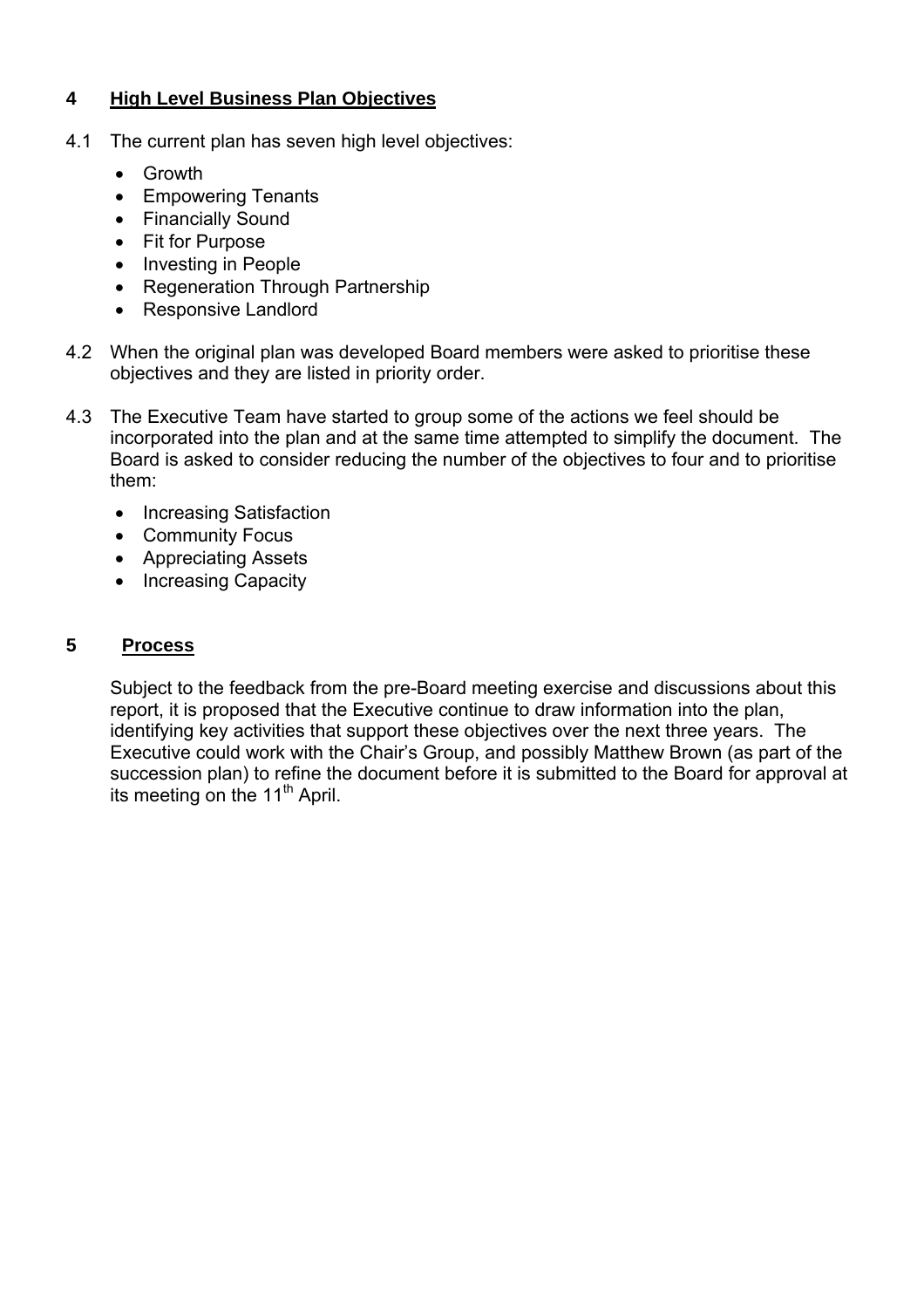## 4 High Level Business Plan Objectives

4.1 The current plan has seven high level objectives:

- Growth
- Empowering Tenants
- Financially Sound
- Fit for Purpose
- Investing in People
- Regeneration Through Partnership
- Responsive Landlord

4.2 When the original plan was developed Board members were asked to prioritise these objectives and they are listed in priority order.

4.3 The Executive Team have started to group some of the actions we feel should be incorporated into the plan and at the same time attempted to simplify the document. The Board is asked to consider reducing the number of the objectives to four and to prioritise them:

- Increasing Satisfaction
- Community Focus
- Appreciating Assets
- Increasing Capacity

## 5 Process

Subject to the feedback from the pre-Board meeting exercise and discussions about this report, it is proposed that the Executive continue to draw information into the plan, identifying key activities that support these objectives over the next three years. The Executive could work with the Chair's Group, and possibly Matthew Brown (as part of the succession plan) to refine the document before it is submitted to the Board for approval at its meeting on the 11th April.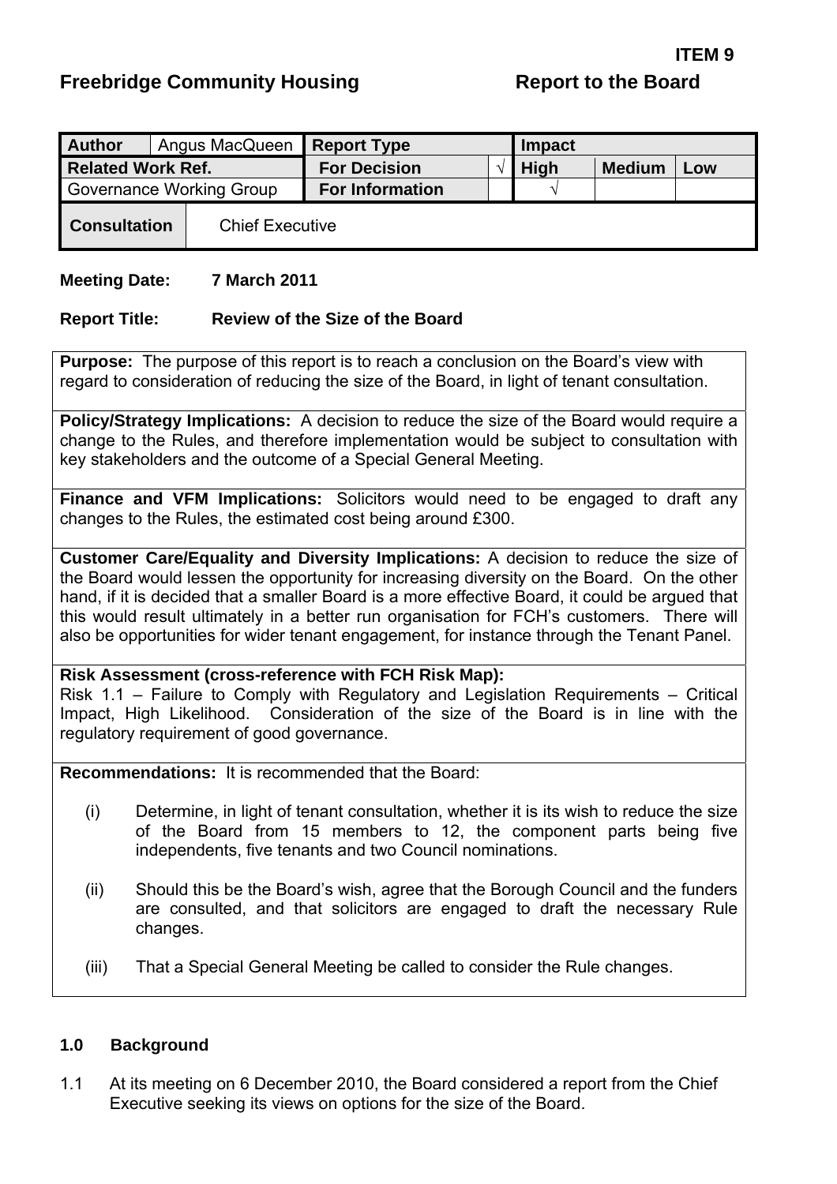**ITEM 9**

**Freebridge Community Housing** **Report to the Board**

| **Author** | Angus MacQueen | **Report Type** | | **Impact** | | |
|---|---|---|---|---|---|---|
| **Related Work Ref.** | | **For Decision** | √ | **High** | **Medium** | **Low** |
| Governance Working Group | | **For Information** | | √ | | |
| **Consultation** | Chief Executive | | | | | |

**Meeting Date:** **7 March 2011**

**Report Title:** **Review of the Size of the Board**

**Purpose:** The purpose of this report is to reach a conclusion on the Board's view with regard to consideration of reducing the size of the Board, in light of tenant consultation.

**Policy/Strategy Implications:** A decision to reduce the size of the Board would require a change to the Rules, and therefore implementation would be subject to consultation with key stakeholders and the outcome of a Special General Meeting.

**Finance and VFM Implications:** Solicitors would need to be engaged to draft any changes to the Rules, the estimated cost being around £300.

**Customer Care/Equality and Diversity Implications:** A decision to reduce the size of the Board would lessen the opportunity for increasing diversity on the Board. On the other hand, if it is decided that a smaller Board is a more effective Board, it could be argued that this would result ultimately in a better run organisation for FCH's customers. There will also be opportunities for wider tenant engagement, for instance through the Tenant Panel.

**Risk Assessment (cross-reference with FCH Risk Map):**
Risk 1.1 – Failure to Comply with Regulatory and Legislation Requirements – Critical Impact, High Likelihood. Consideration of the size of the Board is in line with the regulatory requirement of good governance.

**Recommendations:** It is recommended that the Board:

(i) Determine, in light of tenant consultation, whether it is its wish to reduce the size of the Board from 15 members to 12, the component parts being five independents, five tenants and two Council nominations.

(ii) Should this be the Board's wish, agree that the Borough Council and the funders are consulted, and that solicitors are engaged to draft the necessary Rule changes.

(iii) That a Special General Meeting be called to consider the Rule changes.

## 1.0 Background

1.1 At its meeting on 6 December 2010, the Board considered a report from the Chief Executive seeking its views on options for the size of the Board.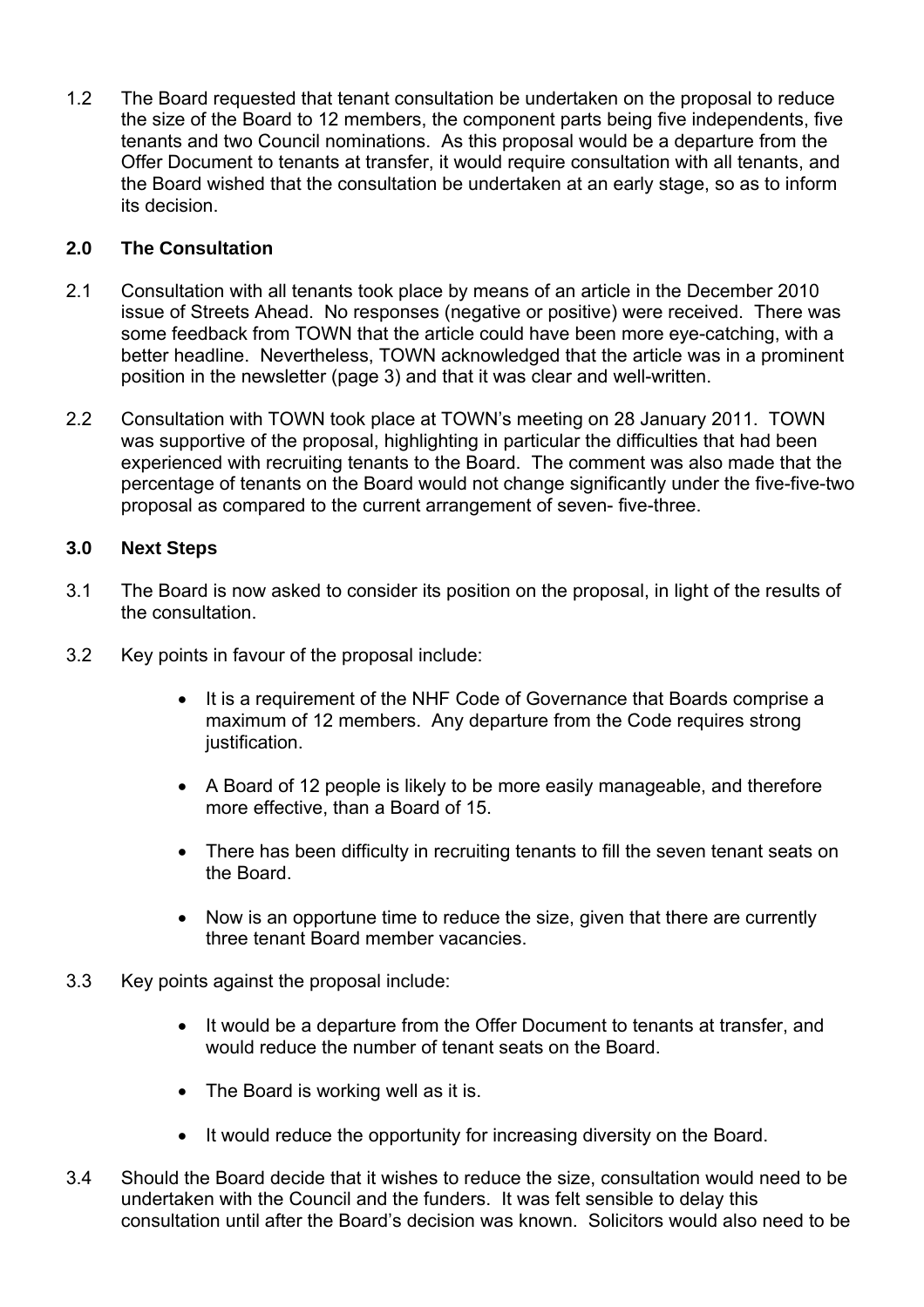1.2 The Board requested that tenant consultation be undertaken on the proposal to reduce the size of the Board to 12 members, the component parts being five independents, five tenants and two Council nominations. As this proposal would be a departure from the Offer Document to tenants at transfer, it would require consultation with all tenants, and the Board wished that the consultation be undertaken at an early stage, so as to inform its decision.

## 2.0 The Consultation

2.1 Consultation with all tenants took place by means of an article in the December 2010 issue of Streets Ahead. No responses (negative or positive) were received. There was some feedback from TOWN that the article could have been more eye-catching, with a better headline. Nevertheless, TOWN acknowledged that the article was in a prominent position in the newsletter (page 3) and that it was clear and well-written.

2.2 Consultation with TOWN took place at TOWN's meeting on 28 January 2011. TOWN was supportive of the proposal, highlighting in particular the difficulties that had been experienced with recruiting tenants to the Board. The comment was also made that the percentage of tenants on the Board would not change significantly under the five-five-two proposal as compared to the current arrangement of seven- five-three.

## 3.0 Next Steps

3.1 The Board is now asked to consider its position on the proposal, in light of the results of the consultation.

3.2 Key points in favour of the proposal include:

- It is a requirement of the NHF Code of Governance that Boards comprise a maximum of 12 members. Any departure from the Code requires strong justification.
- A Board of 12 people is likely to be more easily manageable, and therefore more effective, than a Board of 15.
- There has been difficulty in recruiting tenants to fill the seven tenant seats on the Board.
- Now is an opportune time to reduce the size, given that there are currently three tenant Board member vacancies.

3.3 Key points against the proposal include:

- It would be a departure from the Offer Document to tenants at transfer, and would reduce the number of tenant seats on the Board.
- The Board is working well as it is.
- It would reduce the opportunity for increasing diversity on the Board.

3.4 Should the Board decide that it wishes to reduce the size, consultation would need to be undertaken with the Council and the funders. It was felt sensible to delay this consultation until after the Board's decision was known. Solicitors would also need to be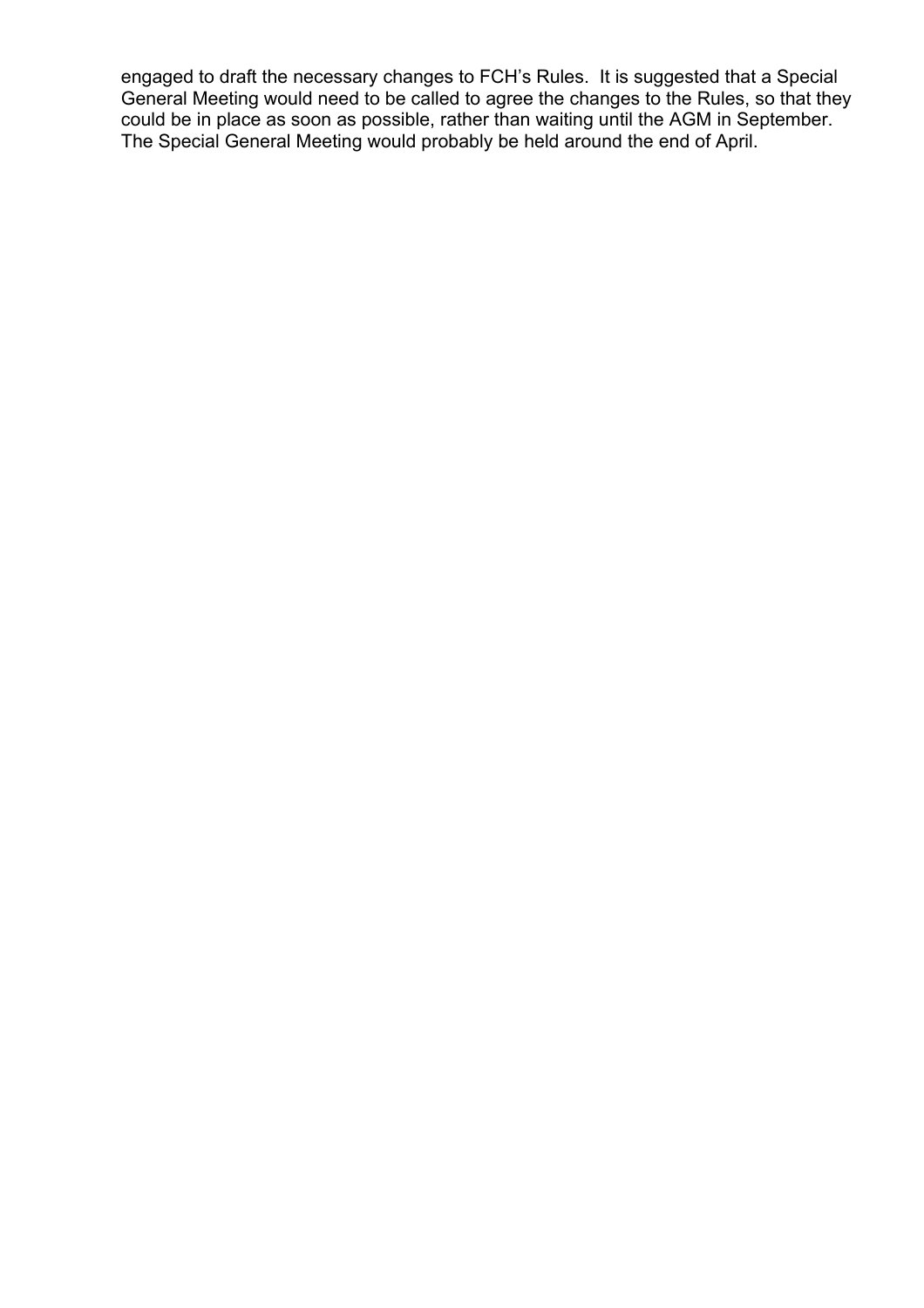engaged to draft the necessary changes to FCH's Rules. It is suggested that a Special General Meeting would need to be called to agree the changes to the Rules, so that they could be in place as soon as possible, rather than waiting until the AGM in September. The Special General Meeting would probably be held around the end of April.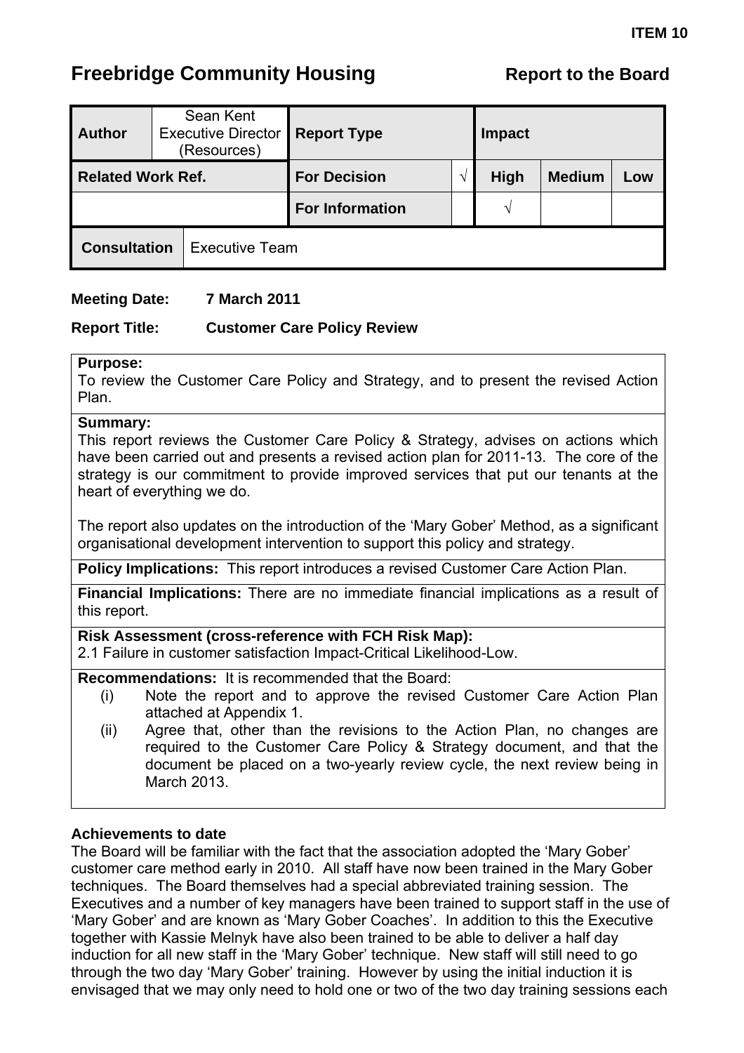**ITEM 10**

# Freebridge Community Housing

**Report to the Board**

| **Author** | Sean Kent Executive Director (Resources) | **Report Type** | | **Impact** | | |
|---|---|---|---|---|---|---|
| **Related Work Ref.** | | **For Decision** | √ | **High** | **Medium** | **Low** |
| | | **For Information** | | √ | | |
| **Consultation** | Executive Team | | | | | |

**Meeting Date:** 7 March 2011

**Report Title:** Customer Care Policy Review

**Purpose:**
To review the Customer Care Policy and Strategy, and to present the revised Action Plan.

**Summary:**
This report reviews the Customer Care Policy & Strategy, advises on actions which have been carried out and presents a revised action plan for 2011-13. The core of the strategy is our commitment to provide improved services that put our tenants at the heart of everything we do.

The report also updates on the introduction of the 'Mary Gober' Method, as a significant organisational development intervention to support this policy and strategy.

**Policy Implications:** This report introduces a revised Customer Care Action Plan.

**Financial Implications:** There are no immediate financial implications as a result of this report.

**Risk Assessment (cross-reference with FCH Risk Map):**
2.1 Failure in customer satisfaction Impact-Critical Likelihood-Low.

**Recommendations:** It is recommended that the Board:

(i) Note the report and to approve the revised Customer Care Action Plan attached at Appendix 1.

(ii) Agree that, other than the revisions to the Action Plan, no changes are required to the Customer Care Policy & Strategy document, and that the document be placed on a two-yearly review cycle, the next review being in March 2013.

**Achievements to date**

The Board will be familiar with the fact that the association adopted the 'Mary Gober' customer care method early in 2010. All staff have now been trained in the Mary Gober techniques. The Board themselves had a special abbreviated training session. The Executives and a number of key managers have been trained to support staff in the use of 'Mary Gober' and are known as 'Mary Gober Coaches'. In addition to this the Executive together with Kassie Melnyk have also been trained to be able to deliver a half day induction for all new staff in the 'Mary Gober' technique. New staff will still need to go through the two day 'Mary Gober' training. However by using the initial induction it is envisaged that we may only need to hold one or two of the two day training sessions each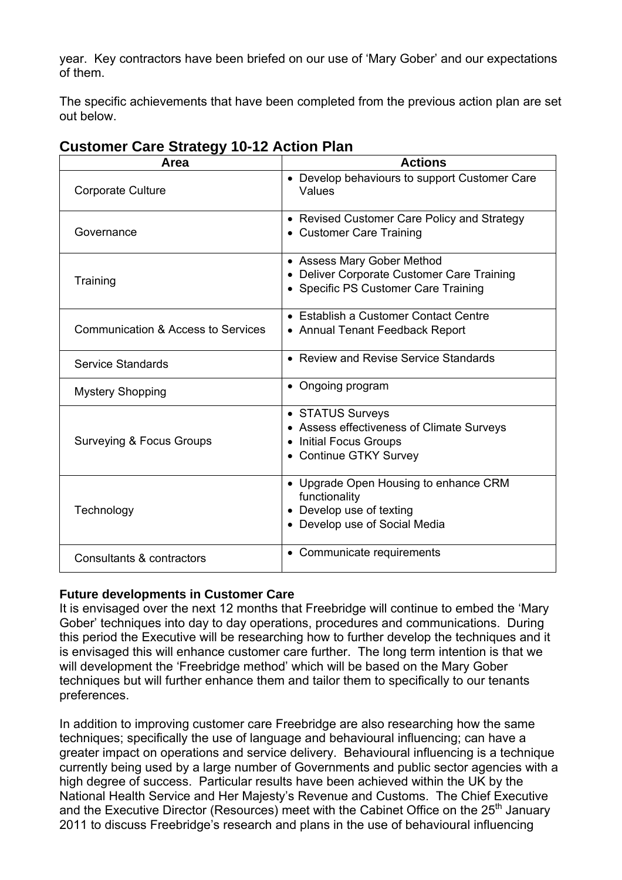year. Key contractors have been briefed on our use of 'Mary Gober' and our expectations of them.

The specific achievements that have been completed from the previous action plan are set out below.

## Customer Care Strategy 10-12 Action Plan

| Area | Actions |
| --- | --- |
| Corporate Culture | • Develop behaviours to support Customer Care Values |
| Governance | • Revised Customer Care Policy and Strategy<br>• Customer Care Training |
| Training | • Assess Mary Gober Method<br>• Deliver Corporate Customer Care Training<br>• Specific PS Customer Care Training |
| Communication & Access to Services | • Establish a Customer Contact Centre<br>• Annual Tenant Feedback Report |
| Service Standards | • Review and Revise Service Standards |
| Mystery Shopping | • Ongoing program |
| Surveying & Focus Groups | • STATUS Surveys<br>• Assess effectiveness of Climate Surveys<br>• Initial Focus Groups<br>• Continue GTKY Survey |
| Technology | • Upgrade Open Housing to enhance CRM functionality<br>• Develop use of texting<br>• Develop use of Social Media |
| Consultants & contractors | • Communicate requirements |

**Future developments in Customer Care**

It is envisaged over the next 12 months that Freebridge will continue to embed the 'Mary Gober' techniques into day to day operations, procedures and communications. During this period the Executive will be researching how to further develop the techniques and it is envisaged this will enhance customer care further. The long term intention is that we will development the 'Freebridge method' which will be based on the Mary Gober techniques but will further enhance them and tailor them to specifically to our tenants preferences.

In addition to improving customer care Freebridge are also researching how the same techniques; specifically the use of language and behavioural influencing; can have a greater impact on operations and service delivery. Behavioural influencing is a technique currently being used by a large number of Governments and public sector agencies with a high degree of success. Particular results have been achieved within the UK by the National Health Service and Her Majesty's Revenue and Customs. The Chief Executive and the Executive Director (Resources) meet with the Cabinet Office on the 25th January 2011 to discuss Freebridge's research and plans in the use of behavioural influencing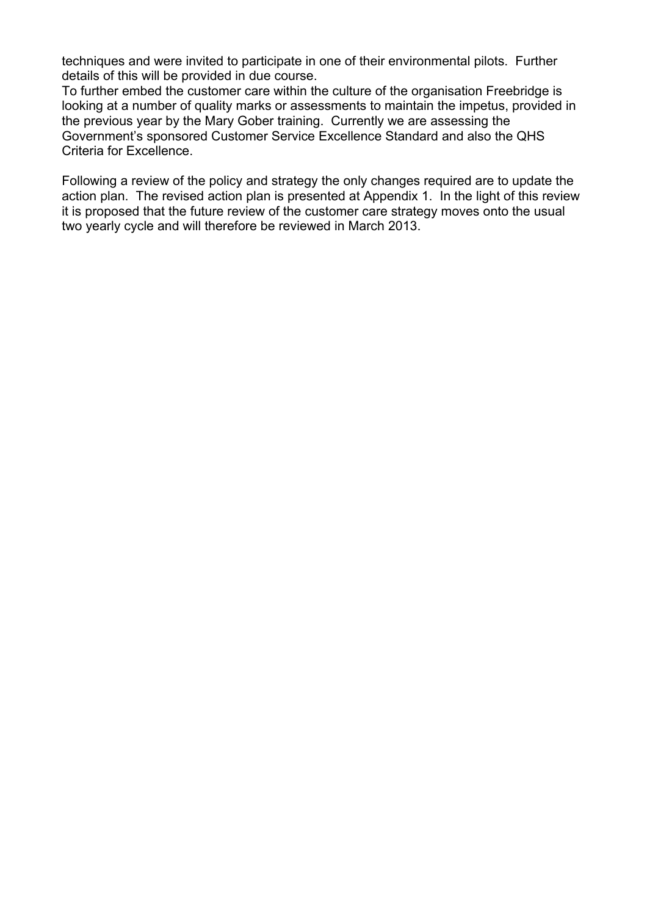techniques and were invited to participate in one of their environmental pilots. Further details of this will be provided in due course.
To further embed the customer care within the culture of the organisation Freebridge is looking at a number of quality marks or assessments to maintain the impetus, provided in the previous year by the Mary Gober training. Currently we are assessing the Government's sponsored Customer Service Excellence Standard and also the QHS Criteria for Excellence.

Following a review of the policy and strategy the only changes required are to update the action plan. The revised action plan is presented at Appendix 1. In the light of this review it is proposed that the future review of the customer care strategy moves onto the usual two yearly cycle and will therefore be reviewed in March 2013.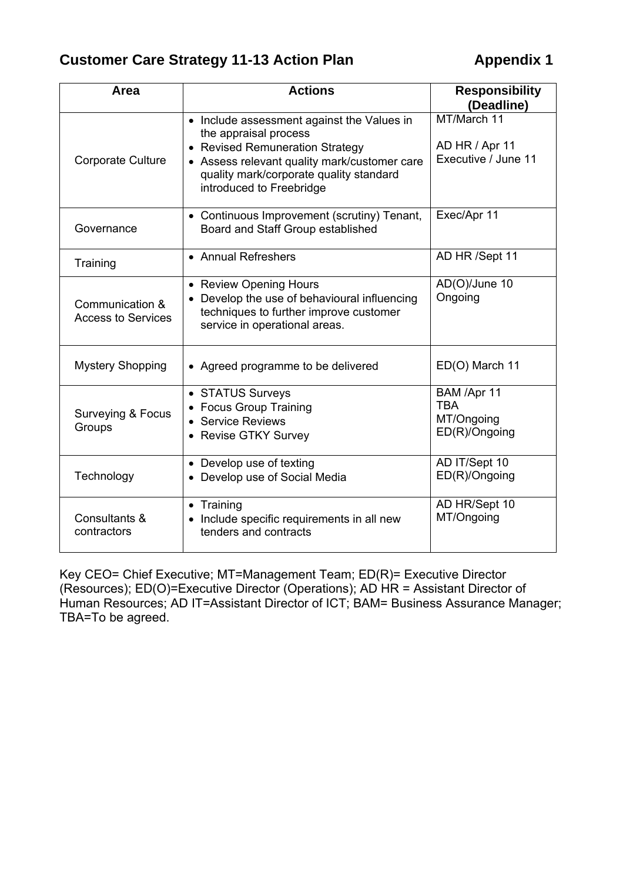## Customer Care Strategy 11-13 Action Plan — Appendix 1

| Area | Actions | Responsibility (Deadline) |
|---|---|---|
| Corporate Culture | • Include assessment against the Values in the appraisal process<br>• Revised Remuneration Strategy<br>• Assess relevant quality mark/customer care quality mark/corporate quality standard introduced to Freebridge | MT/March 11<br><br>AD HR / Apr 11<br>Executive / June 11 |
| Governance | • Continuous Improvement (scrutiny) Tenant, Board and Staff Group established | Exec/Apr 11 |
| Training | • Annual Refreshers | AD HR /Sept 11 |
| Communication & Access to Services | • Review Opening Hours<br>• Develop the use of behavioural influencing techniques to further improve customer service in operational areas. | AD(O)/June 10<br>Ongoing |
| Mystery Shopping | • Agreed programme to be delivered | ED(O) March 11 |
| Surveying & Focus Groups | • STATUS Surveys<br>• Focus Group Training<br>• Service Reviews<br>• Revise GTKY Survey | BAM /Apr 11<br>TBA<br>MT/Ongoing<br>ED(R)/Ongoing |
| Technology | • Develop use of texting<br>• Develop use of Social Media | AD IT/Sept 10<br>ED(R)/Ongoing |
| Consultants & contractors | • Training<br>• Include specific requirements in all new tenders and contracts | AD HR/Sept 10<br>MT/Ongoing |

Key CEO= Chief Executive; MT=Management Team; ED(R)= Executive Director (Resources); ED(O)=Executive Director (Operations); AD HR = Assistant Director of Human Resources; AD IT=Assistant Director of ICT; BAM= Business Assurance Manager; TBA=To be agreed.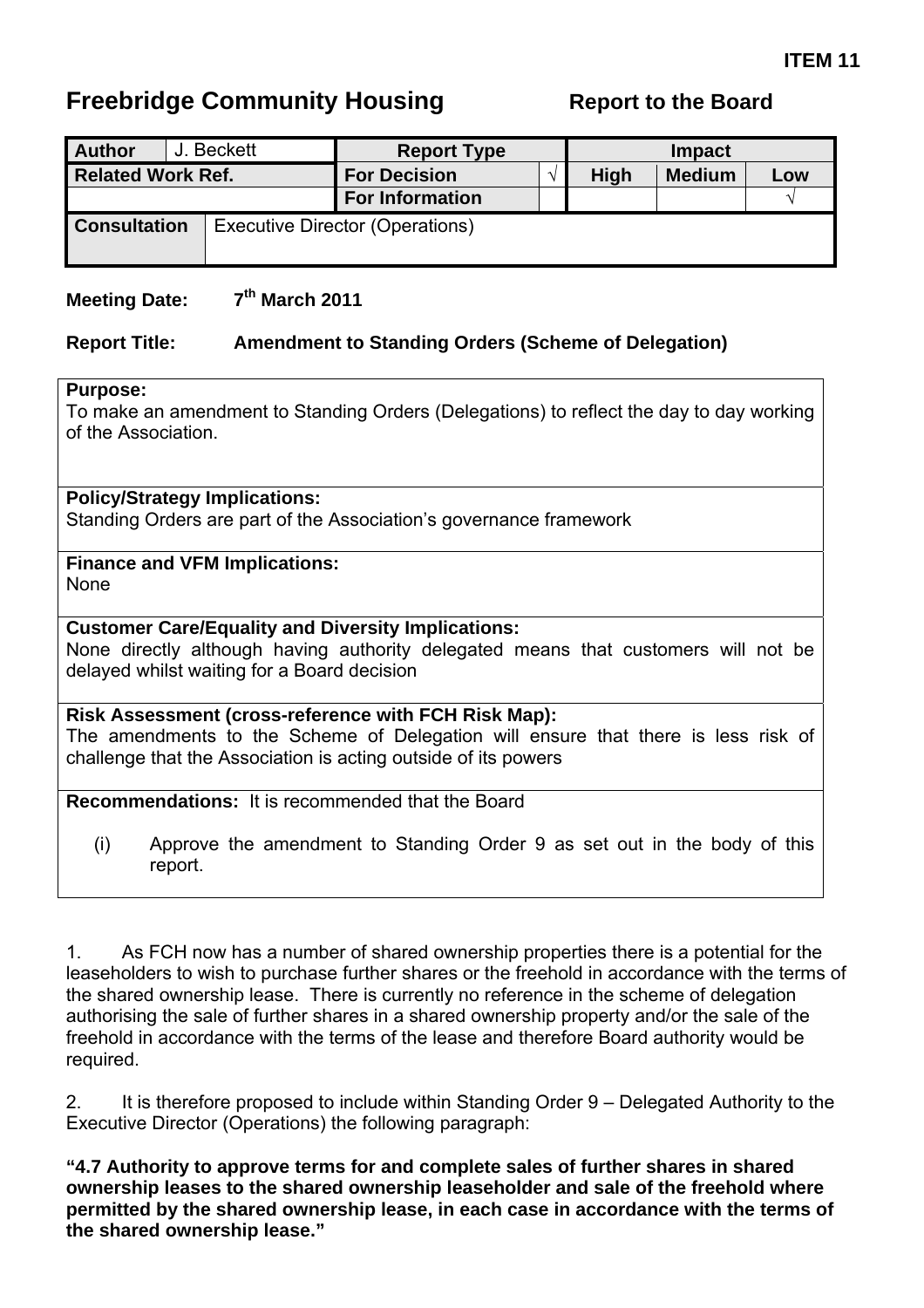**ITEM 11**

# Freebridge Community Housing

**Report to the Board**

| **Author** | J. Beckett | **Report Type** | | **Impact** | | |
|---|---|---|---|---|---|---|
| **Related Work Ref.** | | **For Decision** | √ | **High** | **Medium** | **Low** |
| | | **For Information** | | | | √ |
| **Consultation** | Executive Director (Operations) | | | | | |

**Meeting Date:** 7th March 2011

**Report Title:** **Amendment to Standing Orders (Scheme of Delegation)**

**Purpose:**
To make an amendment to Standing Orders (Delegations) to reflect the day to day working of the Association.

**Policy/Strategy Implications:**
Standing Orders are part of the Association's governance framework

**Finance and VFM Implications:**
None

**Customer Care/Equality and Diversity Implications:**
None directly although having authority delegated means that customers will not be delayed whilst waiting for a Board decision

**Risk Assessment (cross-reference with FCH Risk Map):**
The amendments to the Scheme of Delegation will ensure that there is less risk of challenge that the Association is acting outside of its powers

**Recommendations:** It is recommended that the Board

(i) Approve the amendment to Standing Order 9 as set out in the body of this report.

1. As FCH now has a number of shared ownership properties there is a potential for the leaseholders to wish to purchase further shares or the freehold in accordance with the terms of the shared ownership lease. There is currently no reference in the scheme of delegation authorising the sale of further shares in a shared ownership property and/or the sale of the freehold in accordance with the terms of the lease and therefore Board authority would be required.

2. It is therefore proposed to include within Standing Order 9 – Delegated Authority to the Executive Director (Operations) the following paragraph:

**"4.7 Authority to approve terms for and complete sales of further shares in shared ownership leases to the shared ownership leaseholder and sale of the freehold where permitted by the shared ownership lease, in each case in accordance with the terms of the shared ownership lease."**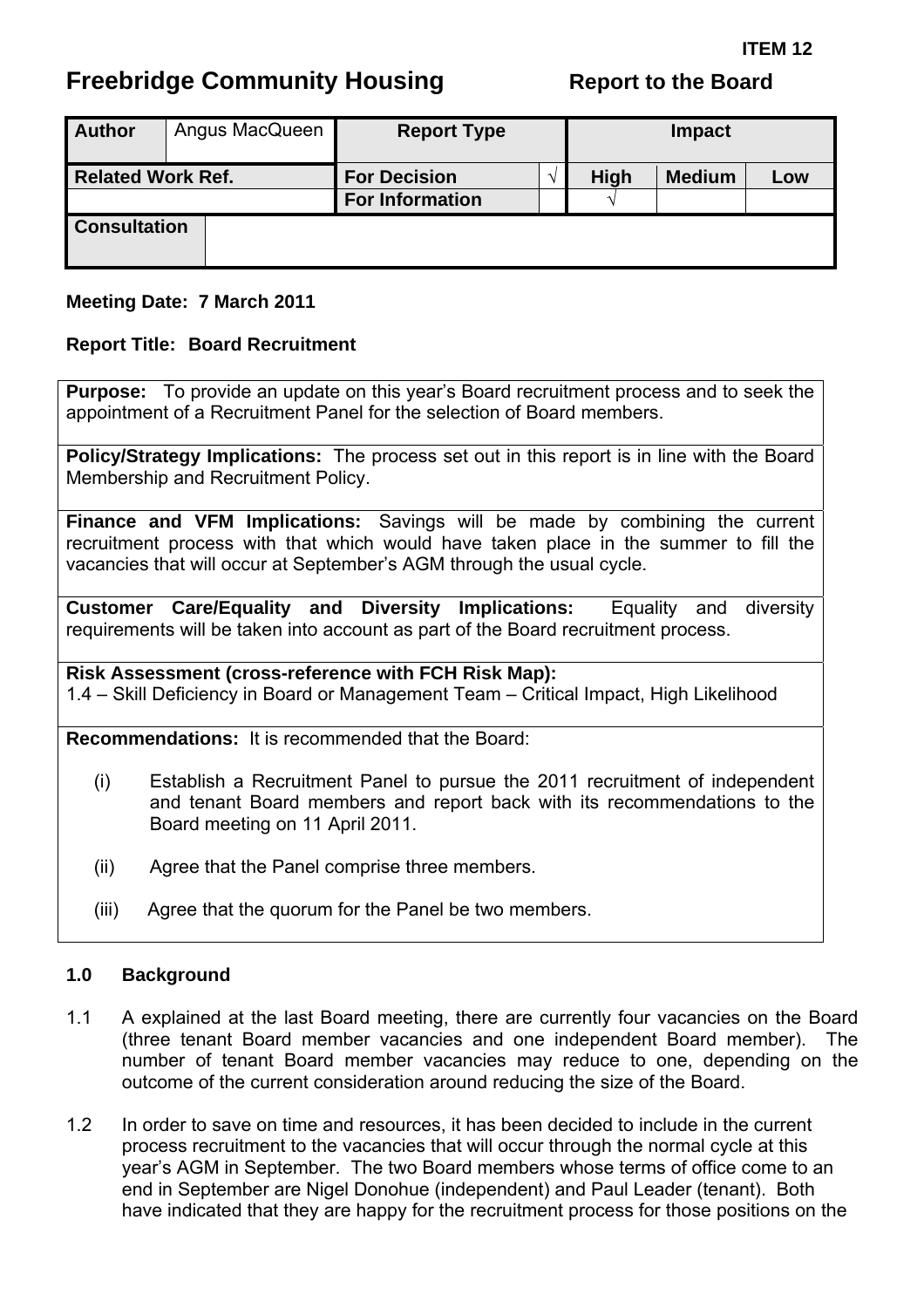**ITEM 12**

# Freebridge Community Housing — Report to the Board

| Author | Angus MacQueen | Report Type | | Impact | | |
|---|---|---|---|---|---|---|
| **Related Work Ref.** | | **For Decision** | √ | **High** | **Medium** | **Low** |
| | | **For Information** | | √ | | |
| **Consultation** | | | | | | |

**Meeting Date: 7 March 2011**

**Report Title: Board Recruitment**

**Purpose:** To provide an update on this year's Board recruitment process and to seek the appointment of a Recruitment Panel for the selection of Board members.

**Policy/Strategy Implications:** The process set out in this report is in line with the Board Membership and Recruitment Policy.

**Finance and VFM Implications:** Savings will be made by combining the current recruitment process with that which would have taken place in the summer to fill the vacancies that will occur at September's AGM through the usual cycle.

**Customer Care/Equality and Diversity Implications:** Equality and diversity requirements will be taken into account as part of the Board recruitment process.

**Risk Assessment (cross-reference with FCH Risk Map):**
1.4 – Skill Deficiency in Board or Management Team – Critical Impact, High Likelihood

**Recommendations:** It is recommended that the Board:

(i) Establish a Recruitment Panel to pursue the 2011 recruitment of independent and tenant Board members and report back with its recommendations to the Board meeting on 11 April 2011.

(ii) Agree that the Panel comprise three members.

(iii) Agree that the quorum for the Panel be two members.

## 1.0 Background

1.1 A explained at the last Board meeting, there are currently four vacancies on the Board (three tenant Board member vacancies and one independent Board member). The number of tenant Board member vacancies may reduce to one, depending on the outcome of the current consideration around reducing the size of the Board.

1.2 In order to save on time and resources, it has been decided to include in the current process recruitment to the vacancies that will occur through the normal cycle at this year's AGM in September. The two Board members whose terms of office come to an end in September are Nigel Donohue (independent) and Paul Leader (tenant). Both have indicated that they are happy for the recruitment process for those positions on the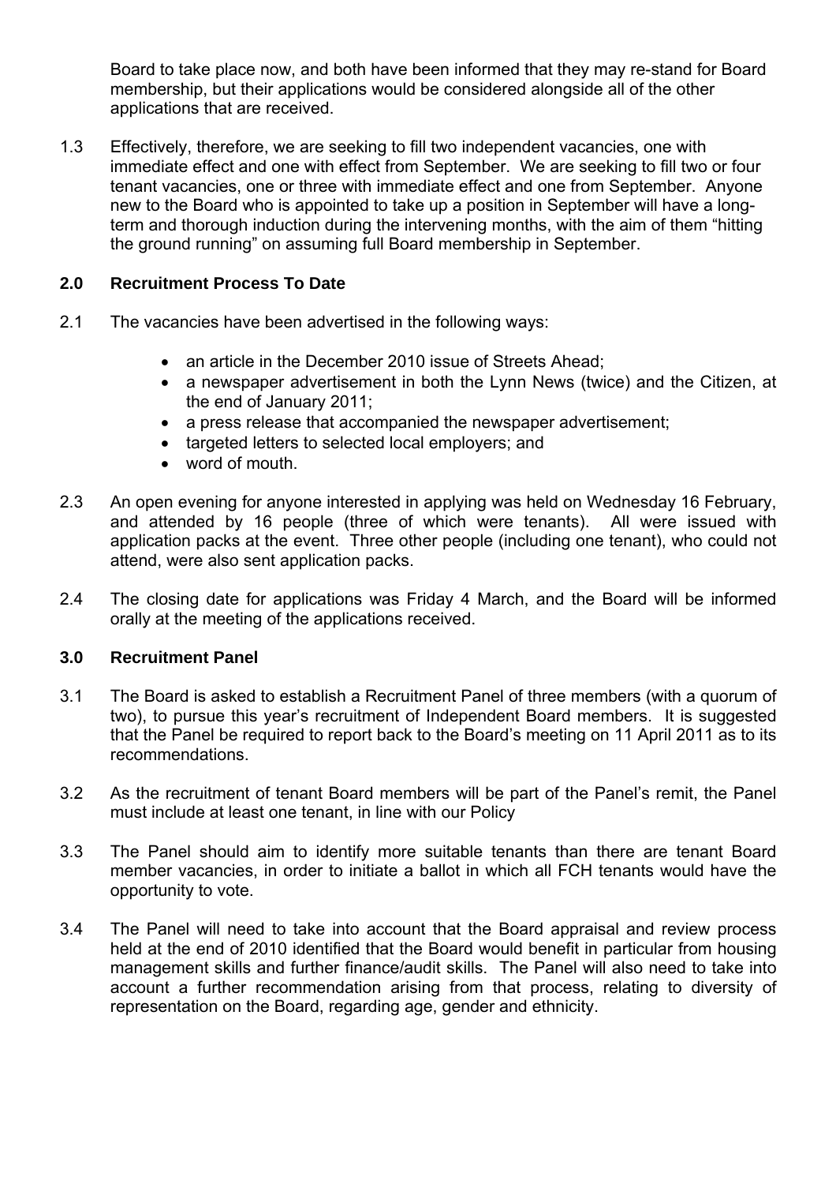Board to take place now, and both have been informed that they may re-stand for Board membership, but their applications would be considered alongside all of the other applications that are received.

1.3 Effectively, therefore, we are seeking to fill two independent vacancies, one with immediate effect and one with effect from September. We are seeking to fill two or four tenant vacancies, one or three with immediate effect and one from September. Anyone new to the Board who is appointed to take up a position in September will have a long-term and thorough induction during the intervening months, with the aim of them "hitting the ground running" on assuming full Board membership in September.

## 2.0 Recruitment Process To Date

2.1 The vacancies have been advertised in the following ways:

- an article in the December 2010 issue of Streets Ahead;
- a newspaper advertisement in both the Lynn News (twice) and the Citizen, at the end of January 2011;
- a press release that accompanied the newspaper advertisement;
- targeted letters to selected local employers; and
- word of mouth.

2.3 An open evening for anyone interested in applying was held on Wednesday 16 February, and attended by 16 people (three of which were tenants). All were issued with application packs at the event. Three other people (including one tenant), who could not attend, were also sent application packs.

2.4 The closing date for applications was Friday 4 March, and the Board will be informed orally at the meeting of the applications received.

## 3.0 Recruitment Panel

3.1 The Board is asked to establish a Recruitment Panel of three members (with a quorum of two), to pursue this year's recruitment of Independent Board members. It is suggested that the Panel be required to report back to the Board's meeting on 11 April 2011 as to its recommendations.

3.2 As the recruitment of tenant Board members will be part of the Panel's remit, the Panel must include at least one tenant, in line with our Policy

3.3 The Panel should aim to identify more suitable tenants than there are tenant Board member vacancies, in order to initiate a ballot in which all FCH tenants would have the opportunity to vote.

3.4 The Panel will need to take into account that the Board appraisal and review process held at the end of 2010 identified that the Board would benefit in particular from housing management skills and further finance/audit skills. The Panel will also need to take into account a further recommendation arising from that process, relating to diversity of representation on the Board, regarding age, gender and ethnicity.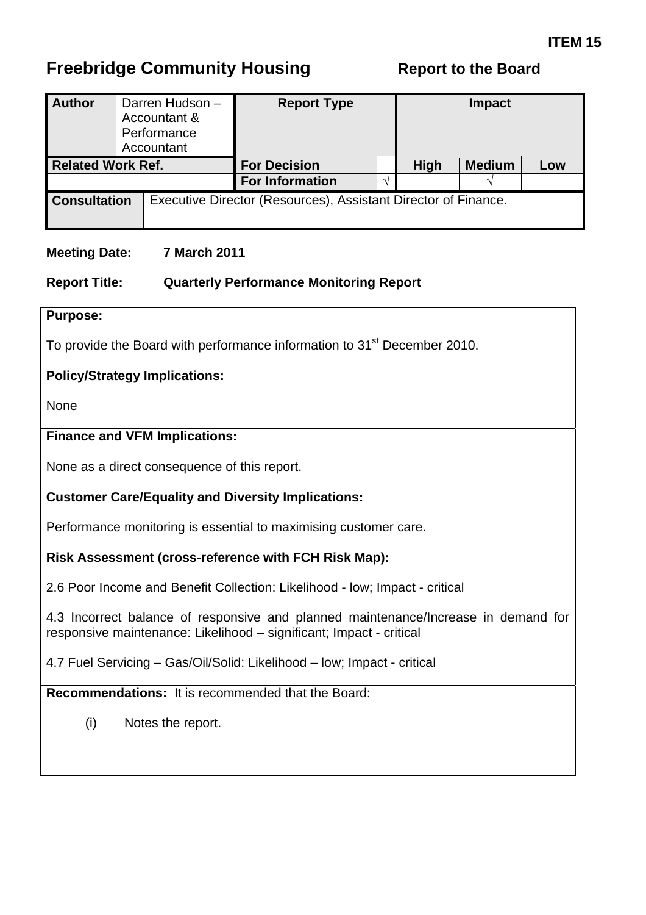**ITEM 15**

# Freebridge Community Housing

**Report to the Board**

| **Author** | Darren Hudson – Accountant & Performance Accountant | **Report Type** | | **Impact** | | |
|---|---|---|---|---|---|---|
| **Related Work Ref.** | | **For Decision** | | **High** | **Medium** | **Low** |
| | | **For Information** | √ | | √ | |
| **Consultation** | Executive Director (Resources), Assistant Director of Finance. | | | | | |

**Meeting Date:** **7 March 2011**

**Report Title:** **Quarterly Performance Monitoring Report**

**Purpose:**

To provide the Board with performance information to 31st December 2010.

**Policy/Strategy Implications:**

None

**Finance and VFM Implications:**

None as a direct consequence of this report.

**Customer Care/Equality and Diversity Implications:**

Performance monitoring is essential to maximising customer care.

**Risk Assessment (cross-reference with FCH Risk Map):**

2.6 Poor Income and Benefit Collection: Likelihood - low; Impact - critical

4.3 Incorrect balance of responsive and planned maintenance/Increase in demand for responsive maintenance: Likelihood – significant; Impact - critical

4.7 Fuel Servicing – Gas/Oil/Solid: Likelihood – low; Impact - critical

**Recommendations:** It is recommended that the Board:

(i) Notes the report.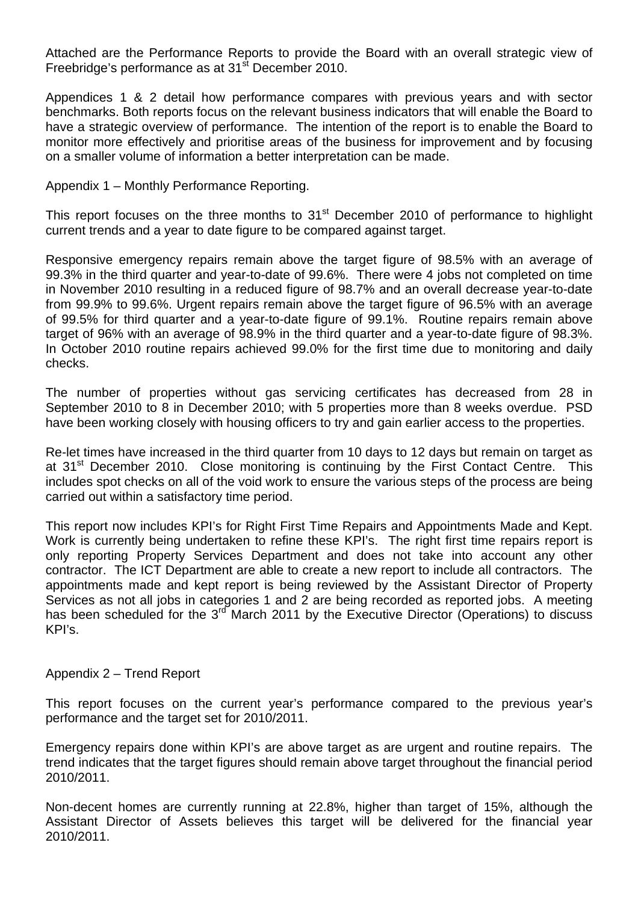Attached are the Performance Reports to provide the Board with an overall strategic view of Freebridge's performance as at 31st December 2010.

Appendices 1 & 2 detail how performance compares with previous years and with sector benchmarks. Both reports focus on the relevant business indicators that will enable the Board to have a strategic overview of performance. The intention of the report is to enable the Board to monitor more effectively and prioritise areas of the business for improvement and by focusing on a smaller volume of information a better interpretation can be made.

Appendix 1 – Monthly Performance Reporting.

This report focuses on the three months to 31st December 2010 of performance to highlight current trends and a year to date figure to be compared against target.

Responsive emergency repairs remain above the target figure of 98.5% with an average of 99.3% in the third quarter and year-to-date of 99.6%. There were 4 jobs not completed on time in November 2010 resulting in a reduced figure of 98.7% and an overall decrease year-to-date from 99.9% to 99.6%. Urgent repairs remain above the target figure of 96.5% with an average of 99.5% for third quarter and a year-to-date figure of 99.1%. Routine repairs remain above target of 96% with an average of 98.9% in the third quarter and a year-to-date figure of 98.3%. In October 2010 routine repairs achieved 99.0% for the first time due to monitoring and daily checks.

The number of properties without gas servicing certificates has decreased from 28 in September 2010 to 8 in December 2010; with 5 properties more than 8 weeks overdue. PSD have been working closely with housing officers to try and gain earlier access to the properties.

Re-let times have increased in the third quarter from 10 days to 12 days but remain on target as at 31st December 2010. Close monitoring is continuing by the First Contact Centre. This includes spot checks on all of the void work to ensure the various steps of the process are being carried out within a satisfactory time period.

This report now includes KPI's for Right First Time Repairs and Appointments Made and Kept. Work is currently being undertaken to refine these KPI's. The right first time repairs report is only reporting Property Services Department and does not take into account any other contractor. The ICT Department are able to create a new report to include all contractors. The appointments made and kept report is being reviewed by the Assistant Director of Property Services as not all jobs in categories 1 and 2 are being recorded as reported jobs. A meeting has been scheduled for the 3rd March 2011 by the Executive Director (Operations) to discuss KPI's.

Appendix 2 – Trend Report

This report focuses on the current year's performance compared to the previous year's performance and the target set for 2010/2011.

Emergency repairs done within KPI's are above target as are urgent and routine repairs. The trend indicates that the target figures should remain above target throughout the financial period 2010/2011.

Non-decent homes are currently running at 22.8%, higher than target of 15%, although the Assistant Director of Assets believes this target will be delivered for the financial year 2010/2011.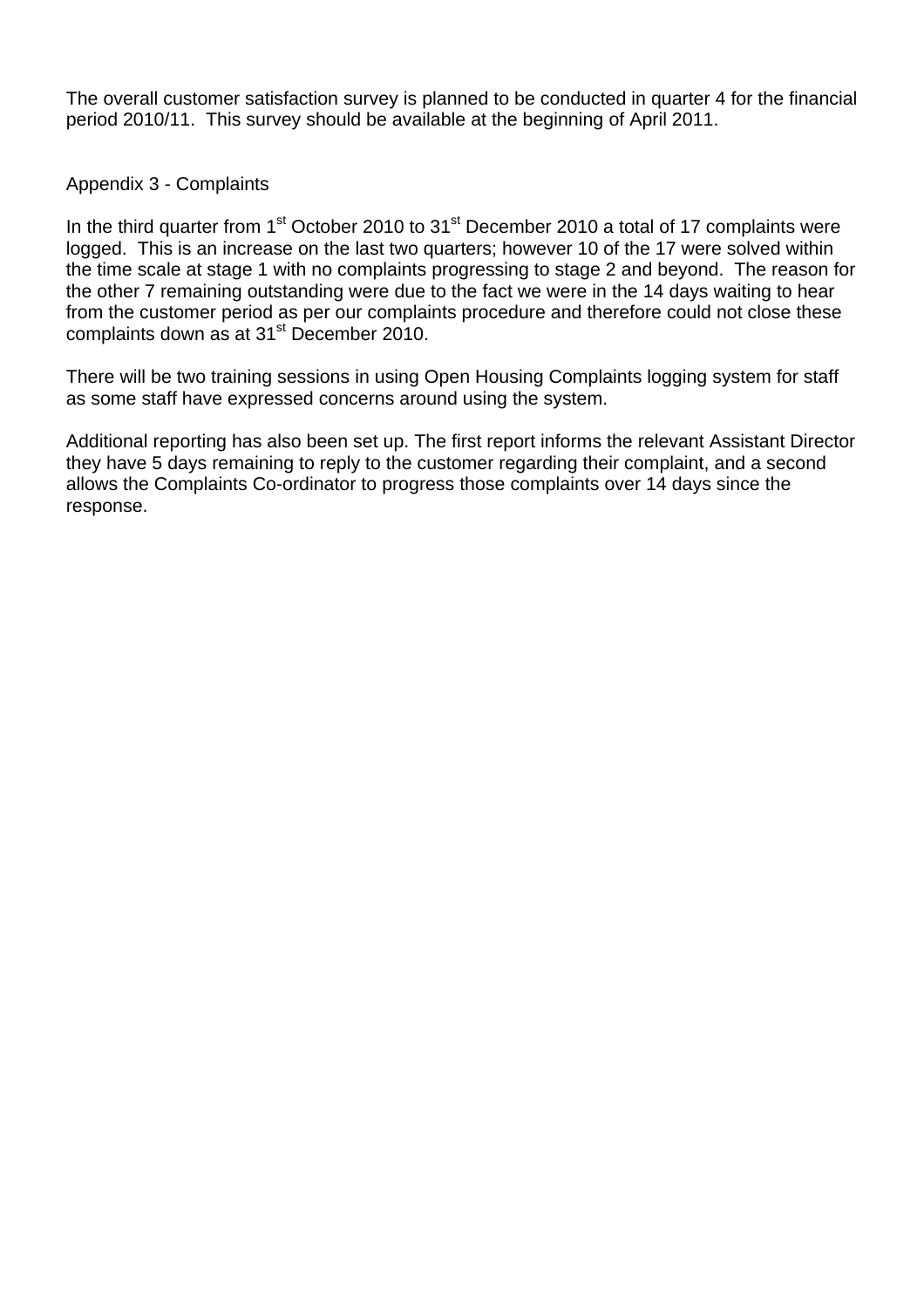The overall customer satisfaction survey is planned to be conducted in quarter 4 for the financial period 2010/11. This survey should be available at the beginning of April 2011.

Appendix 3 - Complaints

In the third quarter from 1st October 2010 to 31st December 2010 a total of 17 complaints were logged. This is an increase on the last two quarters; however 10 of the 17 were solved within the time scale at stage 1 with no complaints progressing to stage 2 and beyond. The reason for the other 7 remaining outstanding were due to the fact we were in the 14 days waiting to hear from the customer period as per our complaints procedure and therefore could not close these complaints down as at 31st December 2010.

There will be two training sessions in using Open Housing Complaints logging system for staff as some staff have expressed concerns around using the system.

Additional reporting has also been set up. The first report informs the relevant Assistant Director they have 5 days remaining to reply to the customer regarding their complaint, and a second allows the Complaints Co-ordinator to progress those complaints over 14 days since the response.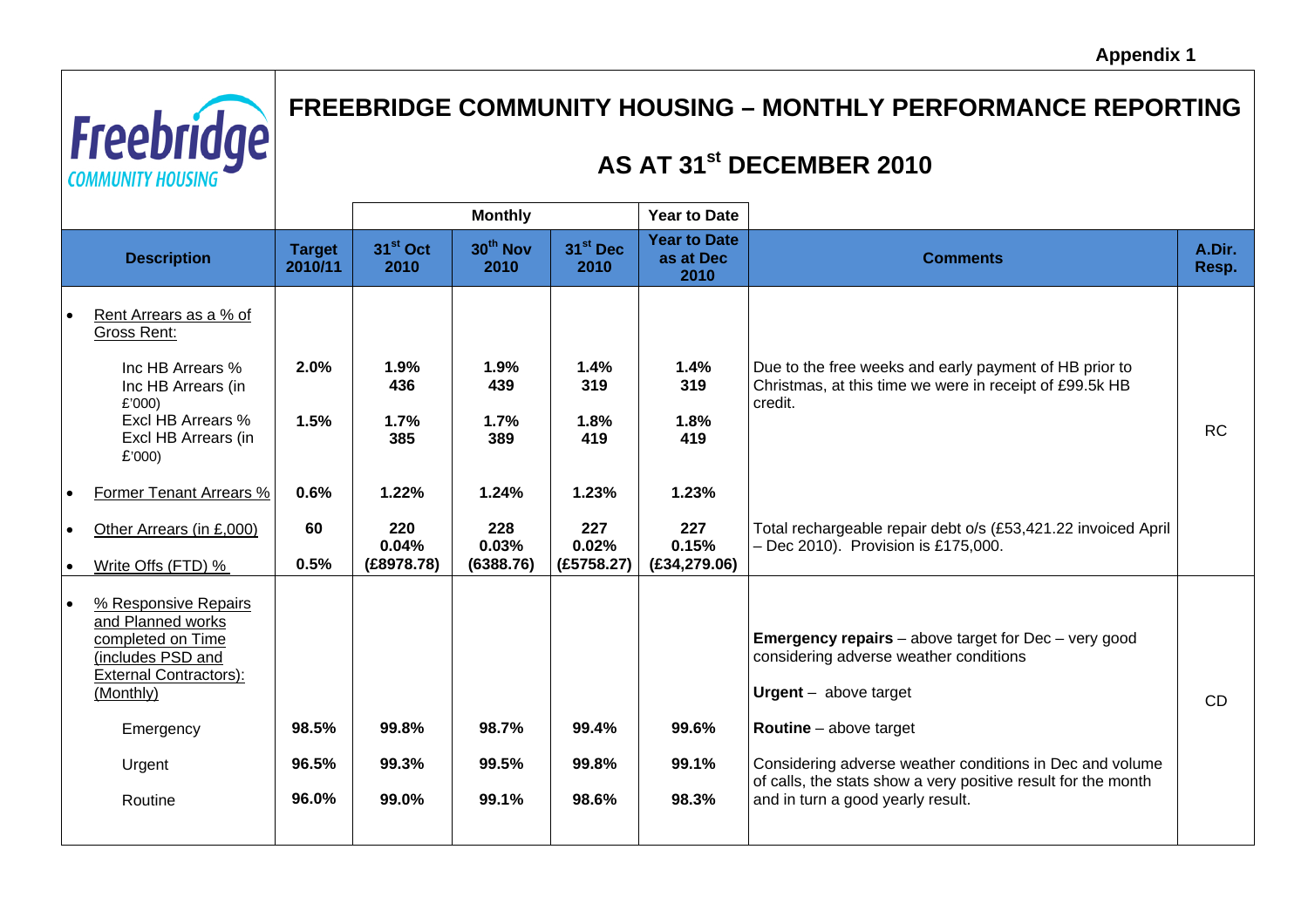Appendix 1

# FREEBRIDGE COMMUNITY HOUSING – MONTHLY PERFORMANCE REPORTING

## AS AT 31st DECEMBER 2010

| Description | Target 2010/11 | Monthly: 31st Oct 2010 | Monthly: 30th Nov 2010 | Monthly: 31st Dec 2010 | Year to Date: Year to Date as at Dec 2010 | Comments | A.Dir. Resp. |
|---|---|---|---|---|---|---|---|
| • Rent Arrears as a % of Gross Rent: | | | | | | | |
| Inc HB Arrears % | 2.0% | 1.9% | 1.9% | 1.4% | 1.4% | Due to the free weeks and early payment of HB prior to Christmas, at this time we were in receipt of £99.5k HB credit. | RC |
| Inc HB Arrears (in £'000) | | 436 | 439 | 319 | 319 | | |
| Excl HB Arrears % | 1.5% | 1.7% | 1.7% | 1.8% | 1.8% | | |
| Excl HB Arrears (in £'000) | | 385 | 389 | 419 | 419 | | |
| • Former Tenant Arrears % | 0.6% | 1.22% | 1.24% | 1.23% | 1.23% | | |
| • Other Arrears (in £,000) | 60 | 220 | 228 | 227 | 227 | Total rechargeable repair debt o/s (£53,421.22 invoiced April – Dec 2010). Provision is £175,000. | |
| • Write Offs (FTD) % | 0.5% | 0.04% (£8978.78) | 0.03% (6388.76) | 0.02% (£5758.27) | 0.15% (£34,279.06) | | |
| • % Responsive Repairs and Planned works completed on Time (includes PSD and External Contractors): (Monthly) | | | | | | **Emergency repairs** – above target for Dec – very good considering adverse weather conditions | CD |
| Emergency | 98.5% | 99.8% | 98.7% | 99.4% | 99.6% | **Urgent** – above target | |
| Urgent | 96.5% | 99.3% | 99.5% | 99.8% | 99.1% | **Routine** – above target | |
| Routine | 96.0% | 99.0% | 99.1% | 98.6% | 98.3% | Considering adverse weather conditions in Dec and volume of calls, the stats show a very positive result for the month and in turn a good yearly result. | |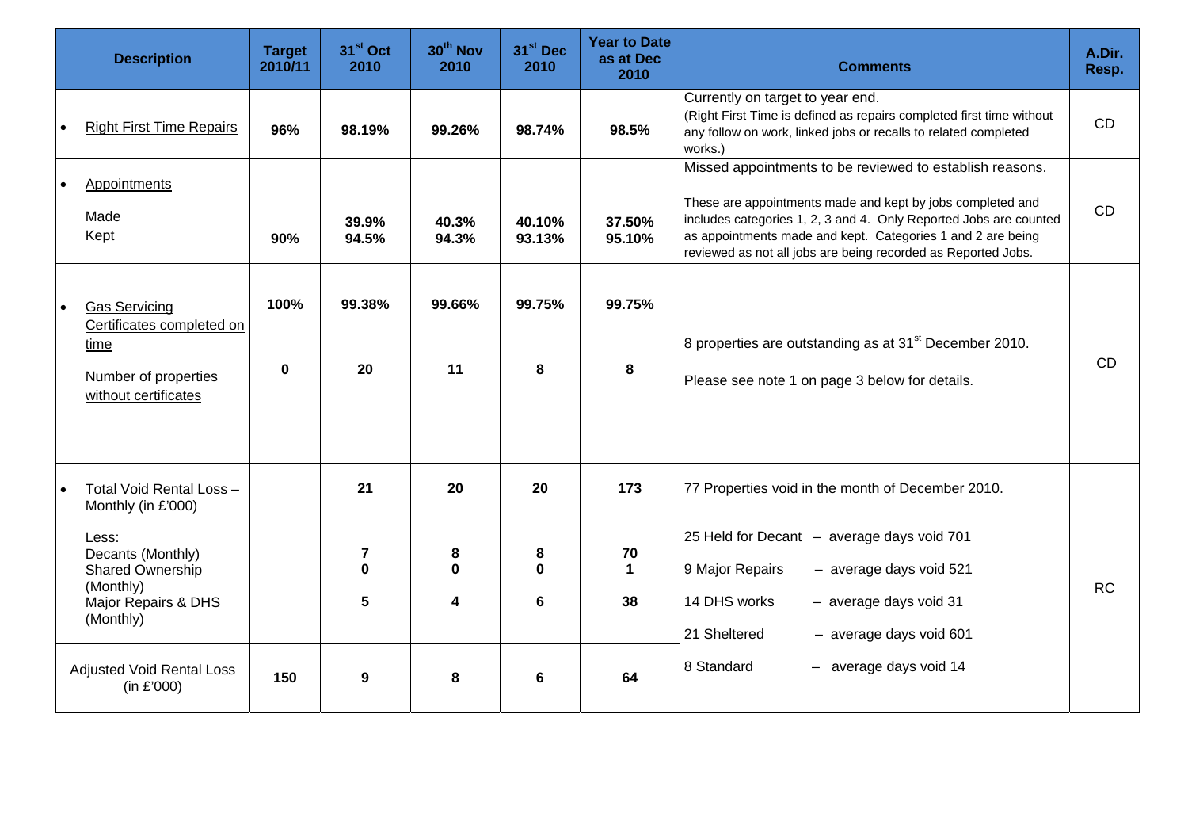| Description | Target 2010/11 | 31st Oct 2010 | 30th Nov 2010 | 31st Dec 2010 | Year to Date as at Dec 2010 | Comments | A.Dir. Resp. |
|---|---|---|---|---|---|---|---|
| • Right First Time Repairs | 96% | 98.19% | 99.26% | 98.74% | 98.5% | Currently on target to year end. (Right First Time is defined as repairs completed first time without any follow on work, linked jobs or recalls to related completed works.) | CD |
| • Appointments<br>Made<br>Kept | <br><br>90% | 39.9%<br>94.5% | 40.3%<br>94.3% | 40.10%<br>93.13% | 37.50%<br>95.10% | Missed appointments to be reviewed to establish reasons.<br><br>These are appointments made and kept by jobs completed and includes categories 1, 2, 3 and 4. Only Reported Jobs are counted as appointments made and kept. Categories 1 and 2 are being reviewed as not all jobs are being recorded as Reported Jobs. | CD |
| • Gas Servicing Certificates completed on time<br><br>Number of properties without certificates | 100%<br><br>0 | 99.38%<br><br>20 | 99.66%<br><br>11 | 99.75%<br><br>8 | 99.75%<br><br>8 | 8 properties are outstanding as at 31st December 2010.<br><br>Please see note 1 on page 3 below for details. | CD |
| • Total Void Rental Loss – Monthly (in £'000)<br><br>Less:<br>Decants (Monthly)<br>Shared Ownership (Monthly)<br>Major Repairs & DHS (Monthly) | | 21<br><br><br>7<br>0<br>5 | 20<br><br><br>8<br>0<br>4 | 20<br><br><br>8<br>0<br>6 | 173<br><br><br>70<br>1<br>38 | 77 Properties void in the month of December 2010.<br><br>25 Held for Decant – average days void 701<br>9 Major Repairs – average days void 521<br>14 DHS works – average days void 31<br>21 Sheltered – average days void 601<br>8 Standard – average days void 14 | RC |
| Adjusted Void Rental Loss (in £'000) | 150 | 9 | 8 | 6 | 64 | | |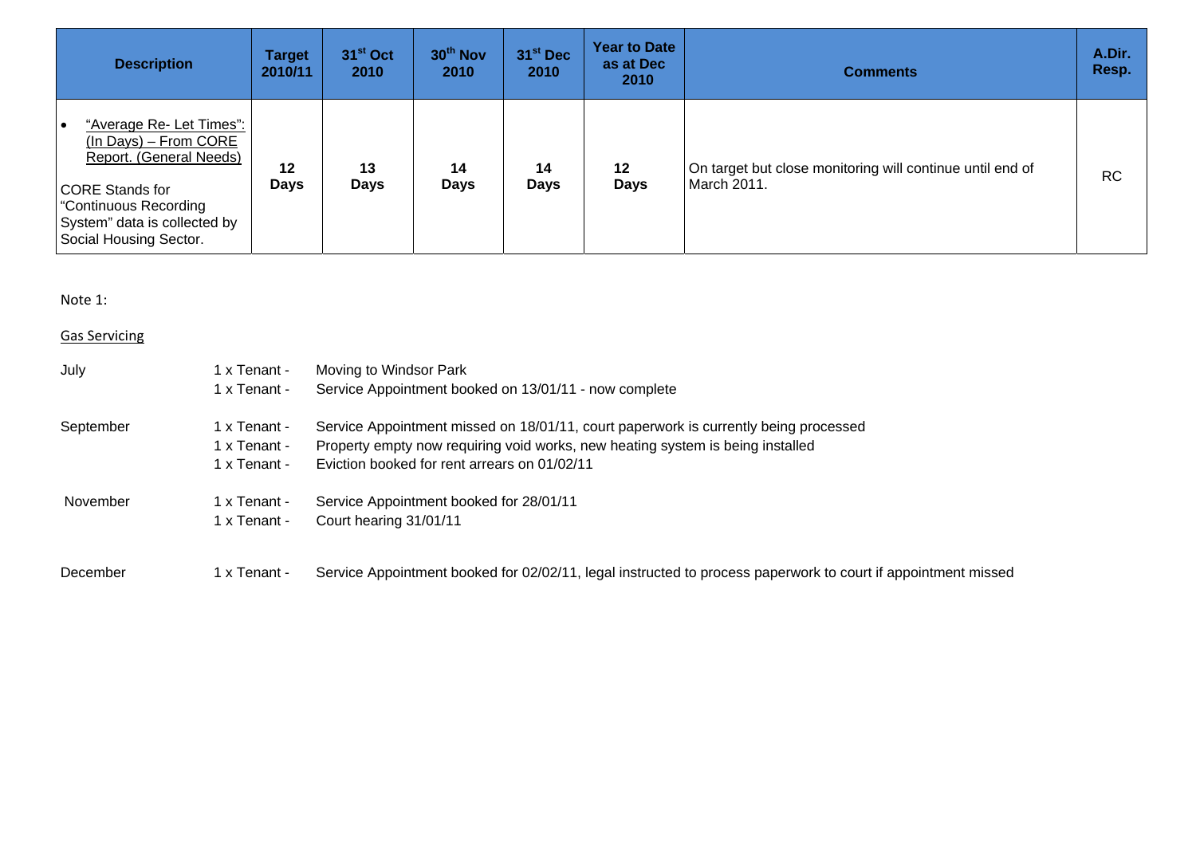| Description | Target 2010/11 | 31st Oct 2010 | 30th Nov 2010 | 31st Dec 2010 | Year to Date as at Dec 2010 | Comments | A.Dir. Resp. |
|---|---|---|---|---|---|---|---|
| • "Average Re- Let Times": (In Days) – From CORE Report. (General Needs)<br><br>CORE Stands for "Continuous Recording System" data is collected by Social Housing Sector. | **12 Days** | **13 Days** | **14 Days** | **14 Days** | **12 Days** | On target but close monitoring will continue until end of March 2011. | RC |

Note 1:

Gas Servicing

| | | |
|---|---|---|
| July | 1 x Tenant - | Moving to Windsor Park |
| | 1 x Tenant - | Service Appointment booked on 13/01/11 - now complete |
| September | 1 x Tenant - | Service Appointment missed on 18/01/11, court paperwork is currently being processed |
| | 1 x Tenant - | Property empty now requiring void works, new heating system is being installed |
| | 1 x Tenant - | Eviction booked for rent arrears on 01/02/11 |
| November | 1 x Tenant - | Service Appointment booked for 28/01/11 |
| | 1 x Tenant - | Court hearing 31/01/11 |
| December | 1 x Tenant - | Service Appointment booked for 02/02/11, legal instructed to process paperwork to court if appointment missed |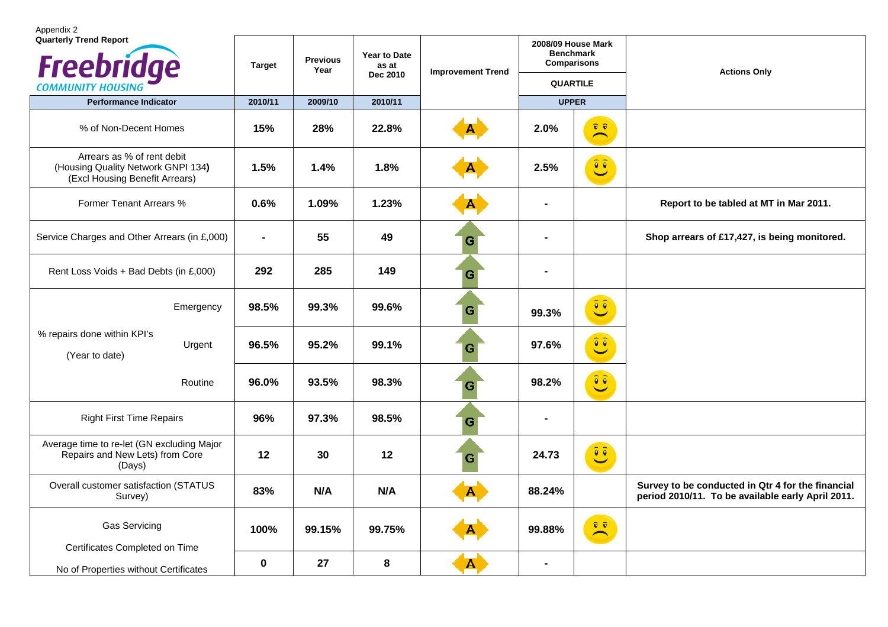Appendix 2

**Quarterly Trend Report**

Freebridge COMMUNITY HOUSING

| Performance Indicator | Target | Previous Year | Year to Date as at Dec 2010 | Improvement Trend | 2008/09 House Mark Benchmark Comparisons QUARTILE | | Actions Only |
|---|---|---|---|---|---|---|---|
| | 2010/11 | 2009/10 | 2010/11 | | UPPER | | |
| % of Non-Decent Homes | 15% | 28% | 22.8% | A | 2.0% | ☹ | |
| Arrears as % of rent debit (Housing Quality Network GNPI 134) (Excl Housing Benefit Arrears) | 1.5% | 1.4% | 1.8% | A | 2.5% | ☺ | |
| Former Tenant Arrears % | 0.6% | 1.09% | 1.23% | A | - | | **Report to be tabled at MT in Mar 2011.** |
| Service Charges and Other Arrears (in £,000) | - | 55 | 49 | G | - | | **Shop arrears of £17,427, is being monitored.** |
| Rent Loss Voids + Bad Debts (in £,000) | 292 | 285 | 149 | G | - | | |
| % repairs done within KPI's (Year to date) – Emergency | 98.5% | 99.3% | 99.6% | G | 99.3% | ☺ | |
| % repairs done within KPI's (Year to date) – Urgent | 96.5% | 95.2% | 99.1% | G | 97.6% | ☺ | |
| % repairs done within KPI's (Year to date) – Routine | 96.0% | 93.5% | 98.3% | G | 98.2% | ☺ | |
| Right First Time Repairs | 96% | 97.3% | 98.5% | G | - | | |
| Average time to re-let (GN excluding Major Repairs and New Lets) from Core (Days) | 12 | 30 | 12 | G | 24.73 | ☺ | |
| Overall customer satisfaction (STATUS Survey) | 83% | N/A | N/A | A | 88.24% | | **Survey to be conducted in Qtr 4 for the financial period 2010/11. To be available early April 2011.** |
| Gas Servicing Certificates Completed on Time | 100% | 99.15% | 99.75% | A | 99.88% | ☹ | |
| No of Properties without Certificates | 0 | 27 | 8 | A | - | | |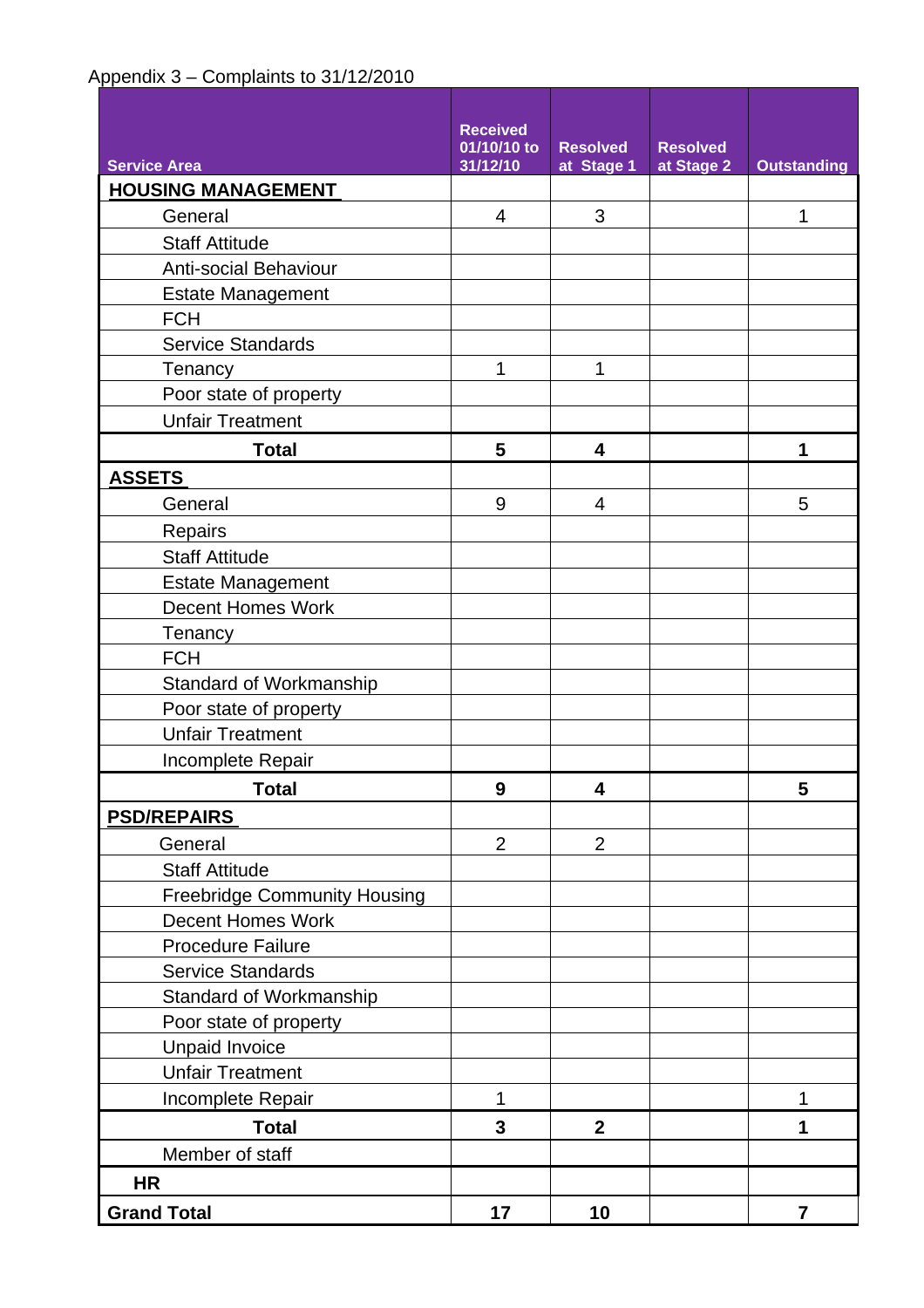Appendix 3 – Complaints to 31/12/2010

| Service Area | Received 01/10/10 to 31/12/10 | Resolved at Stage 1 | Resolved at Stage 2 | Outstanding |
|---|---|---|---|---|
| **HOUSING MANAGEMENT** | | | | |
| General | 4 | 3 | | 1 |
| Staff Attitude | | | | |
| Anti-social Behaviour | | | | |
| Estate Management | | | | |
| FCH | | | | |
| Service Standards | | | | |
| Tenancy | 1 | 1 | | |
| Poor state of property | | | | |
| Unfair Treatment | | | | |
| **Total** | **5** | **4** | | **1** |
| **ASSETS** | | | | |
| General | 9 | 4 | | 5 |
| Repairs | | | | |
| Staff Attitude | | | | |
| Estate Management | | | | |
| Decent Homes Work | | | | |
| Tenancy | | | | |
| FCH | | | | |
| Standard of Workmanship | | | | |
| Poor state of property | | | | |
| Unfair Treatment | | | | |
| Incomplete Repair | | | | |
| **Total** | **9** | **4** | | **5** |
| **PSD/REPAIRS** | | | | |
| General | 2 | 2 | | |
| Staff Attitude | | | | |
| Freebridge Community Housing | | | | |
| Decent Homes Work | | | | |
| Procedure Failure | | | | |
| Service Standards | | | | |
| Standard of Workmanship | | | | |
| Poor state of property | | | | |
| Unpaid Invoice | | | | |
| Unfair Treatment | | | | |
| Incomplete Repair | 1 | | | 1 |
| **Total** | **3** | **2** | | **1** |
| Member of staff | | | | |
| **HR** | | | | |
| **Grand Total** | **17** | **10** | | **7** |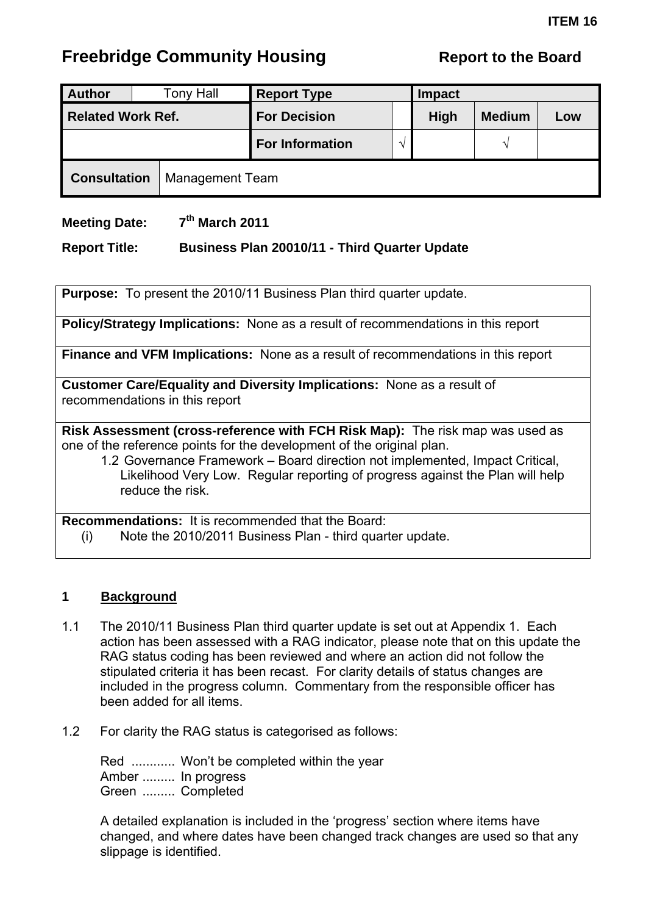**ITEM 16**

# Freebridge Community Housing

**Report to the Board**

| **Author** | Tony Hall | **Report Type** | | **Impact** | | |
|---|---|---|---|---|---|---|
| **Related Work Ref.** | | **For Decision** | | **High** | **Medium** | **Low** |
| | | **For Information** | √ | | √ | |
| **Consultation** | Management Team | | | | | |

**Meeting Date:** 7th March 2011

**Report Title:** **Business Plan 20010/11 - Third Quarter Update**

| |
|---|
| **Purpose:** To present the 2010/11 Business Plan third quarter update. |
| **Policy/Strategy Implications:** None as a result of recommendations in this report |
| **Finance and VFM Implications:** None as a result of recommendations in this report |
| **Customer Care/Equality and Diversity Implications:** None as a result of recommendations in this report |
| **Risk Assessment (cross-reference with FCH Risk Map):** The risk map was used as one of the reference points for the development of the original plan. 1.2 Governance Framework – Board direction not implemented, Impact Critical, Likelihood Very Low. Regular reporting of progress against the Plan will help reduce the risk. |
| **Recommendations:** It is recommended that the Board: (i) Note the 2010/2011 Business Plan - third quarter update. |

## 1 Background

1.1 The 2010/11 Business Plan third quarter update is set out at Appendix 1. Each action has been assessed with a RAG indicator, please note that on this update the RAG status coding has been reviewed and where an action did not follow the stipulated criteria it has been recast. For clarity details of status changes are included in the progress column. Commentary from the responsible officer has been added for all items.

1.2 For clarity the RAG status is categorised as follows:

Red ............ Won't be completed within the year
Amber ......... In progress
Green ......... Completed

A detailed explanation is included in the 'progress' section where items have changed, and where dates have been changed track changes are used so that any slippage is identified.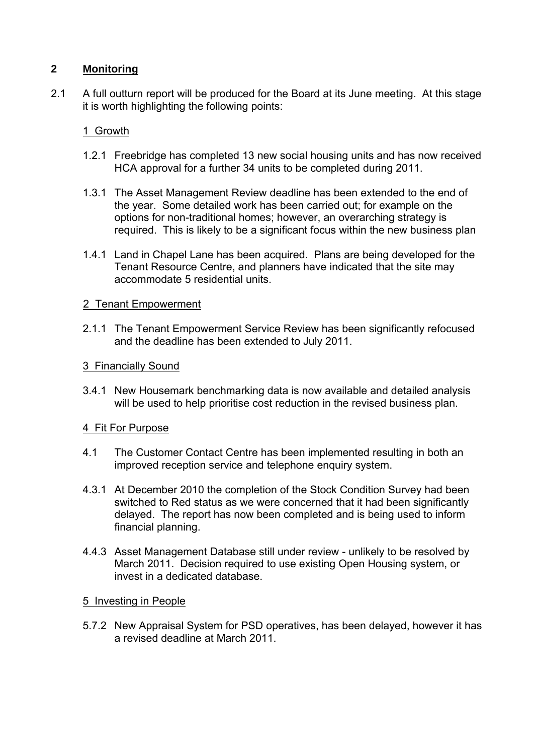## 2 Monitoring

2.1 A full outturn report will be produced for the Board at its June meeting. At this stage it is worth highlighting the following points:

1 Growth

1.2.1 Freebridge has completed 13 new social housing units and has now received HCA approval for a further 34 units to be completed during 2011.

1.3.1 The Asset Management Review deadline has been extended to the end of the year. Some detailed work has been carried out; for example on the options for non-traditional homes; however, an overarching strategy is required. This is likely to be a significant focus within the new business plan

1.4.1 Land in Chapel Lane has been acquired. Plans are being developed for the Tenant Resource Centre, and planners have indicated that the site may accommodate 5 residential units.

2 Tenant Empowerment

2.1.1 The Tenant Empowerment Service Review has been significantly refocused and the deadline has been extended to July 2011.

3 Financially Sound

3.4.1 New Housemark benchmarking data is now available and detailed analysis will be used to help prioritise cost reduction in the revised business plan.

4 Fit For Purpose

4.1 The Customer Contact Centre has been implemented resulting in both an improved reception service and telephone enquiry system.

4.3.1 At December 2010 the completion of the Stock Condition Survey had been switched to Red status as we were concerned that it had been significantly delayed. The report has now been completed and is being used to inform financial planning.

4.4.3 Asset Management Database still under review - unlikely to be resolved by March 2011. Decision required to use existing Open Housing system, or invest in a dedicated database.

5 Investing in People

5.7.2 New Appraisal System for PSD operatives, has been delayed, however it has a revised deadline at March 2011.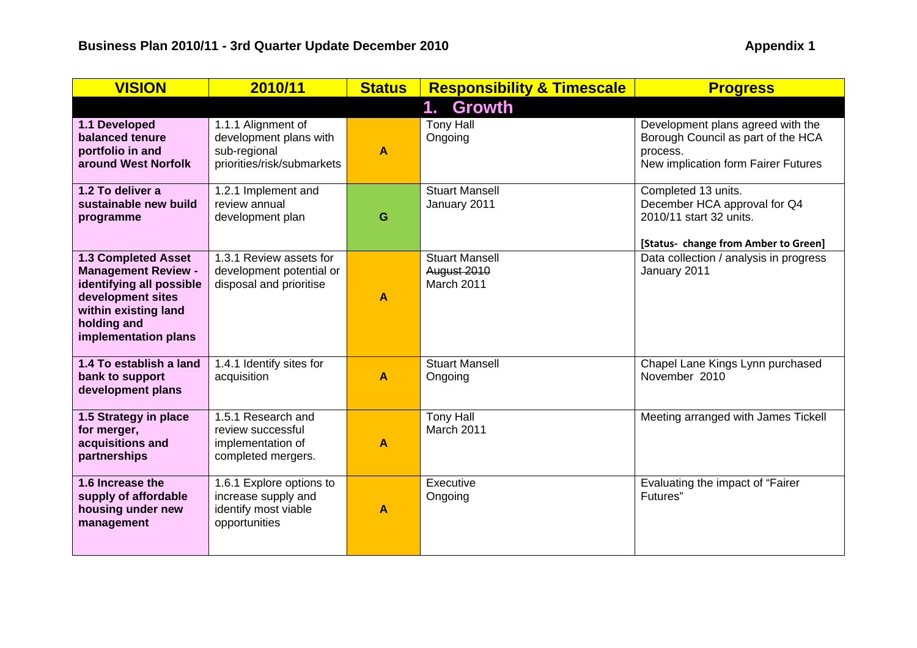**Business Plan 2010/11 - 3rd Quarter Update December 2010** **Appendix 1**

| VISION | 2010/11 | Status | Responsibility & Timescale | Progress |
|---|---|---|---|---|
| | | **1. Growth** | | |
| **1.1 Developed balanced tenure portfolio in and around West Norfolk** | 1.1.1 Alignment of development plans with sub-regional priorities/risk/submarkets | **A** | Tony Hall<br>Ongoing | Development plans agreed with the Borough Council as part of the HCA process.<br>New implication form Fairer Futures |
| **1.2 To deliver a sustainable new build programme** | 1.2.1 Implement and review annual development plan | **G** | Stuart Mansell<br>January 2011 | Completed 13 units.<br>December HCA approval for Q4 2010/11 start 32 units.<br><br>**[Status- change from Amber to Green]** |
| **1.3 Completed Asset Management Review - identifying all possible development sites within existing land holding and implementation plans** | 1.3.1 Review assets for development potential or disposal and prioritise | **A** | Stuart Mansell<br>~~August 2010~~<br>March 2011 | Data collection / analysis in progress January 2011 |
| **1.4 To establish a land bank to support development plans** | 1.4.1 Identify sites for acquisition | **A** | Stuart Mansell<br>Ongoing | Chapel Lane Kings Lynn purchased November 2010 |
| **1.5 Strategy in place for merger, acquisitions and partnerships** | 1.5.1 Research and review successful implementation of completed mergers. | **A** | Tony Hall<br>March 2011 | Meeting arranged with James Tickell |
| **1.6 Increase the supply of affordable housing under new management** | 1.6.1 Explore options to increase supply and identify most viable opportunities | **A** | Executive<br>Ongoing | Evaluating the impact of "Fairer Futures" |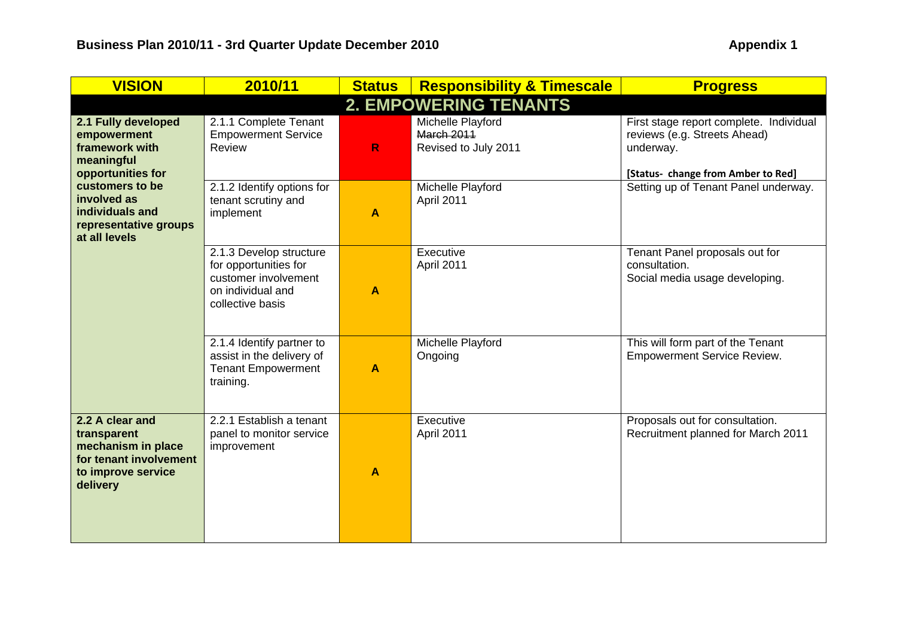# Business Plan 2010/11 - 3rd Quarter Update December 2010

**Appendix 1**

| VISION | 2010/11 | Status | Responsibility & Timescale | Progress |
|---|---|---|---|---|
| **2. EMPOWERING TENANTS** | | | | |
| **2.1 Fully developed empowerment framework with meaningful opportunities for customers to be involved as individuals and representative groups at all levels** | 2.1.1 Complete Tenant Empowerment Service Review | R | Michelle Playford<br>~~March 2011~~<br>Revised to July 2011 | First stage report complete. Individual reviews (e.g. Streets Ahead) underway.<br><br>**[Status- change from Amber to Red]** |
| | 2.1.2 Identify options for tenant scrutiny and implement | A | Michelle Playford<br>April 2011 | Setting up of Tenant Panel underway. |
| | 2.1.3 Develop structure for opportunities for customer involvement on individual and collective basis | A | Executive<br>April 2011 | Tenant Panel proposals out for consultation.<br>Social media usage developing. |
| | 2.1.4 Identify partner to assist in the delivery of Tenant Empowerment training. | A | Michelle Playford<br>Ongoing | This will form part of the Tenant Empowerment Service Review. |
| **2.2 A clear and transparent mechanism in place for tenant involvement to improve service delivery** | 2.2.1 Establish a tenant panel to monitor service improvement | A | Executive<br>April 2011 | Proposals out for consultation.<br>Recruitment planned for March 2011 |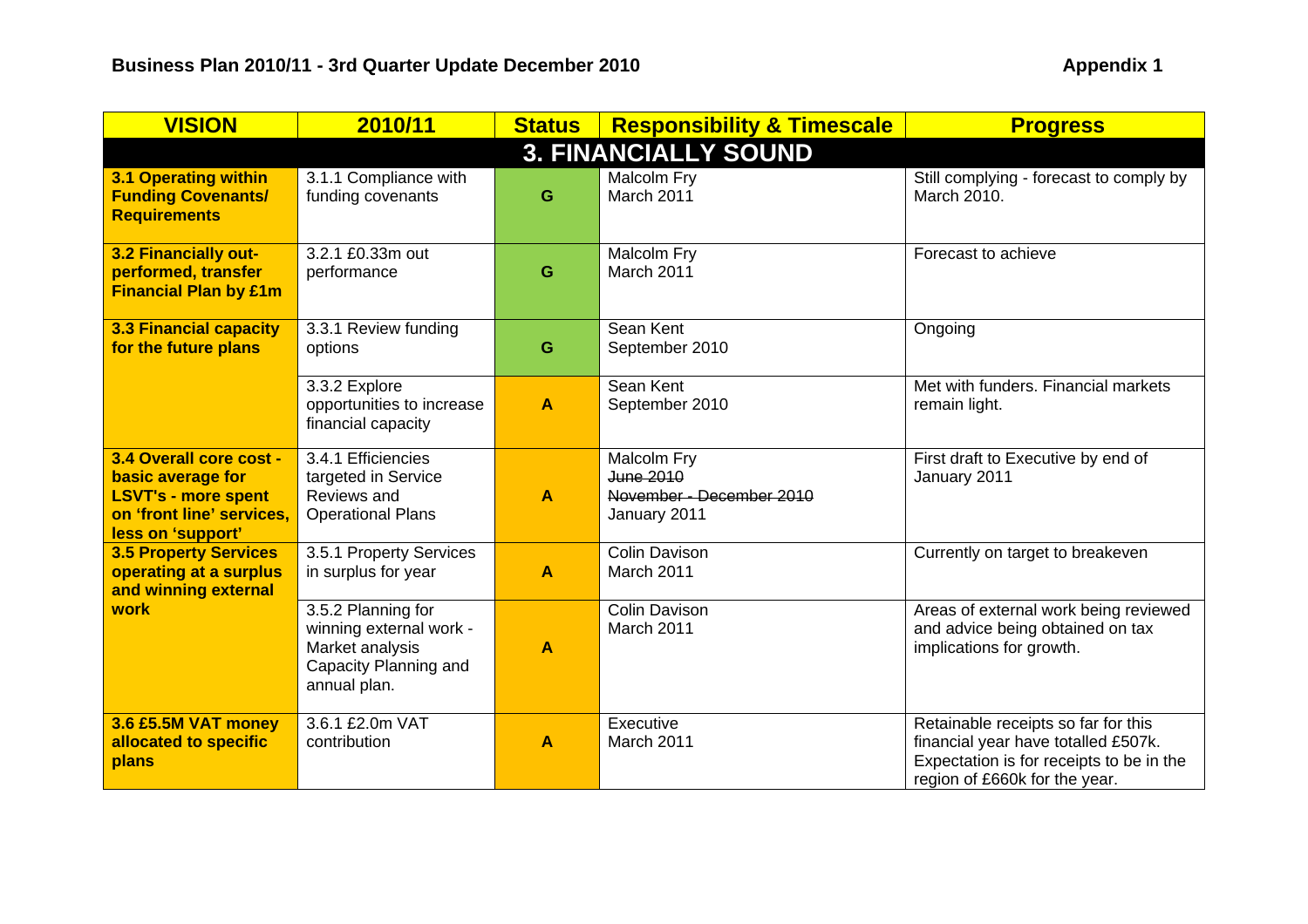## Business Plan 2010/11 - 3rd Quarter Update December 2010

**Appendix 1**

| VISION | 2010/11 | Status | Responsibility & Timescale | Progress |
|---|---|---|---|---|
| **3. FINANCIALLY SOUND** | | | | |
| **3.1 Operating within Funding Covenants/ Requirements** | 3.1.1 Compliance with funding covenants | G | Malcolm Fry<br>March 2011 | Still complying - forecast to comply by March 2010. |
| **3.2 Financially out-performed, transfer Financial Plan by £1m** | 3.2.1 £0.33m out performance | G | Malcolm Fry<br>March 2011 | Forecast to achieve |
| **3.3 Financial capacity for the future plans** | 3.3.1 Review funding options | G | Sean Kent<br>September 2010 | Ongoing |
| | 3.3.2 Explore opportunities to increase financial capacity | A | Sean Kent<br>September 2010 | Met with funders. Financial markets remain light. |
| **3.4 Overall core cost - basic average for LSVT's - more spent on 'front line' services, less on 'support'** | 3.4.1 Efficiencies targeted in Service Reviews and Operational Plans | A | Malcolm Fry<br>~~June 2010~~<br>~~November - December 2010~~<br>January 2011 | First draft to Executive by end of January 2011 |
| **3.5 Property Services operating at a surplus and winning external work** | 3.5.1 Property Services in surplus for year | A | Colin Davison<br>March 2011 | Currently on target to breakeven |
| | 3.5.2 Planning for winning external work - Market analysis Capacity Planning and annual plan. | A | Colin Davison<br>March 2011 | Areas of external work being reviewed and advice being obtained on tax implications for growth. |
| **3.6 £5.5M VAT money allocated to specific plans** | 3.6.1 £2.0m VAT contribution | A | Executive<br>March 2011 | Retainable receipts so far for this financial year have totalled £507k. Expectation is for receipts to be in the region of £660k for the year. |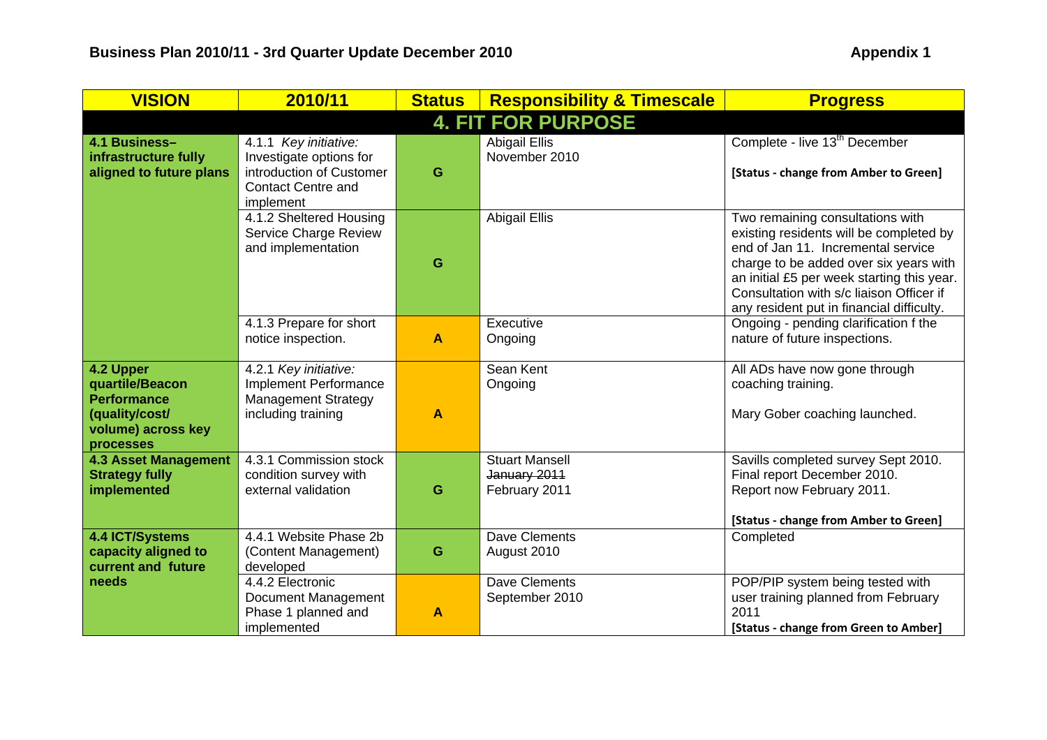## Business Plan 2010/11 - 3rd Quarter Update December 2010

**Appendix 1**

| VISION | 2010/11 | Status | Responsibility & Timescale | Progress |
|---|---|---|---|---|
| **4. FIT FOR PURPOSE** | | | | |
| **4.1 Business–infrastructure fully aligned to future plans** | 4.1.1 *Key initiative:* Investigate options for introduction of Customer Contact Centre and implement | G | Abigail Ellis<br>November 2010 | Complete - live 13th December<br><br>**[Status - change from Amber to Green]** |
| | 4.1.2 Sheltered Housing Service Charge Review and implementation | G | Abigail Ellis | Two remaining consultations with existing residents will be completed by end of Jan 11. Incremental service charge to be added over six years with an initial £5 per week starting this year. Consultation with s/c liaison Officer if any resident put in financial difficulty. |
| | 4.1.3 Prepare for short notice inspection. | A | Executive<br>Ongoing | Ongoing - pending clarification f the nature of future inspections. |
| **4.2 Upper quartile/Beacon Performance (quality/cost/ volume) across key processes** | 4.2.1 *Key initiative:* Implement Performance Management Strategy including training | A | Sean Kent<br>Ongoing | All ADs have now gone through coaching training.<br><br>Mary Gober coaching launched. |
| **4.3 Asset Management Strategy fully implemented** | 4.3.1 Commission stock condition survey with external validation | G | Stuart Mansell<br>~~January 2011~~<br>February 2011 | Savills completed survey Sept 2010. Final report December 2010. Report now February 2011.<br><br>**[Status - change from Amber to Green]** |
| **4.4 ICT/Systems capacity aligned to current and future needs** | 4.4.1 Website Phase 2b (Content Management) developed | G | Dave Clements<br>August 2010 | Completed |
| | 4.4.2 Electronic Document Management Phase 1 planned and implemented | A | Dave Clements<br>September 2010 | POP/PIP system being tested with user training planned from February 2011<br>**[Status - change from Green to Amber]** |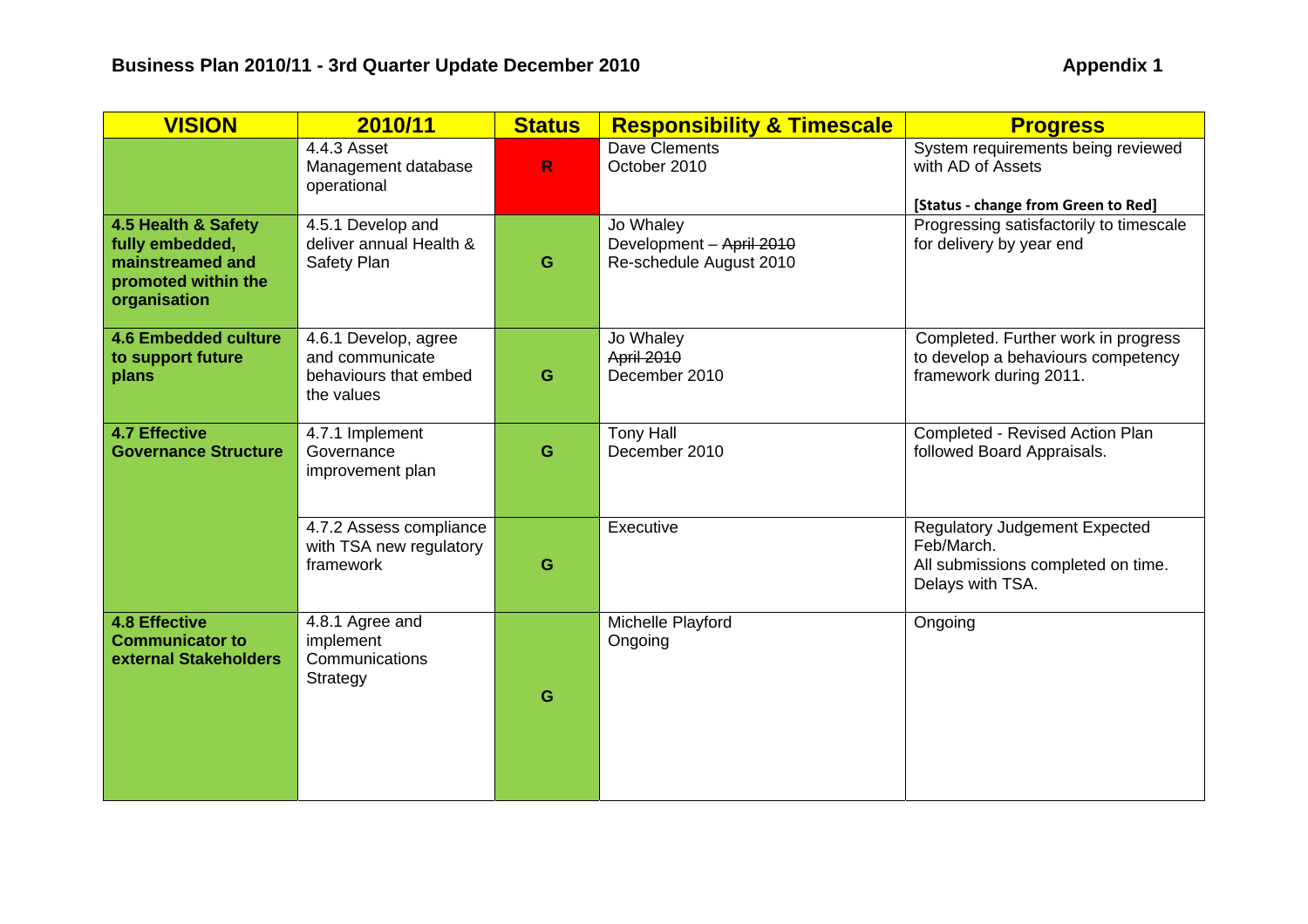**Business Plan 2010/11 - 3rd Quarter Update December 2010** **Appendix 1**

| VISION | 2010/11 | Status | Responsibility & Timescale | Progress |
|---|---|---|---|---|
| | 4.4.3 Asset Management database operational | R | Dave Clements<br>October 2010 | System requirements being reviewed with AD of Assets<br><br>**[Status - change from Green to Red]** |
| **4.5 Health & Safety fully embedded, mainstreamed and promoted within the organisation** | 4.5.1 Develop and deliver annual Health & Safety Plan | G | Jo Whaley<br>Development – ~~April 2010~~<br>Re-schedule August 2010 | Progressing satisfactorily to timescale for delivery by year end |
| **4.6 Embedded culture to support future plans** | 4.6.1 Develop, agree and communicate behaviours that embed the values | G | Jo Whaley<br>~~April 2010~~<br>December 2010 | Completed. Further work in progress to develop a behaviours competency framework during 2011. |
| **4.7 Effective Governance Structure** | 4.7.1 Implement Governance improvement plan | G | Tony Hall<br>December 2010 | Completed - Revised Action Plan followed Board Appraisals. |
| | 4.7.2 Assess compliance with TSA new regulatory framework | G | Executive | Regulatory Judgement Expected Feb/March.<br>All submissions completed on time.<br>Delays with TSA. |
| **4.8 Effective Communicator to external Stakeholders** | 4.8.1 Agree and implement Communications Strategy | G | Michelle Playford<br>Ongoing | Ongoing |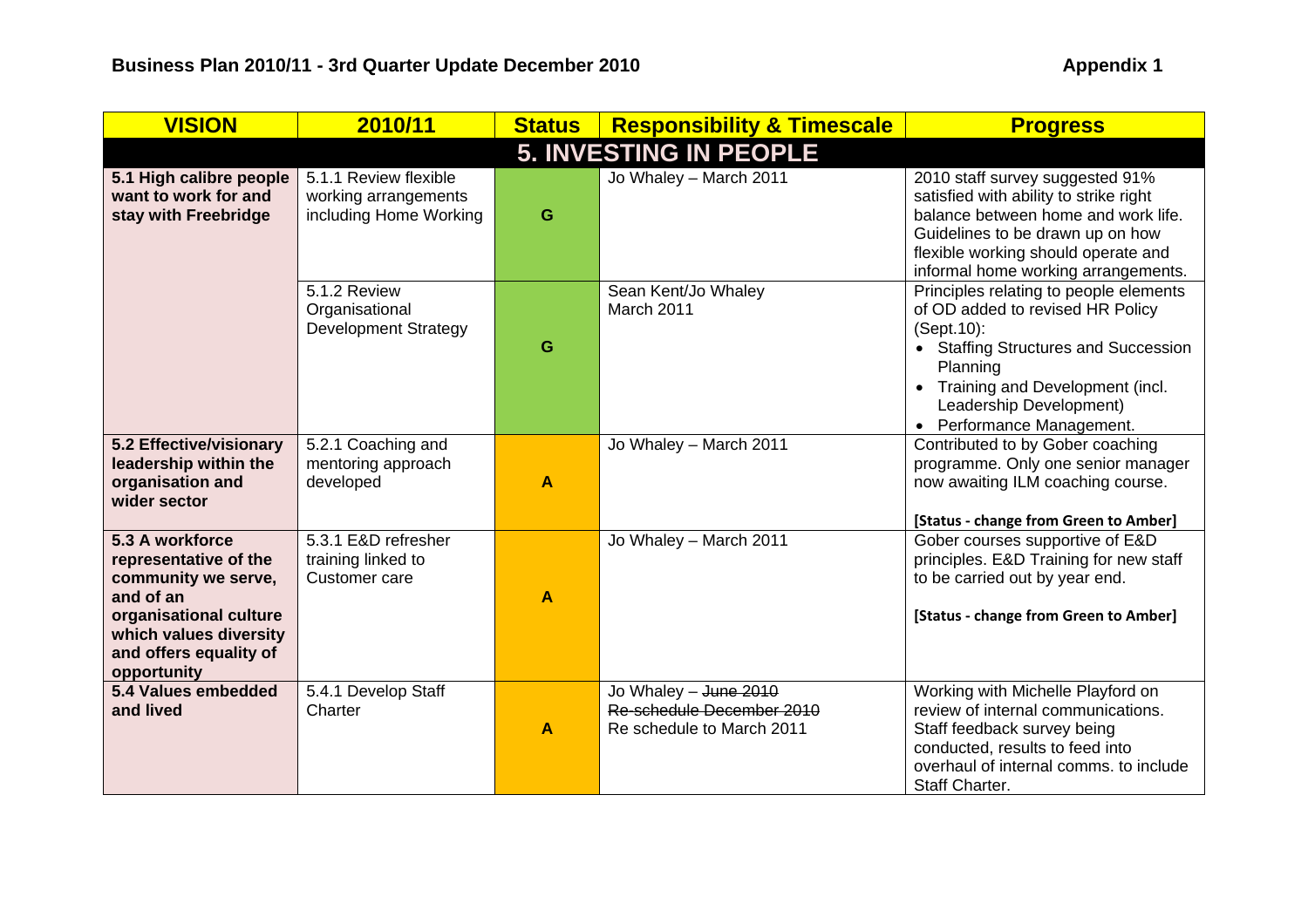## Business Plan 2010/11 - 3rd Quarter Update December 2010

**Appendix 1**

| VISION | 2010/11 | Status | Responsibility & Timescale | Progress |
|---|---|---|---|---|
| **5. INVESTING IN PEOPLE** | | | | |
| **5.1 High calibre people want to work for and stay with Freebridge** | 5.1.1 Review flexible working arrangements including Home Working | G | Jo Whaley – March 2011 | 2010 staff survey suggested 91% satisfied with ability to strike right balance between home and work life. Guidelines to be drawn up on how flexible working should operate and informal home working arrangements. |
| | 5.1.2 Review Organisational Development Strategy | G | Sean Kent/Jo Whaley March 2011 | Principles relating to people elements of OD added to revised HR Policy (Sept.10): • Staffing Structures and Succession Planning • Training and Development (incl. Leadership Development) • Performance Management. |
| **5.2 Effective/visionary leadership within the organisation and wider sector** | 5.2.1 Coaching and mentoring approach developed | A | Jo Whaley – March 2011 | Contributed to by Gober coaching programme. Only one senior manager now awaiting ILM coaching course. **[Status - change from Green to Amber]** |
| **5.3 A workforce representative of the community we serve, and of an organisational culture which values diversity and offers equality of opportunity** | 5.3.1 E&D refresher training linked to Customer care | A | Jo Whaley – March 2011 | Gober courses supportive of E&D principles. E&D Training for new staff to be carried out by year end. **[Status - change from Green to Amber]** |
| **5.4 Values embedded and lived** | 5.4.1 Develop Staff Charter | A | Jo Whaley – ~~June 2010~~ ~~Re-schedule December 2010~~ Re schedule to March 2011 | Working with Michelle Playford on review of internal communications. Staff feedback survey being conducted, results to feed into overhaul of internal comms. to include Staff Charter. |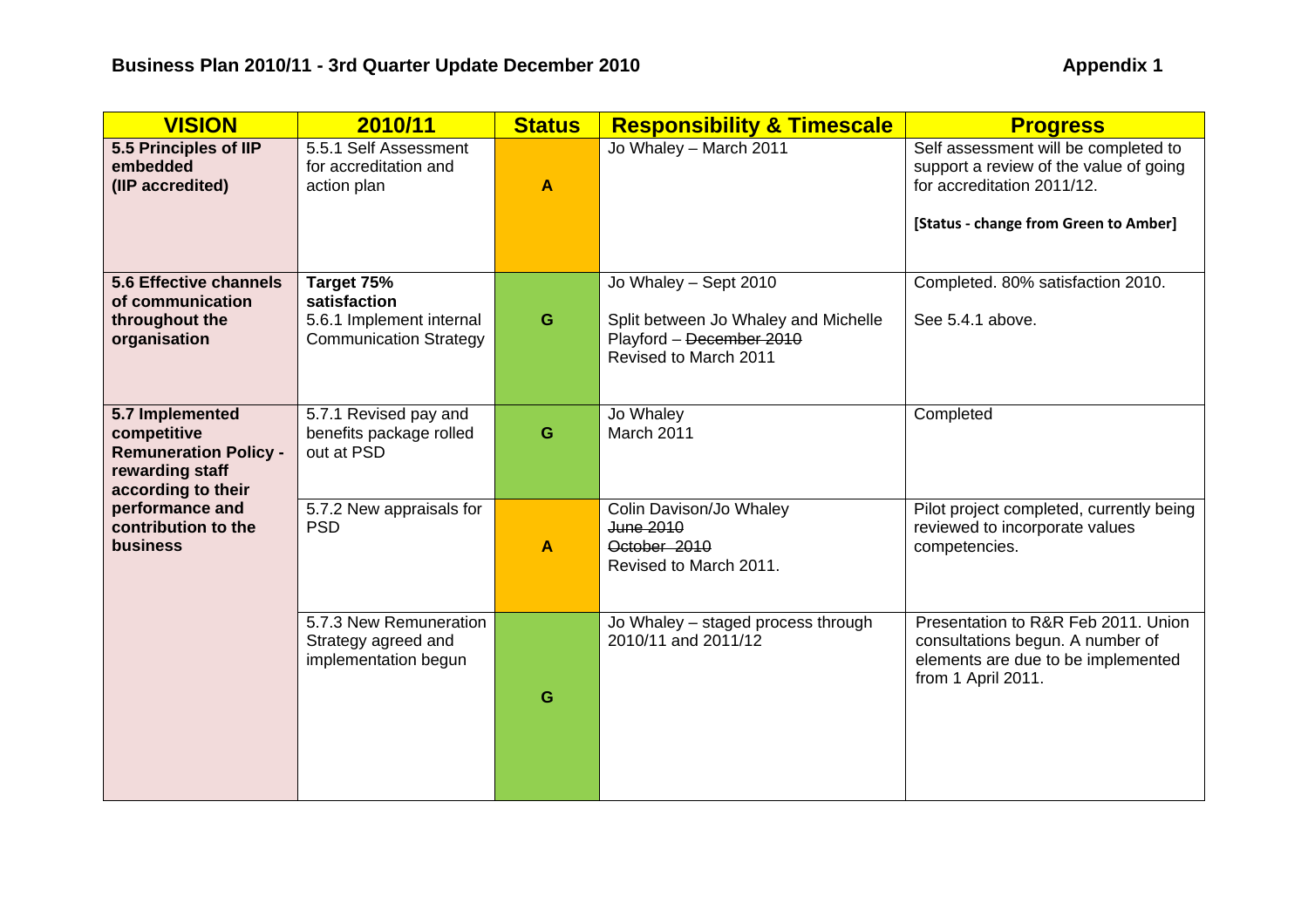**Business Plan 2010/11 - 3rd Quarter Update December 2010** **Appendix 1**

| VISION | 2010/11 | Status | Responsibility & Timescale | Progress |
|---|---|---|---|---|
| **5.5 Principles of IIP embedded (IIP accredited)** | 5.5.1 Self Assessment for accreditation and action plan | A | Jo Whaley – March 2011 | Self assessment will be completed to support a review of the value of going for accreditation 2011/12.<br><br>**[Status - change from Green to Amber]** |
| **5.6 Effective channels of communication throughout the organisation** | **Target 75% satisfaction**<br>5.6.1 Implement internal Communication Strategy | G | Jo Whaley – Sept 2010<br><br>Split between Jo Whaley and Michelle Playford – ~~December 2010~~ Revised to March 2011 | Completed. 80% satisfaction 2010.<br><br>See 5.4.1 above. |
| **5.7 Implemented competitive Remuneration Policy - rewarding staff according to their performance and contribution to the business** | 5.7.1 Revised pay and benefits package rolled out at PSD | G | Jo Whaley<br>March 2011 | Completed |
| | 5.7.2 New appraisals for PSD | A | Colin Davison/Jo Whaley<br>~~June 2010~~<br>~~October 2010~~<br>Revised to March 2011. | Pilot project completed, currently being reviewed to incorporate values competencies. |
| | 5.7.3 New Remuneration Strategy agreed and implementation begun | G | Jo Whaley – staged process through 2010/11 and 2011/12 | Presentation to R&R Feb 2011. Union consultations begun. A number of elements are due to be implemented from 1 April 2011. |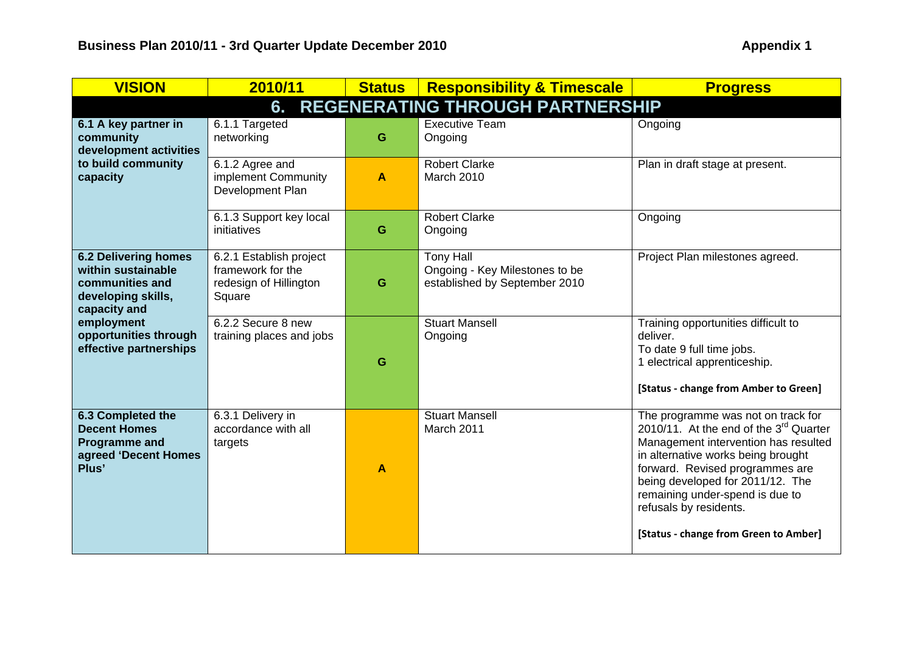## Business Plan 2010/11 - 3rd Quarter Update December 2010

**Appendix 1**

| VISION | 2010/11 | Status | Responsibility & Timescale | Progress |
|---|---|---|---|---|
| **6. REGENERATING THROUGH PARTNERSHIP** | | | | |
| **6.1 A key partner in community development activities to build community capacity** | 6.1.1 Targeted networking | G | Executive Team<br>Ongoing | Ongoing |
| | 6.1.2 Agree and implement Community Development Plan | A | Robert Clarke<br>March 2010 | Plan in draft stage at present. |
| | 6.1.3 Support key local initiatives | G | Robert Clarke<br>Ongoing | Ongoing |
| **6.2 Delivering homes within sustainable communities and developing skills, capacity and employment opportunities through effective partnerships** | 6.2.1 Establish project framework for the redesign of Hillington Square | G | Tony Hall<br>Ongoing - Key Milestones to be established by September 2010 | Project Plan milestones agreed. |
| | 6.2.2 Secure 8 new training places and jobs | G | Stuart Mansell<br>Ongoing | Training opportunities difficult to deliver.<br>To date 9 full time jobs.<br>1 electrical apprenticeship.<br><br>**[Status - change from Amber to Green]** |
| **6.3 Completed the Decent Homes Programme and agreed 'Decent Homes Plus'** | 6.3.1 Delivery in accordance with all targets | A | Stuart Mansell<br>March 2011 | The programme was not on track for 2010/11. At the end of the 3rd Quarter Management intervention has resulted in alternative works being brought forward. Revised programmes are being developed for 2011/12. The remaining under-spend is due to refusals by residents.<br><br>**[Status - change from Green to Amber]** |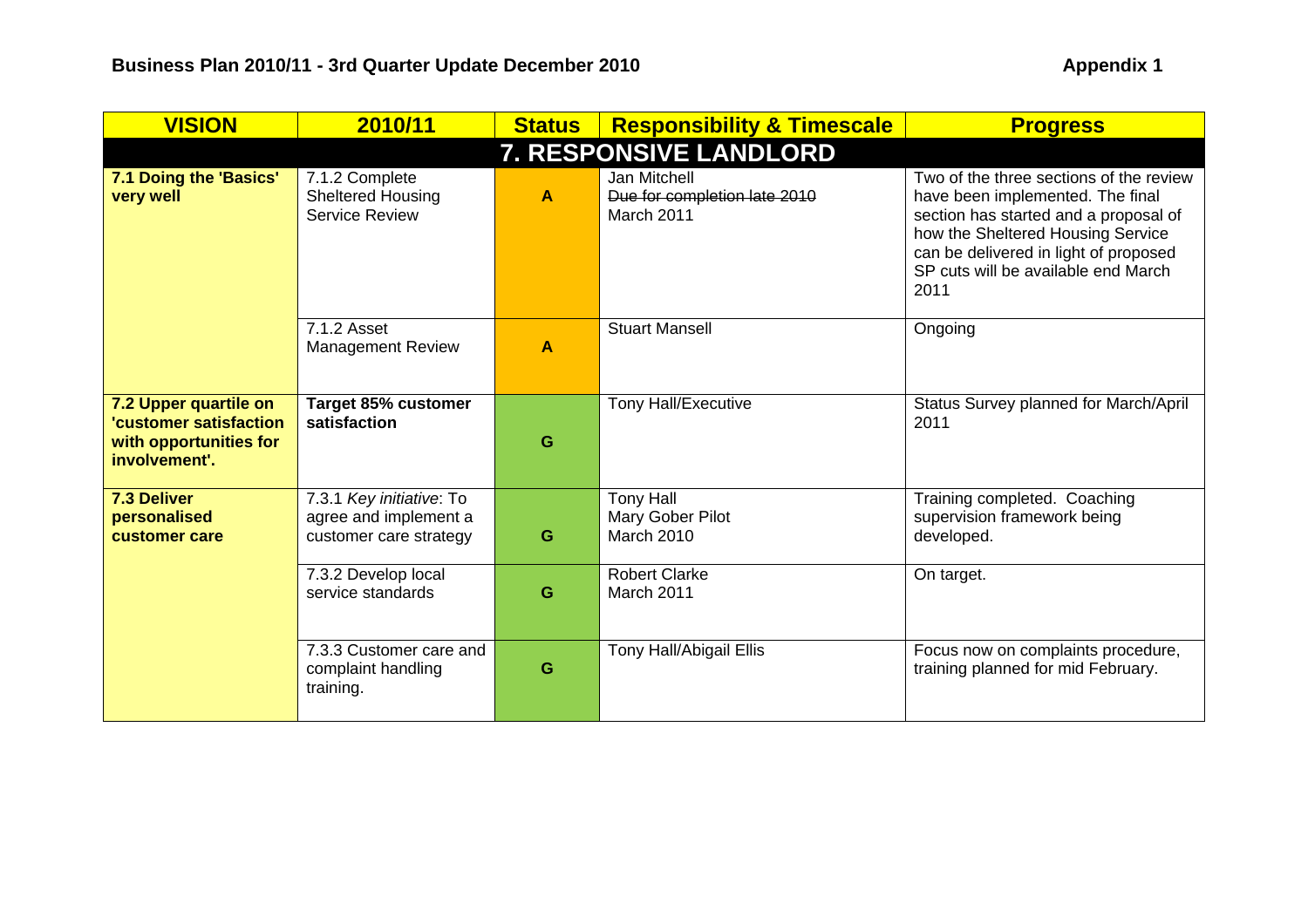## Business Plan 2010/11 - 3rd Quarter Update December 2010

**Appendix 1**

| VISION | 2010/11 | Status | Responsibility & Timescale | Progress |
|---|---|---|---|---|
| **7. RESPONSIVE LANDLORD** | | | | |
| **7.1 Doing the 'Basics' very well** | 7.1.2 Complete Sheltered Housing Service Review | A | Jan Mitchell<br>~~Due for completion late 2010~~<br>March 2011 | Two of the three sections of the review have been implemented. The final section has started and a proposal of how the Sheltered Housing Service can be delivered in light of proposed SP cuts will be available end March 2011 |
| | 7.1.2 Asset Management Review | A | Stuart Mansell | Ongoing |
| **7.2 Upper quartile on 'customer satisfaction with opportunities for involvement'.** | **Target 85% customer satisfaction** | G | Tony Hall/Executive | Status Survey planned for March/April 2011 |
| **7.3 Deliver personalised customer care** | 7.3.1 *Key initiative*: To agree and implement a customer care strategy | G | Tony Hall<br>Mary Gober Pilot<br>March 2010 | Training completed. Coaching supervision framework being developed. |
| | 7.3.2 Develop local service standards | G | Robert Clarke<br>March 2011 | On target. |
| | 7.3.3 Customer care and complaint handling training. | G | Tony Hall/Abigail Ellis | Focus now on complaints procedure, training planned for mid February. |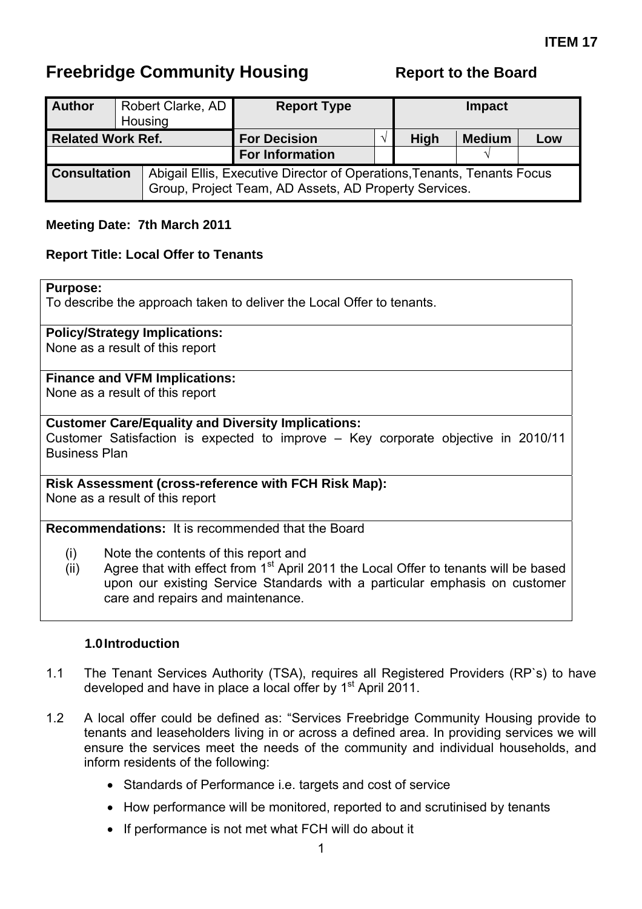**ITEM 17**

# Freebridge Community Housing

**Report to the Board**

| **Author** | Robert Clarke, AD Housing | **Report Type** | | **Impact** | | |
|---|---|---|---|---|---|---|
| **Related Work Ref.** | | **For Decision** | √ | **High** | **Medium** | **Low** |
| | | **For Information** | | | √ | |
| **Consultation** | Abigail Ellis, Executive Director of Operations,Tenants, Tenants Focus Group, Project Team, AD Assets, AD Property Services. | | | | | |

**Meeting Date: 7th March 2011**

**Report Title: Local Offer to Tenants**

**Purpose:**
To describe the approach taken to deliver the Local Offer to tenants.

**Policy/Strategy Implications:**
None as a result of this report

**Finance and VFM Implications:**
None as a result of this report

**Customer Care/Equality and Diversity Implications:**
Customer Satisfaction is expected to improve – Key corporate objective in 2010/11 Business Plan

**Risk Assessment (cross-reference with FCH Risk Map):**
None as a result of this report

**Recommendations:** It is recommended that the Board

(i) Note the contents of this report and
(ii) Agree that with effect from 1st April 2011 the Local Offer to tenants will be based upon our existing Service Standards with a particular emphasis on customer care and repairs and maintenance.

## 1.0 Introduction

1.1 The Tenant Services Authority (TSA), requires all Registered Providers (RP`s) to have developed and have in place a local offer by 1st April 2011.

1.2 A local offer could be defined as: "Services Freebridge Community Housing provide to tenants and leaseholders living in or across a defined area. In providing services we will ensure the services meet the needs of the community and individual households, and inform residents of the following:

- Standards of Performance i.e. targets and cost of service
- How performance will be monitored, reported to and scrutinised by tenants
- If performance is not met what FCH will do about it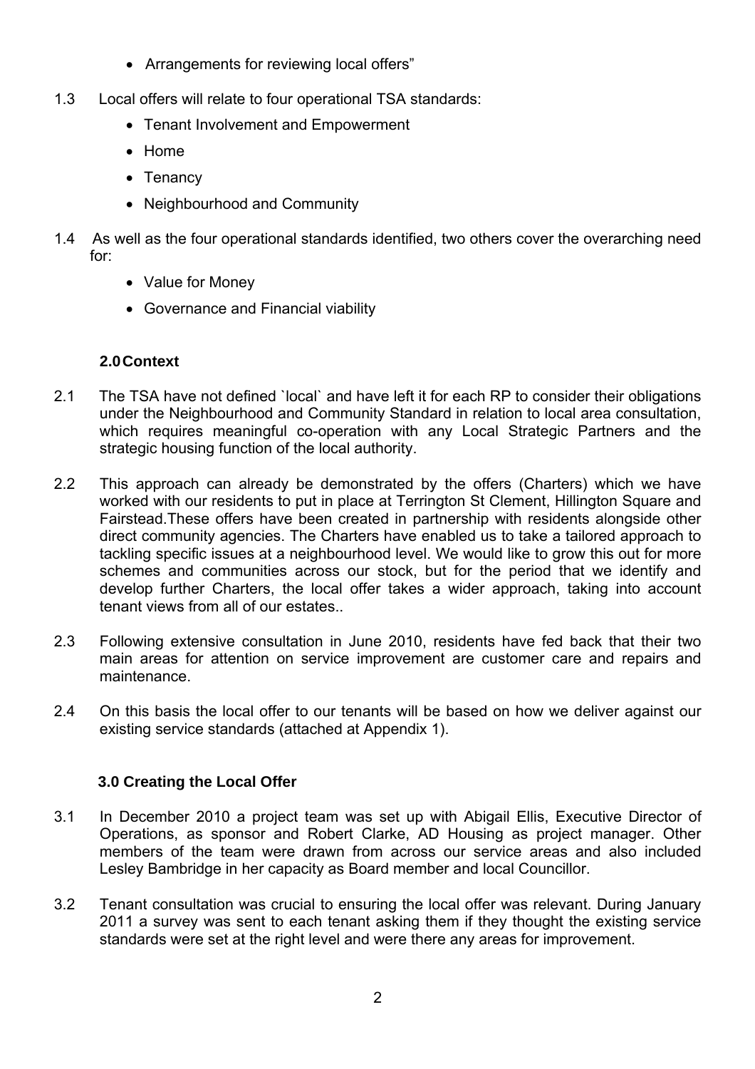- Arrangements for reviewing local offers"

1.3 Local offers will relate to four operational TSA standards:

- Tenant Involvement and Empowerment
- Home
- Tenancy
- Neighbourhood and Community

1.4 As well as the four operational standards identified, two others cover the overarching need for:

- Value for Money
- Governance and Financial viability

## 2.0 Context

2.1 The TSA have not defined `local` and have left it for each RP to consider their obligations under the Neighbourhood and Community Standard in relation to local area consultation, which requires meaningful co-operation with any Local Strategic Partners and the strategic housing function of the local authority.

2.2 This approach can already be demonstrated by the offers (Charters) which we have worked with our residents to put in place at Terrington St Clement, Hillington Square and Fairstead.These offers have been created in partnership with residents alongside other direct community agencies. The Charters have enabled us to take a tailored approach to tackling specific issues at a neighbourhood level. We would like to grow this out for more schemes and communities across our stock, but for the period that we identify and develop further Charters, the local offer takes a wider approach, taking into account tenant views from all of our estates..

2.3 Following extensive consultation in June 2010, residents have fed back that their two main areas for attention on service improvement are customer care and repairs and maintenance.

2.4 On this basis the local offer to our tenants will be based on how we deliver against our existing service standards (attached at Appendix 1).

## 3.0 Creating the Local Offer

3.1 In December 2010 a project team was set up with Abigail Ellis, Executive Director of Operations, as sponsor and Robert Clarke, AD Housing as project manager. Other members of the team were drawn from across our service areas and also included Lesley Bambridge in her capacity as Board member and local Councillor.

3.2 Tenant consultation was crucial to ensuring the local offer was relevant. During January 2011 a survey was sent to each tenant asking them if they thought the existing service standards were set at the right level and were there any areas for improvement.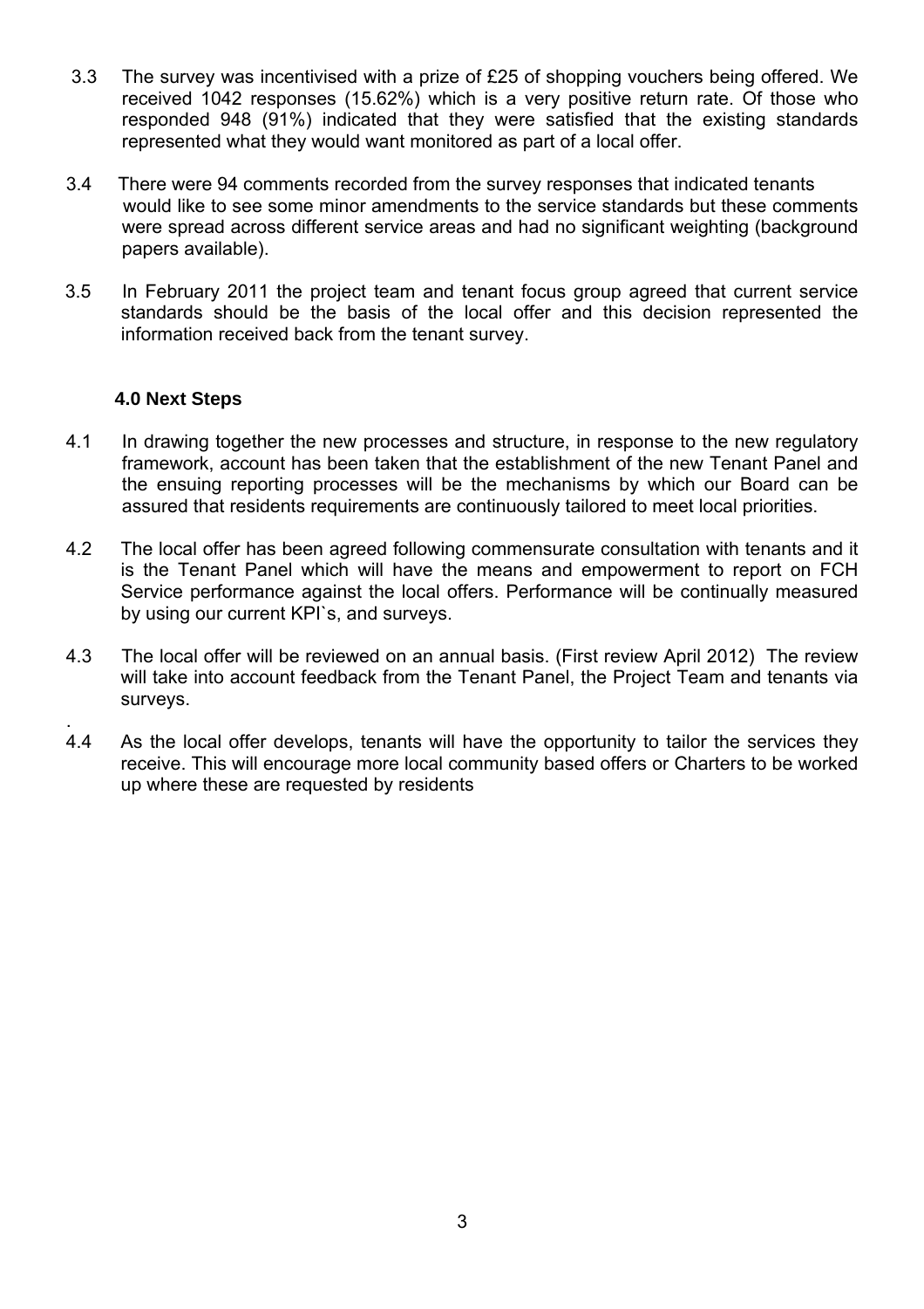3.3 The survey was incentivised with a prize of £25 of shopping vouchers being offered. We received 1042 responses (15.62%) which is a very positive return rate. Of those who responded 948 (91%) indicated that they were satisfied that the existing standards represented what they would want monitored as part of a local offer.

3.4 There were 94 comments recorded from the survey responses that indicated tenants would like to see some minor amendments to the service standards but these comments were spread across different service areas and had no significant weighting (background papers available).

3.5 In February 2011 the project team and tenant focus group agreed that current service standards should be the basis of the local offer and this decision represented the information received back from the tenant survey.

### 4.0 Next Steps

4.1 In drawing together the new processes and structure, in response to the new regulatory framework, account has been taken that the establishment of the new Tenant Panel and the ensuing reporting processes will be the mechanisms by which our Board can be assured that residents requirements are continuously tailored to meet local priorities.

4.2 The local offer has been agreed following commensurate consultation with tenants and it is the Tenant Panel which will have the means and empowerment to report on FCH Service performance against the local offers. Performance will be continually measured by using our current KPI`s, and surveys.

4.3 The local offer will be reviewed on an annual basis. (First review April 2012) The review will take into account feedback from the Tenant Panel, the Project Team and tenants via surveys.

4.4 As the local offer develops, tenants will have the opportunity to tailor the services they receive. This will encourage more local community based offers or Charters to be worked up where these are requested by residents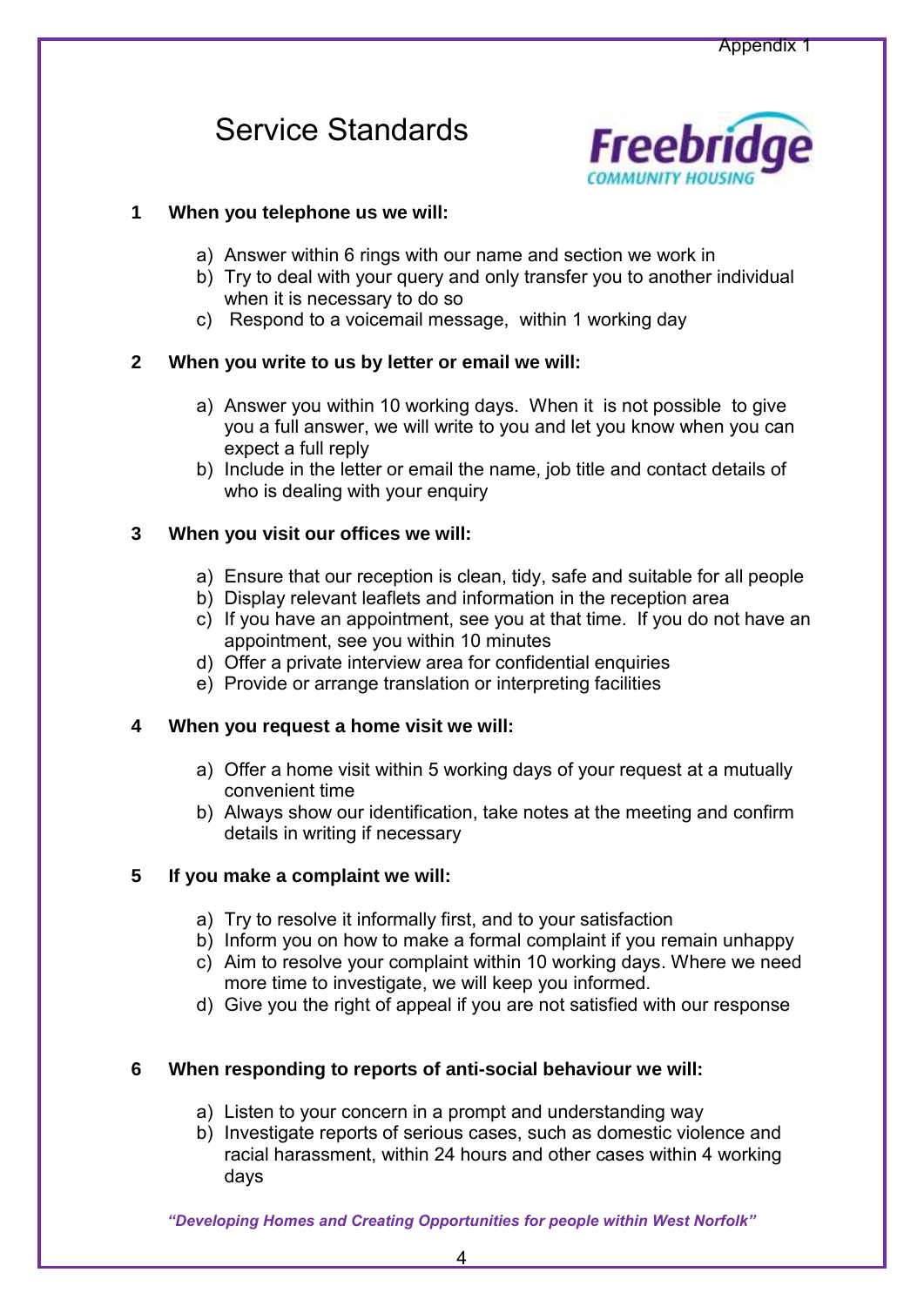Appendix 1

# Service Standards

**1 When you telephone us we will:**

a) Answer within 6 rings with our name and section we work in
b) Try to deal with your query and only transfer you to another individual when it is necessary to do so
c) Respond to a voicemail message, within 1 working day

**2 When you write to us by letter or email we will:**

a) Answer you within 10 working days. When it is not possible to give you a full answer, we will write to you and let you know when you can expect a full reply
b) Include in the letter or email the name, job title and contact details of who is dealing with your enquiry

**3 When you visit our offices we will:**

a) Ensure that our reception is clean, tidy, safe and suitable for all people
b) Display relevant leaflets and information in the reception area
c) If you have an appointment, see you at that time. If you do not have an appointment, see you within 10 minutes
d) Offer a private interview area for confidential enquiries
e) Provide or arrange translation or interpreting facilities

**4 When you request a home visit we will:**

a) Offer a home visit within 5 working days of your request at a mutually convenient time
b) Always show our identification, take notes at the meeting and confirm details in writing if necessary

**5 If you make a complaint we will:**

a) Try to resolve it informally first, and to your satisfaction
b) Inform you on how to make a formal complaint if you remain unhappy
c) Aim to resolve your complaint within 10 working days. Where we need more time to investigate, we will keep you informed.
d) Give you the right of appeal if you are not satisfied with our response

**6 When responding to reports of anti-social behaviour we will:**

a) Listen to your concern in a prompt and understanding way
b) Investigate reports of serious cases, such as domestic violence and racial harassment, within 24 hours and other cases within 4 working days

***"Developing Homes and Creating Opportunities for people within West Norfolk"***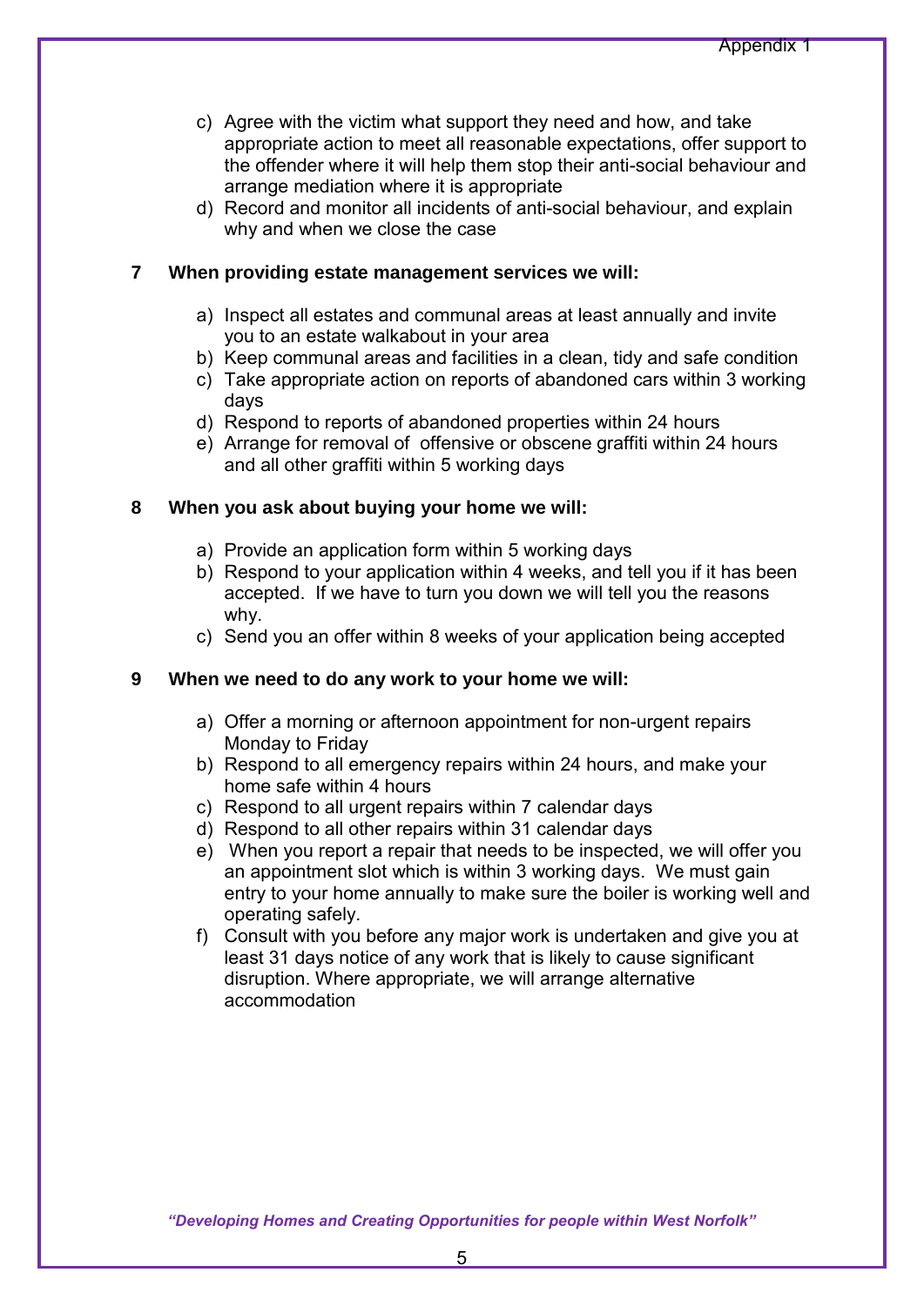c) Agree with the victim what support they need and how, and take appropriate action to meet all reasonable expectations, offer support to the offender where it will help them stop their anti-social behaviour and arrange mediation where it is appropriate
d) Record and monitor all incidents of anti-social behaviour, and explain why and when we close the case

**7 When providing estate management services we will:**

a) Inspect all estates and communal areas at least annually and invite you to an estate walkabout in your area
b) Keep communal areas and facilities in a clean, tidy and safe condition
c) Take appropriate action on reports of abandoned cars within 3 working days
d) Respond to reports of abandoned properties within 24 hours
e) Arrange for removal of offensive or obscene graffiti within 24 hours and all other graffiti within 5 working days

**8 When you ask about buying your home we will:**

a) Provide an application form within 5 working days
b) Respond to your application within 4 weeks, and tell you if it has been accepted. If we have to turn you down we will tell you the reasons why.
c) Send you an offer within 8 weeks of your application being accepted

**9 When we need to do any work to your home we will:**

a) Offer a morning or afternoon appointment for non-urgent repairs Monday to Friday
b) Respond to all emergency repairs within 24 hours, and make your home safe within 4 hours
c) Respond to all urgent repairs within 7 calendar days
d) Respond to all other repairs within 31 calendar days
e) When you report a repair that needs to be inspected, we will offer you an appointment slot which is within 3 working days. We must gain entry to your home annually to make sure the boiler is working well and operating safely.
f) Consult with you before any major work is undertaken and give you at least 31 days notice of any work that is likely to cause significant disruption. Where appropriate, we will arrange alternative accommodation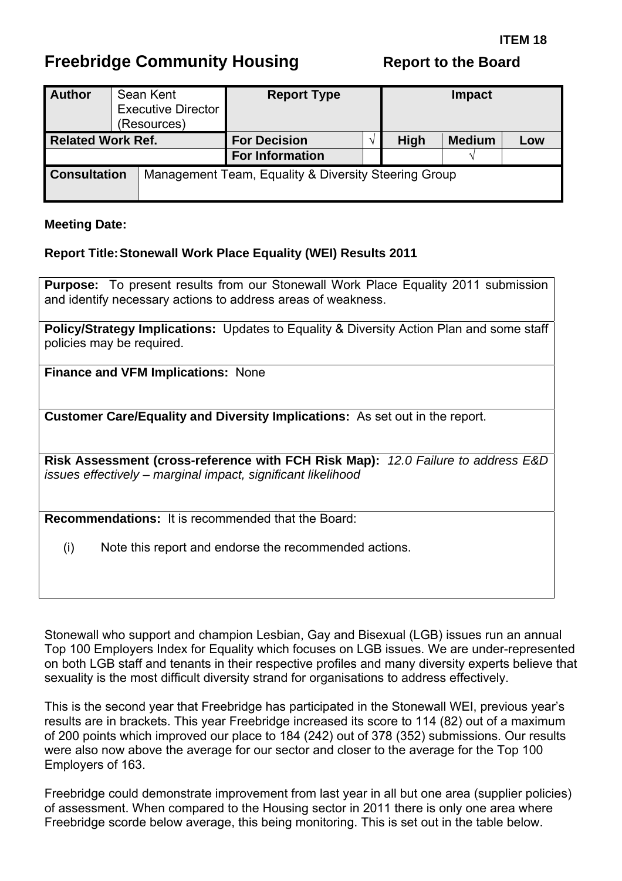**ITEM 18**

# Freebridge Community Housing

**Report to the Board**

| **Author** | Sean Kent Executive Director (Resources) | **Report Type** | | **Impact** | | |
|---|---|---|---|---|---|---|
| **Related Work Ref.** | | **For Decision** | √ | **High** | **Medium** | **Low** |
| | | **For Information** | | | √ | |
| **Consultation** | Management Team, Equality & Diversity Steering Group | | | | | |

**Meeting Date:**

**Report Title: Stonewall Work Place Equality (WEI) Results 2011**

**Purpose:** To present results from our Stonewall Work Place Equality 2011 submission and identify necessary actions to address areas of weakness.

**Policy/Strategy Implications:** Updates to Equality & Diversity Action Plan and some staff policies may be required.

**Finance and VFM Implications:** None

**Customer Care/Equality and Diversity Implications:** As set out in the report.

**Risk Assessment (cross-reference with FCH Risk Map):** *12.0 Failure to address E&D issues effectively – marginal impact, significant likelihood*

**Recommendations:** It is recommended that the Board:

(i) Note this report and endorse the recommended actions.

Stonewall who support and champion Lesbian, Gay and Bisexual (LGB) issues run an annual Top 100 Employers Index for Equality which focuses on LGB issues. We are under-represented on both LGB staff and tenants in their respective profiles and many diversity experts believe that sexuality is the most difficult diversity strand for organisations to address effectively.

This is the second year that Freebridge has participated in the Stonewall WEI, previous year's results are in brackets. This year Freebridge increased its score to 114 (82) out of a maximum of 200 points which improved our place to 184 (242) out of 378 (352) submissions. Our results were also now above the average for our sector and closer to the average for the Top 100 Employers of 163.

Freebridge could demonstrate improvement from last year in all but one area (supplier policies) of assessment. When compared to the Housing sector in 2011 there is only one area where Freebridge scorde below average, this being monitoring. This is set out in the table below.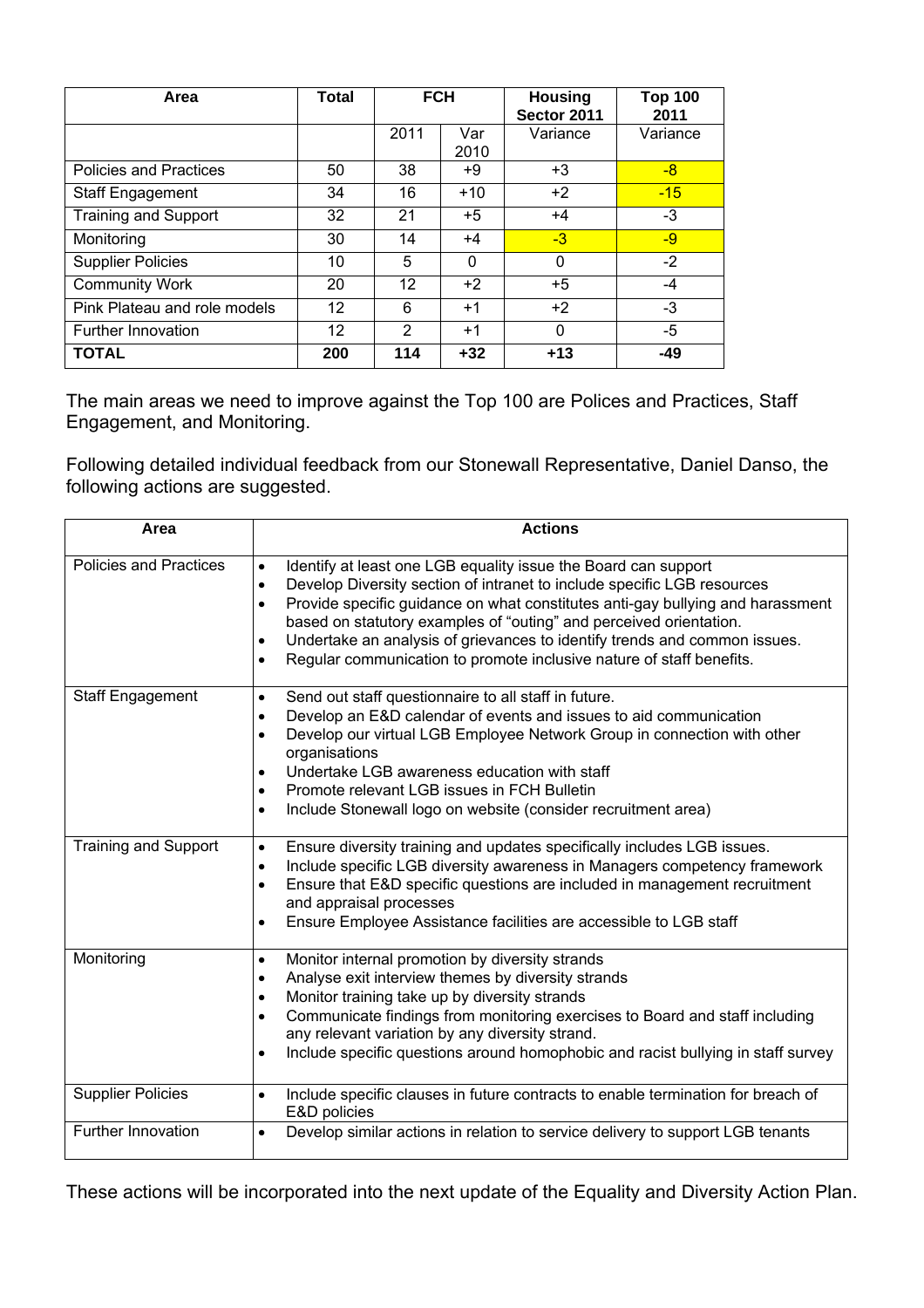| Area | Total | FCH | | Housing Sector 2011 | Top 100 2011 |
|---|---|---|---|---|---|
| | | 2011 | Var 2010 | Variance | Variance |
| Policies and Practices | 50 | 38 | +9 | +3 | -8 |
| Staff Engagement | 34 | 16 | +10 | +2 | -15 |
| Training and Support | 32 | 21 | +5 | +4 | -3 |
| Monitoring | 30 | 14 | +4 | -3 | -9 |
| Supplier Policies | 10 | 5 | 0 | 0 | -2 |
| Community Work | 20 | 12 | +2 | +5 | -4 |
| Pink Plateau and role models | 12 | 6 | +1 | +2 | -3 |
| Further Innovation | 12 | 2 | +1 | 0 | -5 |
| **TOTAL** | **200** | **114** | **+32** | **+13** | **-49** |

The main areas we need to improve against the Top 100 are Polices and Practices, Staff Engagement, and Monitoring.

Following detailed individual feedback from our Stonewall Representative, Daniel Danso, the following actions are suggested.

| Area | Actions |
|---|---|
| Policies and Practices | • Identify at least one LGB equality issue the Board can support<br>• Develop Diversity section of intranet to include specific LGB resources<br>• Provide specific guidance on what constitutes anti-gay bullying and harassment based on statutory examples of "outing" and perceived orientation.<br>• Undertake an analysis of grievances to identify trends and common issues.<br>• Regular communication to promote inclusive nature of staff benefits. |
| Staff Engagement | • Send out staff questionnaire to all staff in future.<br>• Develop an E&D calendar of events and issues to aid communication<br>• Develop our virtual LGB Employee Network Group in connection with other organisations<br>• Undertake LGB awareness education with staff<br>• Promote relevant LGB issues in FCH Bulletin<br>• Include Stonewall logo on website (consider recruitment area) |
| Training and Support | • Ensure diversity training and updates specifically includes LGB issues.<br>• Include specific LGB diversity awareness in Managers competency framework<br>• Ensure that E&D specific questions are included in management recruitment and appraisal processes<br>• Ensure Employee Assistance facilities are accessible to LGB staff |
| Monitoring | • Monitor internal promotion by diversity strands<br>• Analyse exit interview themes by diversity strands<br>• Monitor training take up by diversity strands<br>• Communicate findings from monitoring exercises to Board and staff including any relevant variation by any diversity strand.<br>• Include specific questions around homophobic and racist bullying in staff survey |
| Supplier Policies | • Include specific clauses in future contracts to enable termination for breach of E&D policies |
| Further Innovation | • Develop similar actions in relation to service delivery to support LGB tenants |

These actions will be incorporated into the next update of the Equality and Diversity Action Plan.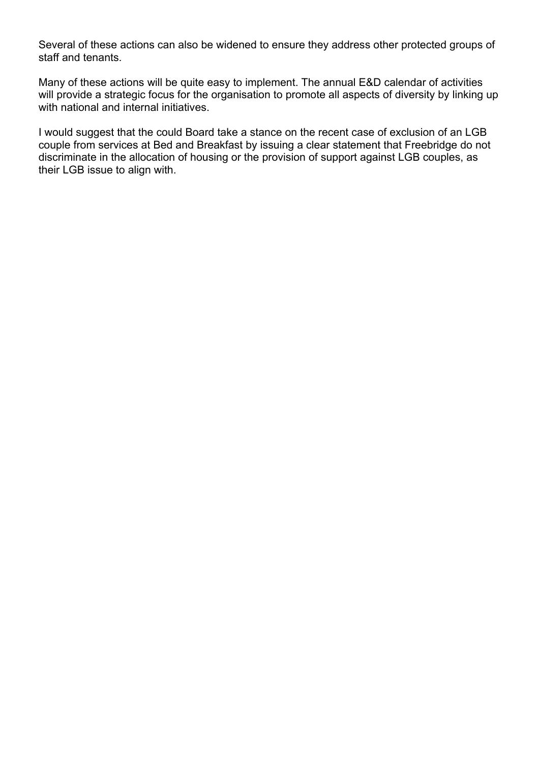Several of these actions can also be widened to ensure they address other protected groups of staff and tenants.

Many of these actions will be quite easy to implement. The annual E&D calendar of activities will provide a strategic focus for the organisation to promote all aspects of diversity by linking up with national and internal initiatives.

I would suggest that the could Board take a stance on the recent case of exclusion of an LGB couple from services at Bed and Breakfast by issuing a clear statement that Freebridge do not discriminate in the allocation of housing or the provision of support against LGB couples, as their LGB issue to align with.